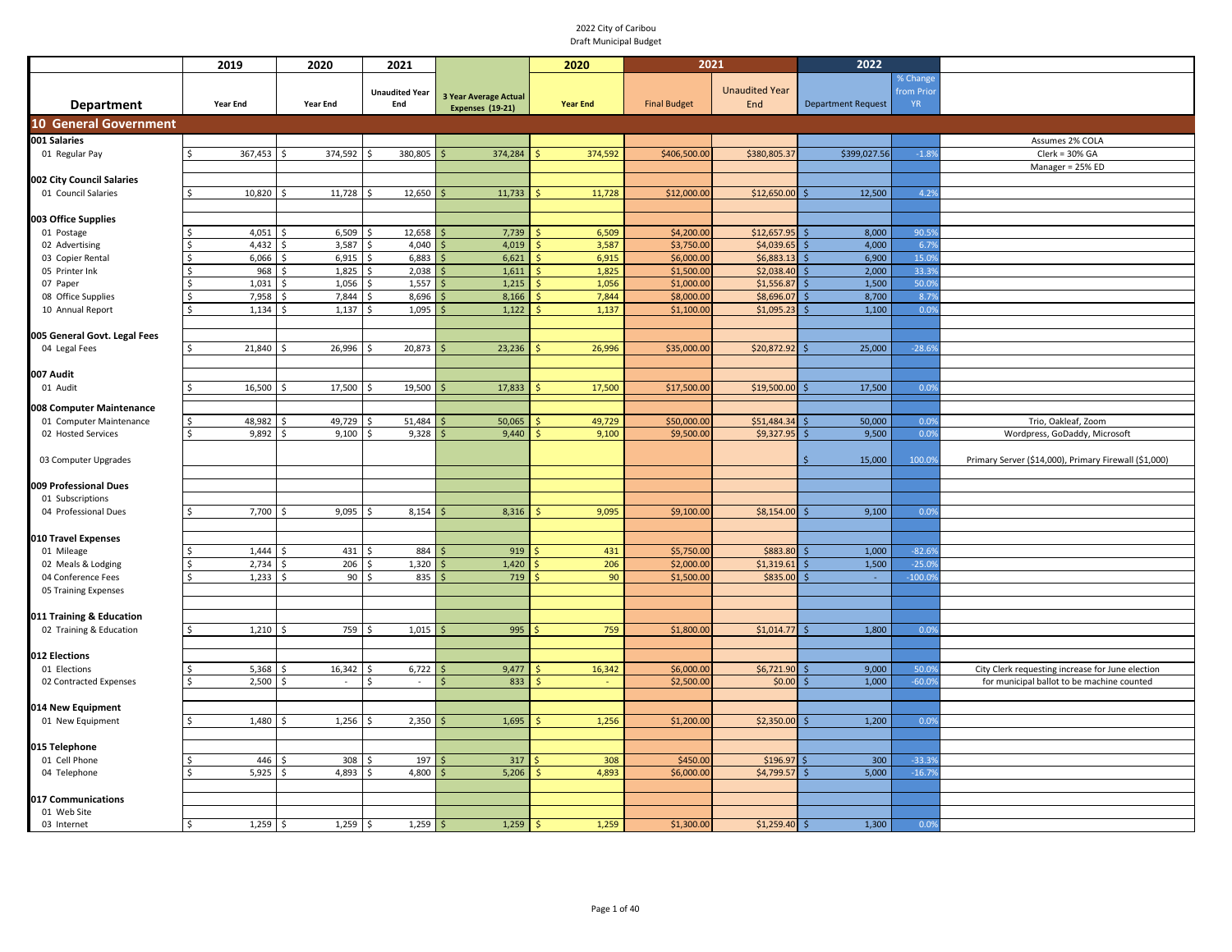2022 City of Caribou
Draft Municipal Budget

| Department | 2019 Year End | 2020 Year End | 2021 Unaudited Year End | 3 Year Average Actual Expenses (19-21) | 2020 Year End | 2021 Final Budget | 2021 Unaudited Year End | 2022 Department Request | % Change from Prior YR | |
|---|---|---|---|---|---|---|---|---|---|---|
| **10 General Government** | | | | | | | | | | |
| **001 Salaries** | | | | | | | | | | Assumes 2% COLA |
| 01 Regular Pay | $ 367,453 | $ 374,592 | $ 380,805 | $ 374,284 | $ 374,592 | $406,500.00 | $380,805.37 | $399,027.56 | -1.8% | Clerk = 30% GA |
| | | | | | | | | | | Manager = 25% ED |
| **002 City Council Salaries** | | | | | | | | | | |
| 01 Council Salaries | $ 10,820 | $ 11,728 | $ 12,650 | $ 11,733 | $ 11,728 | $12,000.00 | $12,650.00 | $ 12,500 | 4.2% | |
| **003 Office Supplies** | | | | | | | | | | |
| 01 Postage | $ 4,051 | $ 6,509 | $ 12,658 | $ 7,739 | $ 6,509 | $4,200.00 | $12,657.95 | $ 8,000 | 90.5% | |
| 02 Advertising | $ 4,432 | $ 3,587 | $ 4,040 | $ 4,019 | $ 3,587 | $3,750.00 | $4,039.65 | $ 4,000 | 6.7% | |
| 03 Copier Rental | $ 6,066 | $ 6,915 | $ 6,883 | $ 6,621 | $ 6,915 | $6,000.00 | $6,883.13 | $ 6,900 | 15.0% | |
| 05 Printer Ink | $ 968 | $ 1,825 | $ 2,038 | $ 1,611 | $ 1,825 | $1,500.00 | $2,038.40 | $ 2,000 | 33.3% | |
| 07 Paper | $ 1,031 | $ 1,056 | $ 1,557 | $ 1,215 | $ 1,056 | $1,000.00 | $1,556.87 | $ 1,500 | 50.0% | |
| 08 Office Supplies | $ 7,958 | $ 7,844 | $ 8,696 | $ 8,166 | $ 7,844 | $8,000.00 | $8,696.07 | $ 8,700 | 8.7% | |
| 10 Annual Report | $ 1,134 | $ 1,137 | $ 1,095 | $ 1,122 | $ 1,137 | $1,100.00 | $1,095.23 | $ 1,100 | 0.0% | |
| **005 General Govt. Legal Fees** | | | | | | | | | | |
| 04 Legal Fees | $ 21,840 | $ 26,996 | $ 20,873 | $ 23,236 | $ 26,996 | $35,000.00 | $20,872.92 | $ 25,000 | -28.6% | |
| **007 Audit** | | | | | | | | | | |
| 01 Audit | $ 16,500 | $ 17,500 | $ 19,500 | $ 17,833 | $ 17,500 | $17,500.00 | $19,500.00 | $ 17,500 | 0.0% | |
| **008 Computer Maintenance** | | | | | | | | | | |
| 01 Computer Maintenance | $ 48,982 | $ 49,729 | $ 51,484 | $ 50,065 | $ 49,729 | $50,000.00 | $51,484.34 | $ 50,000 | 0.0% | Trio, Oakleaf, Zoom |
| 02 Hosted Services | $ 9,892 | $ 9,100 | $ 9,328 | $ 9,440 | $ 9,100 | $9,500.00 | $9,327.95 | $ 9,500 | 0.0% | Wordpress, GoDaddy, Microsoft |
| 03 Computer Upgrades | | | | | | | | $ 15,000 | 100.0% | Primary Server ($14,000), Primary Firewall ($1,000) |
| **009 Professional Dues** | | | | | | | | | | |
| 01 Subscriptions | | | | | | | | | | |
| 04 Professional Dues | $ 7,700 | $ 9,095 | $ 8,154 | $ 8,316 | $ 9,095 | $9,100.00 | $8,154.00 | $ 9,100 | 0.0% | |
| **010 Travel Expenses** | | | | | | | | | | |
| 01 Mileage | $ 1,444 | $ 431 | $ 884 | $ 919 | $ 431 | $5,750.00 | $883.80 | $ 1,000 | -82.6% | |
| 02 Meals & Lodging | $ 2,734 | $ 206 | $ 1,320 | $ 1,420 | $ 206 | $2,000.00 | $1,319.61 | $ 1,500 | -25.0% | |
| 04 Conference Fees | $ 1,233 | $ 90 | $ 835 | $ 719 | $ 90 | $1,500.00 | $835.00 | $ - | -100.0% | |
| 05 Training Expenses | | | | | | | | | | |
| **011 Training & Education** | | | | | | | | | | |
| 02 Training & Education | $ 1,210 | $ 759 | $ 1,015 | $ 995 | $ 759 | $1,800.00 | $1,014.77 | $ 1,800 | 0.0% | |
| **012 Elections** | | | | | | | | | | |
| 01 Elections | $ 5,368 | $ 16,342 | $ 6,722 | $ 9,477 | $ 16,342 | $6,000.00 | $6,721.90 | $ 9,000 | 50.0% | City Clerk requesting increase for June election |
| 02 Contracted Expenses | $ 2,500 | $ - | $ - | $ 833 | $ - | $2,500.00 | $0.00 | $ 1,000 | -60.0% | for municipal ballot to be machine counted |
| **014 New Equipment** | | | | | | | | | | |
| 01 New Equipment | $ 1,480 | $ 1,256 | $ 2,350 | $ 1,695 | $ 1,256 | $1,200.00 | $2,350.00 | $ 1,200 | 0.0% | |
| **015 Telephone** | | | | | | | | | | |
| 01 Cell Phone | $ 446 | $ 308 | $ 197 | $ 317 | $ 308 | $450.00 | $196.97 | $ 300 | -33.3% | |
| 04 Telephone | $ 5,925 | $ 4,893 | $ 4,800 | $ 5,206 | $ 4,893 | $6,000.00 | $4,799.57 | $ 5,000 | -16.7% | |
| **017 Communications** | | | | | | | | | | |
| 01 Web Site | | | | | | | | | | |
| 03 Internet | $ 1,259 | $ 1,259 | $ 1,259 | $ 1,259 | $ 1,259 | $1,300.00 | $1,259.40 | $ 1,300 | 0.0% | |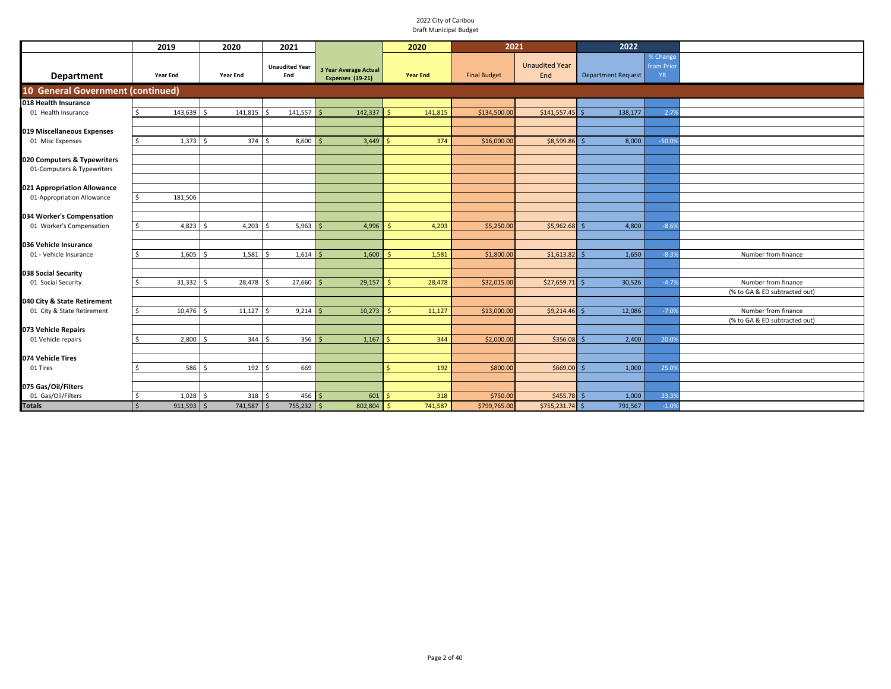2022 City of Caribou
Draft Municipal Budget

| Department | 2019 Year End | 2020 Year End | 2021 Unaudited Year End | 3 Year Average Actual Expenses (19-21) | 2020 Year End | 2021 Final Budget | 2021 Unaudited Year End | 2022 Department Request | % Change from Prior YR | |
|---|---|---|---|---|---|---|---|---|---|---|
| **10 General Government (continued)** | | | | | | | | | | |
| **018 Health Insurance** | | | | | | | | | | |
| 01 Health Insurance | $ 143,639 | $ 141,815 | $ 141,557 | $ 142,337 | $ 141,815 | $134,500.00 | $141,557.45 | $ 138,177 | 2.7% | |
| **019 Miscellaneous Expenses** | | | | | | | | | | |
| 01 Misc Expenses | $ 1,373 | $ 374 | $ 8,600 | $ 3,449 | $ 374 | $16,000.00 | $8,599.86 | $ 8,000 | -50.0% | |
| **020 Computers & Typewriters** | | | | | | | | | | |
| 01-Computers & Typewriters | | | | | | | | | | |
| **021 Appropriation Allowance** | | | | | | | | | | |
| 01-Appropriation Allowance | $ 181,506 | | | | | | | | | |
| **034 Worker's Compensation** | | | | | | | | | | |
| 01 Worker's Compensation | $ 4,823 | $ 4,203 | $ 5,963 | $ 4,996 | $ 4,203 | $5,250.00 | $5,962.68 | $ 4,800 | -8.6% | |
| **036 Vehicle Insurance** | | | | | | | | | | |
| 01 - Vehicle Insurance | $ 1,605 | $ 1,581 | $ 1,614 | $ 1,600 | $ 1,581 | $1,800.00 | $1,613.82 | $ 1,650 | -8.3% | Number from finance |
| **038 Social Security** | | | | | | | | | | |
| 01 Social Security | $ 31,332 | $ 28,478 | $ 27,660 | $ 29,157 | $ 28,478 | $32,015.00 | $27,659.71 | $ 30,526 | -4.7% | Number from finance (% to GA & ED subtracted out) |
| **040 City & State Retirement** | | | | | | | | | | |
| 01 City & State Retirement | $ 10,476 | $ 11,127 | $ 9,214 | $ 10,273 | $ 11,127 | $13,000.00 | $9,214.46 | $ 12,086 | -7.0% | Number from finance (% to GA & ED subtracted out) |
| **073 Vehicle Repairs** | | | | | | | | | | |
| 01 Vehicle repairs | $ 2,800 | $ 344 | $ 356 | $ 1,167 | $ 344 | $2,000.00 | $356.08 | $ 2,400 | 20.0% | |
| **074 Vehicle Tires** | | | | | | | | | | |
| 01 Tires | $ 586 | $ 192 | $ 669 | | $ 192 | $800.00 | $669.00 | $ 1,000 | 25.0% | |
| **075 Gas/Oil/Filters** | | | | | | | | | | |
| 01 Gas/Oil/Filters | $ 1,028 | $ 318 | $ 456 | $ 601 | $ 318 | $750.00 | $455.78 | $ 1,000 | 33.3% | |
| **Totals** | $ 911,593 | $ 741,587 | $ 755,232 | $ 802,804 | $ 741,587 | $799,765.00 | $755,231.74 | $ 791,567 | -1.0% | |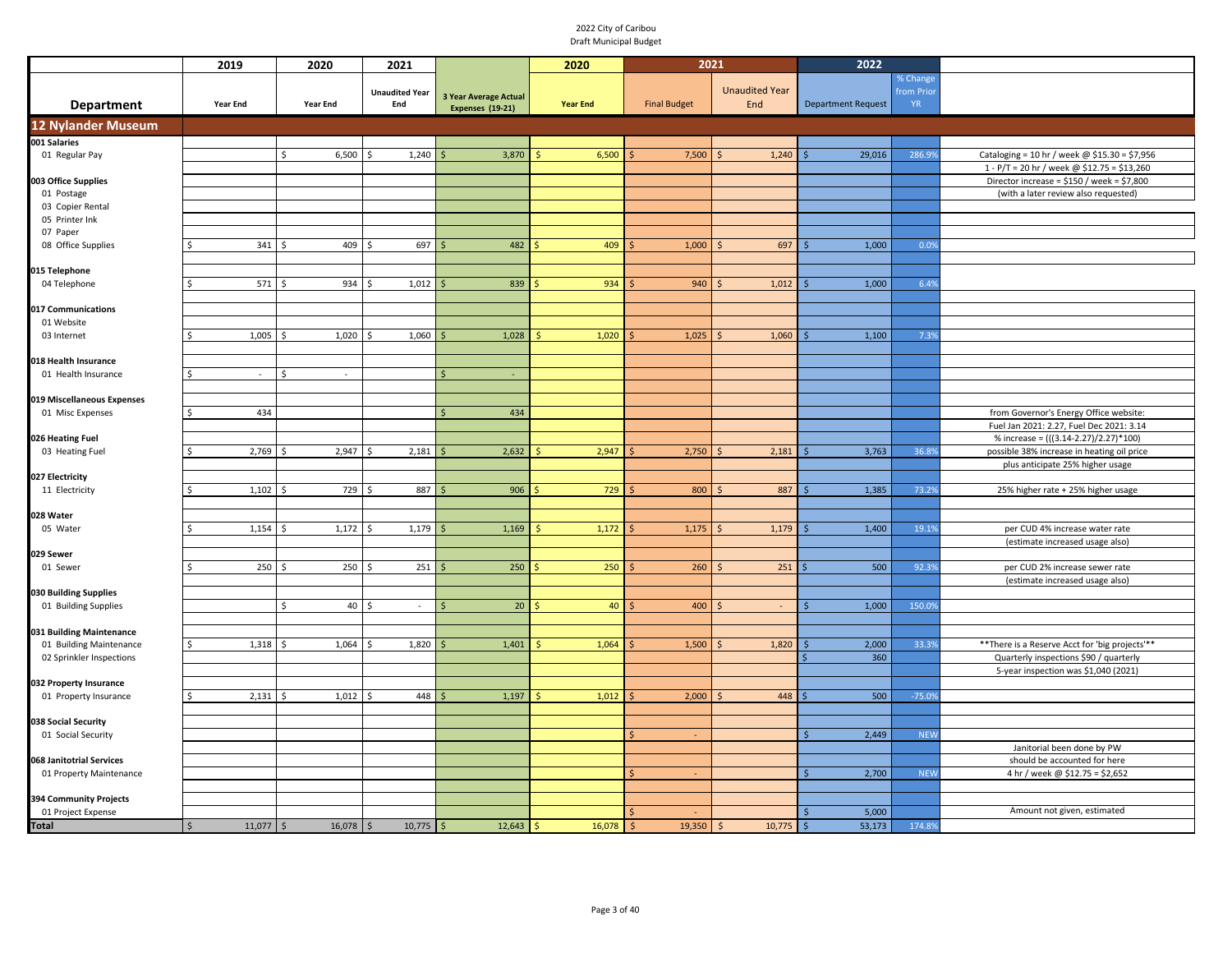2022 City of Caribou
Draft Municipal Budget

| Department | 2019 Year End | 2020 Year End | 2021 Unaudited Year End | 3 Year Average Actual Expenses (19-21) | 2020 Year End | 2021 Final Budget | 2021 Unaudited Year End | 2022 Department Request | % Change from Prior YR | |
|---|---|---|---|---|---|---|---|---|---|---|
| **12 Nylander Museum** | | | | | | | | | | |
| **001 Salaries** | | | | | | | | | | |
| 01 Regular Pay | | $ 6,500 | $ 1,240 | $ 3,870 | $ 6,500 | $ 7,500 | $ 1,240 | $ 29,016 | 286.9% | Cataloging = 10 hr / week @ $15.30 = $7,956 |
| | | | | | | | | | | 1 - P/T = 20 hr / week @ $12.75 = $13,260 |
| **003 Office Supplies** | | | | | | | | | | Director increase = $150 / week = $7,800 |
| 01 Postage | | | | | | | | | | (with a later review also requested) |
| 03 Copier Rental | | | | | | | | | | |
| 05 Printer Ink | | | | | | | | | | |
| 07 Paper | | | | | | | | | | |
| 08 Office Supplies | $ 341 | $ 409 | $ 697 | $ 482 | $ 409 | $ 1,000 | $ 697 | $ 1,000 | 0.0% | |
| **015 Telephone** | | | | | | | | | | |
| 04 Telephone | $ 571 | $ 934 | $ 1,012 | $ 839 | $ 934 | $ 940 | $ 1,012 | $ 1,000 | 6.4% | |
| **017 Communications** | | | | | | | | | | |
| 01 Website | | | | | | | | | | |
| 03 Internet | $ 1,005 | $ 1,020 | $ 1,060 | $ 1,028 | $ 1,020 | $ 1,025 | $ 1,060 | $ 1,100 | 7.3% | |
| **018 Health Insurance** | | | | | | | | | | |
| 01 Health Insurance | $ - | $ - | | $ - | | | | | | |
| **019 Miscellaneous Expenses** | | | | | | | | | | |
| 01 Misc Expenses | $ 434 | | | $ 434 | | | | | | from Governor's Energy Office website: |
| | | | | | | | | | | Fuel Jan 2021: 2.27, Fuel Dec 2021: 3.14 |
| **026 Heating Fuel** | | | | | | | | | | % increase = (((3.14-2.27)/2.27)*100) |
| 03 Heating Fuel | $ 2,769 | $ 2,947 | $ 2,181 | $ 2,632 | $ 2,947 | $ 2,750 | $ 2,181 | $ 3,763 | 36.8% | possible 38% increase in heating oil price |
| | | | | | | | | | | plus anticipate 25% higher usage |
| **027 Electricity** | | | | | | | | | | |
| 11 Electricity | $ 1,102 | $ 729 | $ 887 | $ 906 | $ 729 | $ 800 | $ 887 | $ 1,385 | 73.2% | 25% higher rate + 25% higher usage |
| **028 Water** | | | | | | | | | | |
| 05 Water | $ 1,154 | $ 1,172 | $ 1,179 | $ 1,169 | $ 1,172 | $ 1,175 | $ 1,179 | $ 1,400 | 19.1% | per CUD 4% increase water rate |
| | | | | | | | | | | (estimate increased usage also) |
| **029 Sewer** | | | | | | | | | | |
| 01 Sewer | $ 250 | $ 250 | $ 251 | $ 250 | $ 250 | $ 260 | $ 251 | $ 500 | 92.3% | per CUD 2% increase sewer rate |
| | | | | | | | | | | (estimate increased usage also) |
| **030 Building Supplies** | | | | | | | | | | |
| 01 Building Supplies | | $ 40 | $ - | $ 20 | $ 40 | $ 400 | $ - | $ 1,000 | 150.0% | |
| **031 Building Maintenance** | | | | | | | | | | |
| 01 Building Maintenance | $ 1,318 | $ 1,064 | $ 1,820 | $ 1,401 | $ 1,064 | $ 1,500 | $ 1,820 | $ 2,000 | 33.3% | **There is a Reserve Acct for 'big projects'** |
| 02 Sprinkler Inspections | | | | | | | | $ 360 | | Quarterly inspections $90 / quarterly |
| | | | | | | | | | | 5-year inspection was $1,040 (2021) |
| **032 Property Insurance** | | | | | | | | | | |
| 01 Property Insurance | $ 2,131 | $ 1,012 | $ 448 | $ 1,197 | $ 1,012 | $ 2,000 | $ 448 | $ 500 | -75.0% | |
| **038 Social Security** | | | | | | | | | | |
| 01 Social Security | | | | | | $ - | | $ 2,449 | NEW | |
| | | | | | | | | | | Janitorial been done by PW |
| **068 Janitotrial Services** | | | | | | | | | | should be accounted for here |
| 01 Property Maintenance | | | | | | $ - | | $ 2,700 | NEW | 4 hr / week @ $12.75 = $2,652 |
| **394 Community Projects** | | | | | | | | | | |
| 01 Project Expense | | | | | | $ - | | $ 5,000 | | Amount not given, estimated |
| **Total** | $ 11,077 | $ 16,078 | $ 10,775 | $ 12,643 | $ 16,078 | $ 19,350 | $ 10,775 | $ 53,173 | 174.8% | |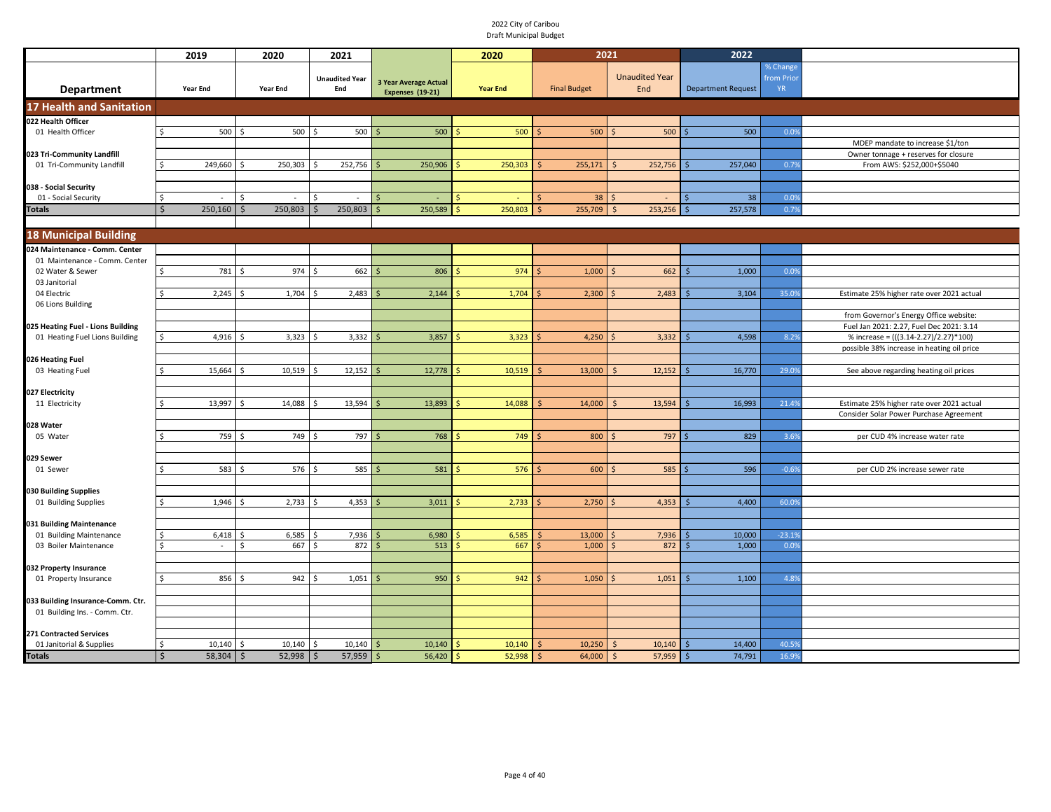2022 City of Caribou
Draft Municipal Budget

| Department | 2019 Year End | 2020 Year End | 2021 Unaudited Year End | 3 Year Average Actual Expenses (19-21) | 2020 Year End | 2021 Final Budget | 2021 Unaudited Year End | 2022 Department Request | % Change from Prior YR | |
|---|---|---|---|---|---|---|---|---|---|---|
| **17 Health and Sanitation** | | | | | | | | | | |
| **022 Health Officer** | | | | | | | | | | |
| 01 Health Officer | $ 500 | $ 500 | $ 500 | $ 500 | $ 500 | $ 500 | $ 500 | $ 500 | 0.0% | |
| | | | | | | | | | | MDEP mandate to increase $1/ton |
| **023 Tri-Community Landfill** | | | | | | | | | | Owner tonnage + reserves for closure |
| 01 Tri-Community Landfill | $ 249,660 | $ 250,303 | $ 252,756 | $ 250,906 | $ 250,303 | $ 255,171 | $ 252,756 | $ 257,040 | 0.7% | From AWS: $252,000+$5040 |
| **038 - Social Security** | | | | | | | | | | |
| 01 - Social Security | $ - | $ - | $ - | $ - | $ - | $ 38 | $ - | $ 38 | 0.0% | |
| **Totals** | $ 250,160 | $ 250,803 | $ 250,803 | $ 250,589 | $ 250,803 | $ 255,709 | $ 253,256 | $ 257,578 | 0.7% | |
| **18 Municipal Building** | | | | | | | | | | |
| **024 Maintenance - Comm. Center** | | | | | | | | | | |
| 01 Maintenance - Comm. Center | | | | | | | | | | |
| 02 Water & Sewer | $ 781 | $ 974 | $ 662 | $ 806 | $ 974 | $ 1,000 | $ 662 | $ 1,000 | 0.0% | |
| 03 Janitorial | | | | | | | | | | |
| 04 Electric | $ 2,245 | $ 1,704 | $ 2,483 | $ 2,144 | $ 1,704 | $ 2,300 | $ 2,483 | $ 3,104 | 35.0% | Estimate 25% higher rate over 2021 actual |
| 06 Lions Building | | | | | | | | | | |
| | | | | | | | | | | from Governor's Energy Office website: |
| **025 Heating Fuel - Lions Building** | | | | | | | | | | Fuel Jan 2021: 2.27, Fuel Dec 2021: 3.14 |
| 01 Heating Fuel Lions Building | $ 4,916 | $ 3,323 | $ 3,332 | $ 3,857 | $ 3,323 | $ 4,250 | $ 3,332 | $ 4,598 | 8.2% | % increase = (((3.14-2.27)/2.27)*100) |
| | | | | | | | | | | possible 38% increase in heating oil price |
| **026 Heating Fuel** | | | | | | | | | | |
| 03 Heating Fuel | $ 15,664 | $ 10,519 | $ 12,152 | $ 12,778 | $ 10,519 | $ 13,000 | $ 12,152 | $ 16,770 | 29.0% | See above regarding heating oil prices |
| **027 Electricity** | | | | | | | | | | |
| 11 Electricity | $ 13,997 | $ 14,088 | $ 13,594 | $ 13,893 | $ 14,088 | $ 14,000 | $ 13,594 | $ 16,993 | 21.4% | Estimate 25% higher rate over 2021 actual |
| | | | | | | | | | | Consider Solar Power Purchase Agreement |
| **028 Water** | | | | | | | | | | |
| 05 Water | $ 759 | $ 749 | $ 797 | $ 768 | $ 749 | $ 800 | $ 797 | $ 829 | 3.6% | per CUD 4% increase water rate |
| **029 Sewer** | | | | | | | | | | |
| 01 Sewer | $ 583 | $ 576 | $ 585 | $ 581 | $ 576 | $ 600 | $ 585 | $ 596 | -0.6% | per CUD 2% increase sewer rate |
| **030 Building Supplies** | | | | | | | | | | |
| 01 Building Supplies | $ 1,946 | $ 2,733 | $ 4,353 | $ 3,011 | $ 2,733 | $ 2,750 | $ 4,353 | $ 4,400 | 60.0% | |
| **031 Building Maintenance** | | | | | | | | | | |
| 01 Building Maintenance | $ 6,418 | $ 6,585 | $ 7,936 | $ 6,980 | $ 6,585 | $ 13,000 | $ 7,936 | $ 10,000 | -23.1% | |
| 03 Boiler Maintenance | $ - | $ 667 | $ 872 | $ 513 | $ 667 | $ 1,000 | $ 872 | $ 1,000 | 0.0% | |
| **032 Property Insurance** | | | | | | | | | | |
| 01 Property Insurance | $ 856 | $ 942 | $ 1,051 | $ 950 | $ 942 | $ 1,050 | $ 1,051 | $ 1,100 | 4.8% | |
| **033 Building Insurance-Comm. Ctr.** | | | | | | | | | | |
| 01 Building Ins. - Comm. Ctr. | | | | | | | | | | |
| **271 Contracted Services** | | | | | | | | | | |
| 01 Janitorial & Supplies | $ 10,140 | $ 10,140 | $ 10,140 | $ 10,140 | $ 10,140 | $ 10,250 | $ 10,140 | $ 14,400 | 40.5% | |
| **Totals** | $ 58,304 | $ 52,998 | $ 57,959 | $ 56,420 | $ 52,998 | $ 64,000 | $ 57,959 | $ 74,791 | 16.9% | |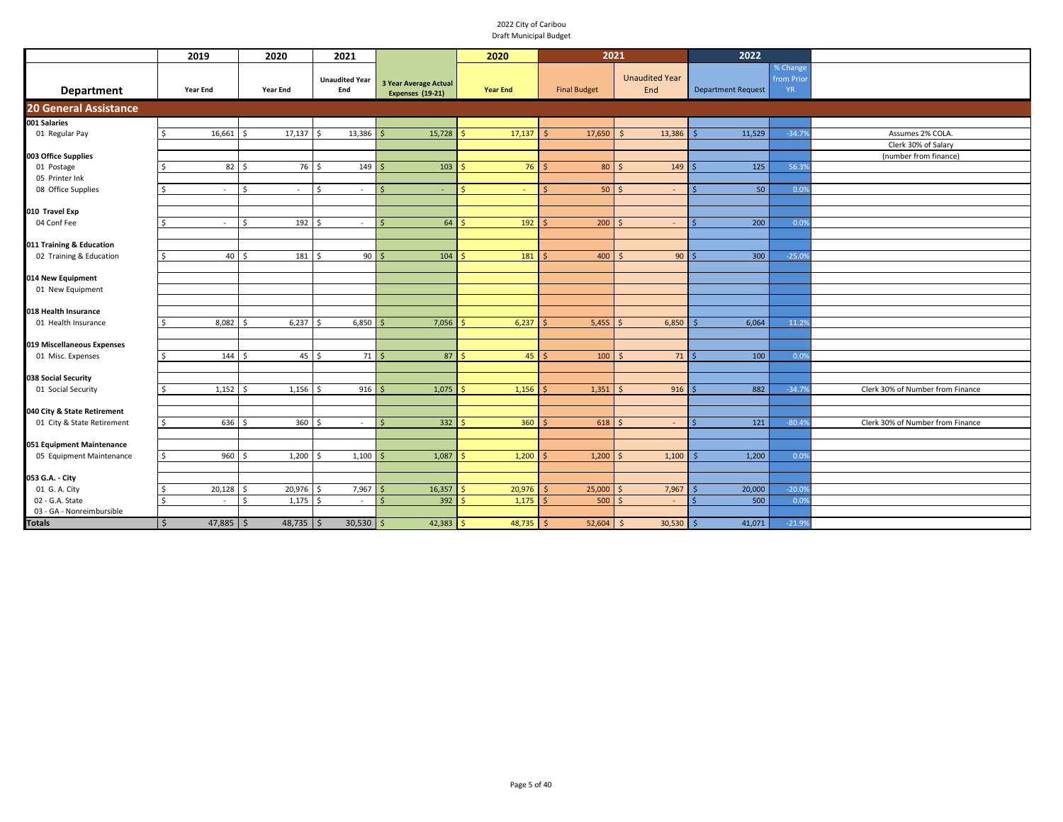2022 City of Caribou
Draft Municipal Budget

| Department | 2019 Year End | 2020 Year End | 2021 Unaudited Year End | 3 Year Average Actual Expenses (19-21) | 2020 Year End | 2021 Final Budget | 2021 Unaudited Year End | 2022 Department Request | % Change from Prior YR | |
|---|---|---|---|---|---|---|---|---|---|---|
| **20 General Assistance** | | | | | | | | | | |
| **001 Salaries** | | | | | | | | | | |
| 01 Regular Pay | $ 16,661 | $ 17,137 | $ 13,386 | $ 15,728 | $ 17,137 | $ 17,650 | $ 13,386 | $ 11,529 | -34.7% | Assumes 2% COLA. |
| | | | | | | | | | | Clerk 30% of Salary |
| **003 Office Supplies** | | | | | | | | | | (number from finance) |
| 01 Postage | $ 82 | $ 76 | $ 149 | $ 103 | $ 76 | $ 80 | $ 149 | $ 125 | 56.3% | |
| 05 Printer Ink | | | | | | | | | | |
| 08 Office Supplies | $ - | $ - | $ - | $ - | $ - | $ 50 | $ - | $ 50 | 0.0% | |
| **010 Travel Exp** | | | | | | | | | | |
| 04 Conf Fee | $ - | $ 192 | $ - | $ 64 | $ 192 | $ 200 | $ - | $ 200 | 0.0% | |
| **011 Training & Education** | | | | | | | | | | |
| 02 Training & Education | $ 40 | $ 181 | $ 90 | $ 104 | $ 181 | $ 400 | $ 90 | $ 300 | -25.0% | |
| **014 New Equipment** | | | | | | | | | | |
| 01 New Equipment | | | | | | | | | | |
| **018 Health Insurance** | | | | | | | | | | |
| 01 Health Insurance | $ 8,082 | $ 6,237 | $ 6,850 | $ 7,056 | $ 6,237 | $ 5,455 | $ 6,850 | $ 6,064 | 11.2% | |
| **019 Miscellaneous Expenses** | | | | | | | | | | |
| 01 Misc. Expenses | $ 144 | $ 45 | $ 71 | $ 87 | $ 45 | $ 100 | $ 71 | $ 100 | 0.0% | |
| **038 Social Security** | | | | | | | | | | |
| 01 Social Security | $ 1,152 | $ 1,156 | $ 916 | $ 1,075 | $ 1,156 | $ 1,351 | $ 916 | $ 882 | -34.7% | Clerk 30% of Number from Finance |
| **040 City & State Retirement** | | | | | | | | | | |
| 01 City & State Retirement | $ 636 | $ 360 | $ - | $ 332 | $ 360 | $ 618 | $ - | $ 121 | -80.4% | Clerk 30% of Number from Finance |
| **051 Equipment Maintenance** | | | | | | | | | | |
| 05 Equipment Maintenance | $ 960 | $ 1,200 | $ 1,100 | $ 1,087 | $ 1,200 | $ 1,200 | $ 1,100 | $ 1,200 | 0.0% | |
| **053 G.A. - City** | | | | | | | | | | |
| 01 G. A. City | $ 20,128 | $ 20,976 | $ 7,967 | $ 16,357 | $ 20,976 | $ 25,000 | $ 7,967 | $ 20,000 | -20.0% | |
| 02 - G.A. State | $ - | $ 1,175 | $ - | $ 392 | $ 1,175 | $ 500 | $ - | $ 500 | 0.0% | |
| 03 - GA - Nonreimbursible | | | | | | | | | | |
| **Totals** | $ 47,885 | $ 48,735 | $ 30,530 | $ 42,383 | $ 48,735 | $ 52,604 | $ 30,530 | $ 41,071 | -21.9% | |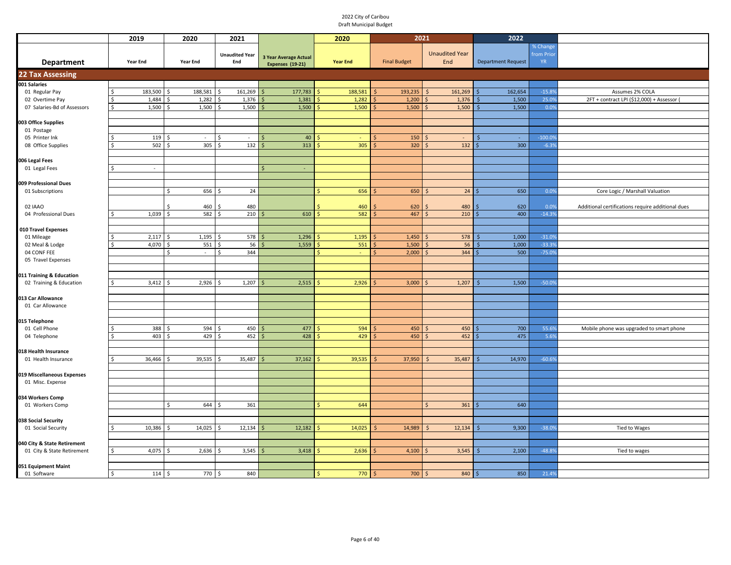2022 City of Caribou
Draft Municipal Budget

| Department | 2019 Year End | 2020 Year End | 2021 Unaudited Year End | 3 Year Average Actual Expenses (19-21) | 2020 Year End | 2021 Final Budget | 2021 Unaudited Year End | 2022 Department Request | % Change from Prior YR | |
|---|---|---|---|---|---|---|---|---|---|---|
| **22 Tax Assessing** | | | | | | | | | | |
| **001 Salaries** | | | | | | | | | | |
| 01 Regular Pay | $ 183,500 | $ 188,581 | $ 161,269 | $ 177,783 | $ 188,581 | $ 193,235 | $ 161,269 | $ 162,654 | -15.8% | Assumes 2% COLA |
| 02 Overtime Pay | $ 1,484 | $ 1,282 | $ 1,376 | $ 1,381 | $ 1,282 | $ 1,200 | $ 1,376 | $ 1,500 | 25.0% | 2FT + contract LPI ($12,000) + Assessor ( |
| 07 Salaries-Bd of Assessors | $ 1,500 | $ 1,500 | $ 1,500 | $ 1,500 | $ 1,500 | $ 1,500 | $ 1,500 | $ 1,500 | 0.0% | |
| **003 Office Supplies** | | | | | | | | | | |
| 01 Postage | | | | | | | | | | |
| 05 Printer Ink | $ 119 | $ - | $ - | $ 40 | $ - | $ 150 | $ - | $ - | -100.0% | |
| 08 Office Supplies | $ 502 | $ 305 | $ 132 | $ 313 | $ 305 | $ 320 | $ 132 | $ 300 | -6.3% | |
| **006 Legal Fees** | | | | | | | | | | |
| 01 Legal Fees | $ - | | | $ - | | | | | | |
| **009 Professional Dues** | | | | | | | | | | |
| 01 Subscriptions | | $ 656 | $ 24 | | $ 656 | $ 650 | $ 24 | $ 650 | 0.0% | Core Logic / Marshall Valuation |
| 02 IAAO | | $ 460 | $ 480 | | $ 460 | $ 620 | $ 480 | $ 620 | 0.0% | Additional certifications require additional dues |
| 04 Professional Dues | $ 1,039 | $ 582 | $ 210 | $ 610 | $ 582 | $ 467 | $ 210 | $ 400 | -14.3% | |
| **010 Travel Expenses** | | | | | | | | | | |
| 01 Mileage | $ 2,117 | $ 1,195 | $ 578 | $ 1,296 | $ 1,195 | $ 1,450 | $ 578 | $ 1,000 | -31.0% | |
| 02 Meal & Lodge | $ 4,070 | $ 551 | $ 56 | $ 1,559 | $ 551 | $ 1,500 | $ 56 | $ 1,000 | -33.3% | |
| 04 CONF FEE | | $ - | $ 344 | | $ - | $ 2,000 | $ 344 | $ 500 | -75.0% | |
| 05 Travel Expenses | | | | | | | | | | |
| **011 Training & Education** | | | | | | | | | | |
| 02 Training & Education | $ 3,412 | $ 2,926 | $ 1,207 | $ 2,515 | $ 2,926 | $ 3,000 | $ 1,207 | $ 1,500 | -50.0% | |
| **013 Car Allowance** | | | | | | | | | | |
| 01 Car Allowance | | | | | | | | | | |
| **015 Telephone** | | | | | | | | | | |
| 01 Cell Phone | $ 388 | $ 594 | $ 450 | $ 477 | $ 594 | $ 450 | $ 450 | $ 700 | 55.6% | Mobile phone was upgraded to smart phone |
| 04 Telephone | $ 403 | $ 429 | $ 452 | $ 428 | $ 429 | $ 450 | $ 452 | $ 475 | 5.6% | |
| **018 Health Insurance** | | | | | | | | | | |
| 01 Health Insurance | $ 36,466 | $ 39,535 | $ 35,487 | $ 37,162 | $ 39,535 | $ 37,950 | $ 35,487 | $ 14,970 | -60.6% | |
| **019 Miscellaneous Expenses** | | | | | | | | | | |
| 01 Misc. Expense | | | | | | | | | | |
| **034 Workers Comp** | | | | | | | | | | |
| 01 Workers Comp | | $ 644 | $ 361 | | $ 644 | | $ 361 | $ 640 | | |
| **038 Social Security** | | | | | | | | | | |
| 01 Social Security | $ 10,386 | $ 14,025 | $ 12,134 | $ 12,182 | $ 14,025 | $ 14,989 | $ 12,134 | $ 9,300 | -38.0% | Tied to Wages |
| **040 City & State Retirement** | | | | | | | | | | |
| 01 City & State Retirement | $ 4,075 | $ 2,636 | $ 3,545 | $ 3,418 | $ 2,636 | $ 4,100 | $ 3,545 | $ 2,100 | -48.8% | Tied to wages |
| **051 Equipment Maint** | | | | | | | | | | |
| 01 Software | $ 114 | $ 770 | $ 840 | | $ 770 | $ 700 | $ 840 | $ 850 | 21.4% | |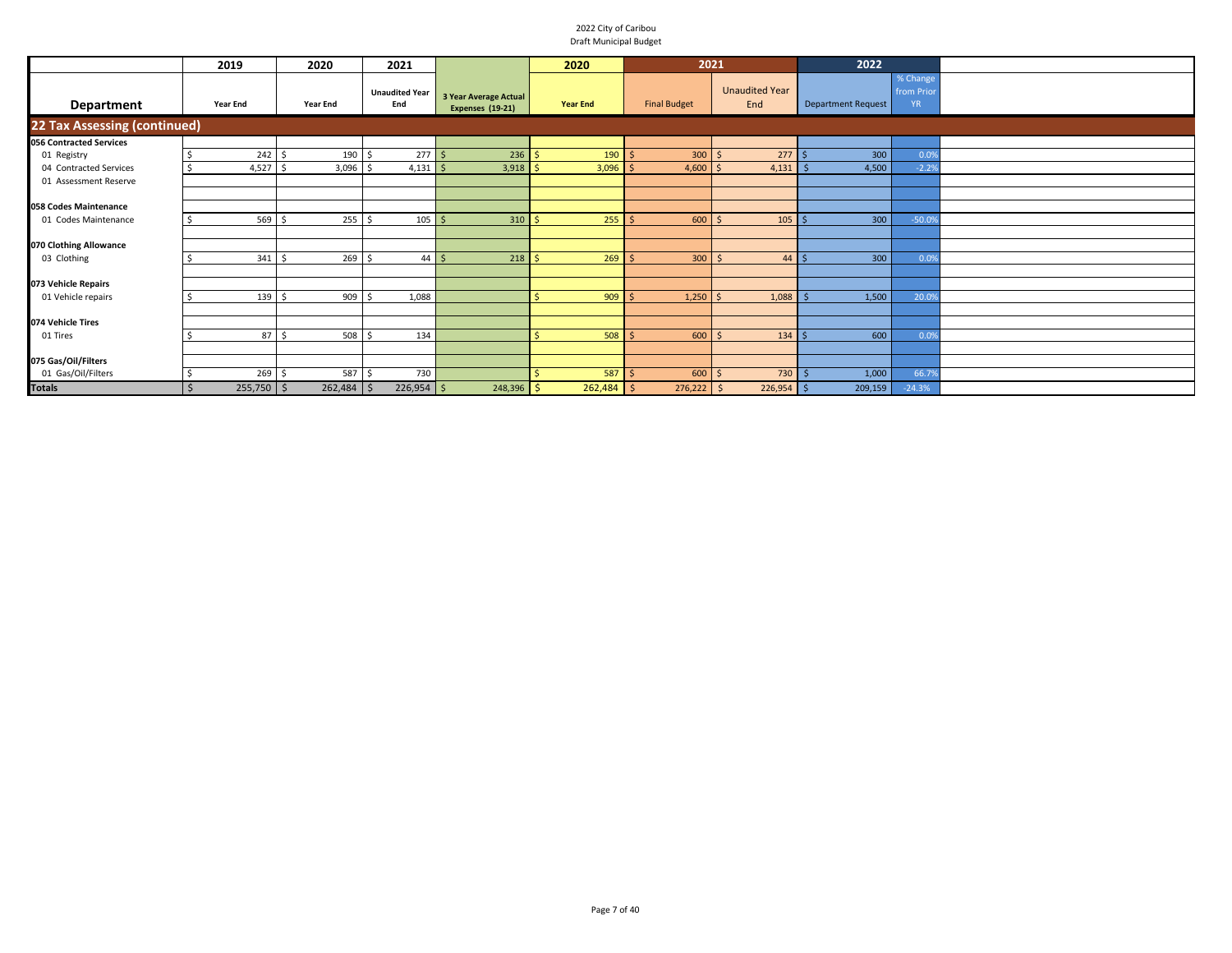2022 City of Caribou
Draft Municipal Budget

| Department | 2019 Year End | 2020 Year End | 2021 Unaudited Year End | 3 Year Average Actual Expenses (19-21) | 2020 Year End | 2021 Final Budget | 2021 Unaudited Year End | 2022 Department Request | % Change from Prior YR | |
|---|---|---|---|---|---|---|---|---|---|---|
| **22 Tax Assessing (continued)** | | | | | | | | | | |
| **056 Contracted Services** | | | | | | | | | | |
| 01 Registry | $ 242 | $ 190 | $ 277 | $ 236 | $ 190 | $ 300 | $ 277 | $ 300 | 0.0% | |
| 04 Contracted Services | $ 4,527 | $ 3,096 | $ 4,131 | $ 3,918 | $ 3,096 | $ 4,600 | $ 4,131 | $ 4,500 | -2.2% | |
| 01 Assessment Reserve | | | | | | | | | | |
| **058 Codes Maintenance** | | | | | | | | | | |
| 01 Codes Maintenance | $ 569 | $ 255 | $ 105 | $ 310 | $ 255 | $ 600 | $ 105 | $ 300 | -50.0% | |
| **070 Clothing Allowance** | | | | | | | | | | |
| 03 Clothing | $ 341 | $ 269 | $ 44 | $ 218 | $ 269 | $ 300 | $ 44 | $ 300 | 0.0% | |
| **073 Vehicle Repairs** | | | | | | | | | | |
| 01 Vehicle repairs | $ 139 | $ 909 | $ 1,088 | | $ 909 | $ 1,250 | $ 1,088 | $ 1,500 | 20.0% | |
| **074 Vehicle Tires** | | | | | | | | | | |
| 01 Tires | $ 87 | $ 508 | $ 134 | | $ 508 | $ 600 | $ 134 | $ 600 | 0.0% | |
| **075 Gas/Oil/Filters** | | | | | | | | | | |
| 01 Gas/Oil/Filters | $ 269 | $ 587 | $ 730 | | $ 587 | $ 600 | $ 730 | $ 1,000 | 66.7% | |
| **Totals** | $ 255,750 | $ 262,484 | $ 226,954 | $ 248,396 | $ 262,484 | $ 276,222 | $ 226,954 | $ 209,159 | -24.3% | |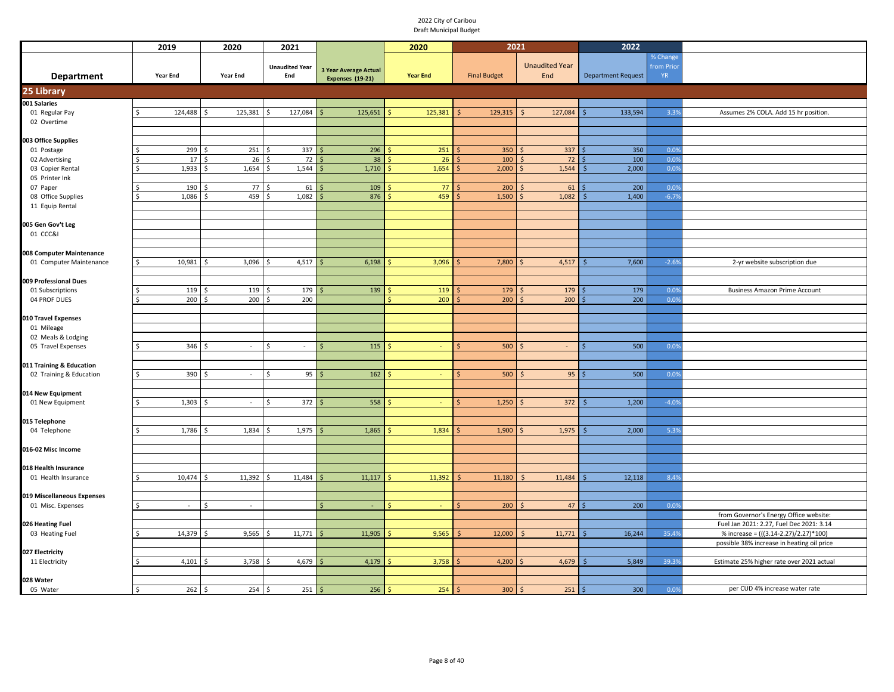2022 City of Caribou
Draft Municipal Budget

| Department | 2019 Year End | 2020 Year End | 2021 Unaudited Year End | 3 Year Average Actual Expenses (19-21) | 2020 Year End | 2021 Final Budget | 2021 Unaudited Year End | 2022 Department Request | % Change from Prior YR | |
|---|---|---|---|---|---|---|---|---|---|---|
| **25 Library** | | | | | | | | | | |
| **001 Salaries** | | | | | | | | | | |
| 01 Regular Pay | $ 124,488 | $ 125,381 | $ 127,084 | $ 125,651 | $ 125,381 | $ 129,315 | $ 127,084 | $ 133,594 | 3.3% | Assumes 2% COLA. Add 15 hr position. |
| 02 Overtime | | | | | | | | | | |
| **003 Office Supplies** | | | | | | | | | | |
| 01 Postage | $ 299 | $ 251 | $ 337 | $ 296 | $ 251 | $ 350 | $ 337 | $ 350 | 0.0% | |
| 02 Advertising | $ 17 | $ 26 | $ 72 | $ 38 | $ 26 | $ 100 | $ 72 | $ 100 | 0.0% | |
| 03 Copier Rental | $ 1,933 | $ 1,654 | $ 1,544 | $ 1,710 | $ 1,654 | $ 2,000 | $ 1,544 | $ 2,000 | 0.0% | |
| 05 Printer Ink | | | | | | | | | | |
| 07 Paper | $ 190 | $ 77 | $ 61 | $ 109 | $ 77 | $ 200 | $ 61 | $ 200 | 0.0% | |
| 08 Office Supplies | $ 1,086 | $ 459 | $ 1,082 | $ 876 | $ 459 | $ 1,500 | $ 1,082 | $ 1,400 | -6.7% | |
| 11 Equip Rental | | | | | | | | | | |
| **005 Gen Gov't Leg** | | | | | | | | | | |
| 01 CCC&I | | | | | | | | | | |
| **008 Computer Maintenance** | | | | | | | | | | |
| 01 Computer Maintenance | $ 10,981 | $ 3,096 | $ 4,517 | $ 6,198 | $ 3,096 | $ 7,800 | $ 4,517 | $ 7,600 | -2.6% | 2-yr website subscription due |
| **009 Professional Dues** | | | | | | | | | | |
| 01 Subscriptions | $ 119 | $ 119 | $ 179 | $ 139 | $ 119 | $ 179 | $ 179 | $ 179 | 0.0% | Business Amazon Prime Account |
| 04 PROF DUES | $ 200 | $ 200 | $ 200 | | $ 200 | $ 200 | $ 200 | $ 200 | 0.0% | |
| **010 Travel Expenses** | | | | | | | | | | |
| 01 Mileage | | | | | | | | | | |
| 02 Meals & Lodging | | | | | | | | | | |
| 05 Travel Expenses | $ 346 | $ - | $ - | $ 115 | $ - | $ 500 | $ - | $ 500 | 0.0% | |
| **011 Training & Education** | | | | | | | | | | |
| 02 Training & Education | $ 390 | $ - | $ 95 | $ 162 | $ - | $ 500 | $ 95 | $ 500 | 0.0% | |
| **014 New Equipment** | | | | | | | | | | |
| 01 New Equipment | $ 1,303 | $ - | $ 372 | $ 558 | $ - | $ 1,250 | $ 372 | $ 1,200 | -4.0% | |
| **015 Telephone** | | | | | | | | | | |
| 04 Telephone | $ 1,786 | $ 1,834 | $ 1,975 | $ 1,865 | $ 1,834 | $ 1,900 | $ 1,975 | $ 2,000 | 5.3% | |
| **016-02 Misc Income** | | | | | | | | | | |
| **018 Health Insurance** | | | | | | | | | | |
| 01 Health Insurance | $ 10,474 | $ 11,392 | $ 11,484 | $ 11,117 | $ 11,392 | $ 11,180 | $ 11,484 | $ 12,118 | 8.4% | |
| **019 Miscellaneous Expenses** | | | | | | | | | | |
| 01 Misc. Expenses | $ - | $ - | | $ - | $ - | $ 200 | $ 47 | $ 200 | 0.0% | |
| **026 Heating Fuel** | | | | | | | | | | from Governor's Energy Office website: Fuel Jan 2021: 2.27, Fuel Dec 2021: 3.14 |
| 03 Heating Fuel | $ 14,379 | $ 9,565 | $ 11,771 | $ 11,905 | $ 9,565 | $ 12,000 | $ 11,771 | $ 16,244 | 35.4% | % increase = (((3.14-2.27)/2.27)*100) possible 38% increase in heating oil price |
| **027 Electricity** | | | | | | | | | | |
| 11 Electricity | $ 4,101 | $ 3,758 | $ 4,679 | $ 4,179 | $ 3,758 | $ 4,200 | $ 4,679 | $ 5,849 | 39.3% | Estimate 25% higher rate over 2021 actual |
| **028 Water** | | | | | | | | | | |
| 05 Water | $ 262 | $ 254 | $ 251 | $ 256 | $ 254 | $ 300 | $ 251 | $ 300 | 0.0% | per CUD 4% increase water rate |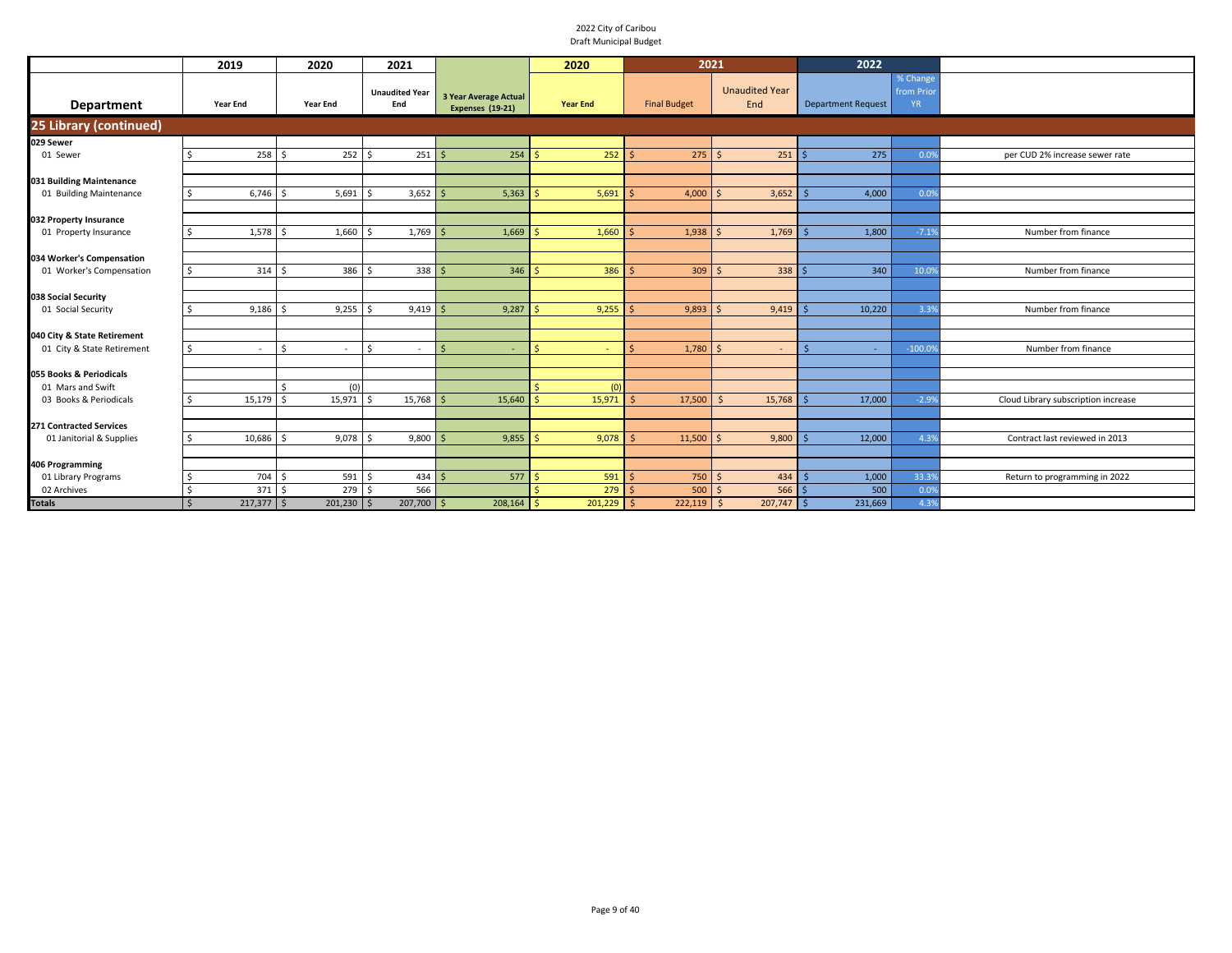2022 City of Caribou
Draft Municipal Budget

| Department | 2019 Year End | 2020 Year End | 2021 Unaudited Year End | 3 Year Average Actual Expenses (19-21) | 2020 Year End | 2021 Final Budget | 2021 Unaudited Year End | 2022 Department Request | % Change from Prior YR | |
|---|---|---|---|---|---|---|---|---|---|---|
| **25 Library (continued)** | | | | | | | | | | |
| **029 Sewer** | | | | | | | | | | |
| 01 Sewer | $ 258 | $ 252 | $ 251 | $ 254 | $ 252 | $ 275 | $ 251 | $ 275 | 0.0% | per CUD 2% increase sewer rate |
| **031 Building Maintenance** | | | | | | | | | | |
| 01 Building Maintenance | $ 6,746 | $ 5,691 | $ 3,652 | $ 5,363 | $ 5,691 | $ 4,000 | $ 3,652 | $ 4,000 | 0.0% | |
| **032 Property Insurance** | | | | | | | | | | |
| 01 Property Insurance | $ 1,578 | $ 1,660 | $ 1,769 | $ 1,669 | $ 1,660 | $ 1,938 | $ 1,769 | $ 1,800 | -7.1% | Number from finance |
| **034 Worker's Compensation** | | | | | | | | | | |
| 01 Worker's Compensation | $ 314 | $ 386 | $ 338 | $ 346 | $ 386 | $ 309 | $ 338 | $ 340 | 10.0% | Number from finance |
| **038 Social Security** | | | | | | | | | | |
| 01 Social Security | $ 9,186 | $ 9,255 | $ 9,419 | $ 9,287 | $ 9,255 | $ 9,893 | $ 9,419 | $ 10,220 | 3.3% | Number from finance |
| **040 City & State Retirement** | | | | | | | | | | |
| 01 City & State Retirement | $ - | $ - | $ - | $ - | $ - | $ 1,780 | $ - | $ - | -100.0% | Number from finance |
| **055 Books & Periodicals** | | | | | | | | | | |
| 01 Mars and Swift | | $ (0) | | | $ (0) | | | | | |
| 03 Books & Periodicals | $ 15,179 | $ 15,971 | $ 15,768 | $ 15,640 | $ 15,971 | $ 17,500 | $ 15,768 | $ 17,000 | -2.9% | Cloud Library subscription increase |
| **271 Contracted Services** | | | | | | | | | | |
| 01 Janitorial & Supplies | $ 10,686 | $ 9,078 | $ 9,800 | $ 9,855 | $ 9,078 | $ 11,500 | $ 9,800 | $ 12,000 | 4.3% | Contract last reviewed in 2013 |
| **406 Programming** | | | | | | | | | | |
| 01 Library Programs | $ 704 | $ 591 | $ 434 | $ 577 | $ 591 | $ 750 | $ 434 | $ 1,000 | 33.3% | Return to programming in 2022 |
| 02 Archives | $ 371 | $ 279 | $ 566 | | $ 279 | $ 500 | $ 566 | $ 500 | 0.0% | |
| **Totals** | $ 217,377 | $ 201,230 | $ 207,700 | $ 208,164 | $ 201,229 | $ 222,119 | $ 207,747 | $ 231,669 | 4.3% | |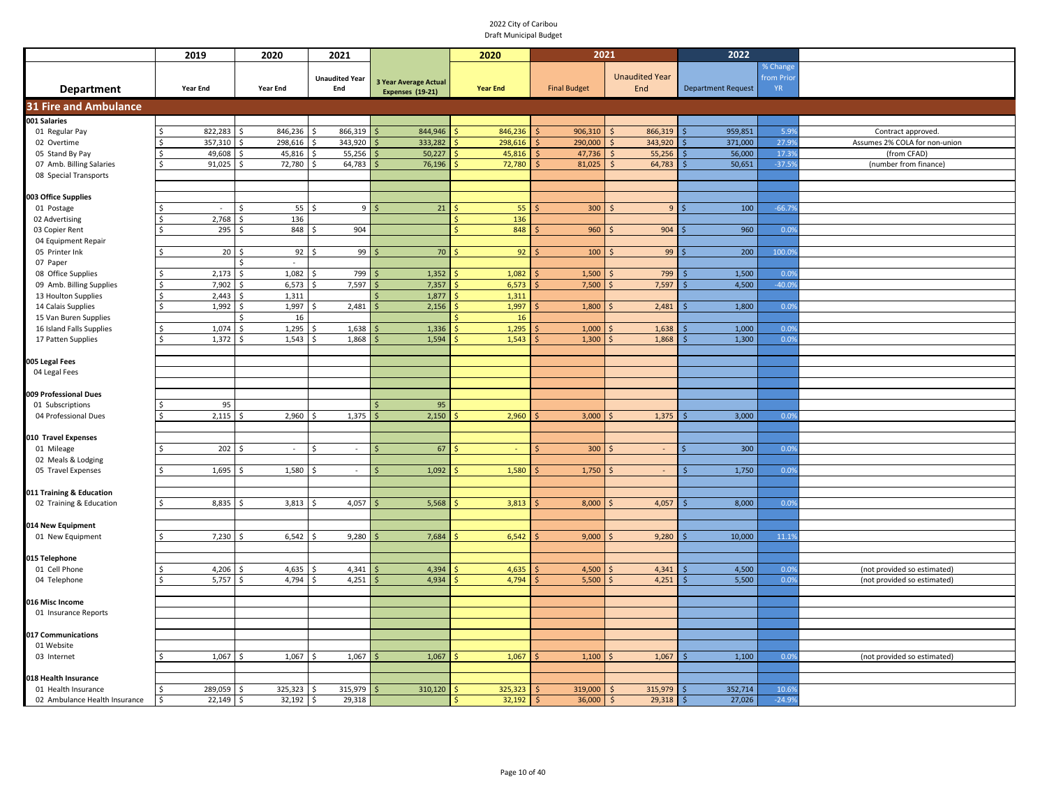2022 City of Caribou
Draft Municipal Budget

| Department | 2019 Year End | 2020 Year End | 2021 Unaudited Year End | 3 Year Average Actual Expenses (19-21) | 2020 Year End | 2021 Final Budget | 2021 Unaudited Year End | 2022 Department Request | % Change from Prior YR | |
|---|---|---|---|---|---|---|---|---|---|---|
| **31 Fire and Ambulance** | | | | | | | | | | |
| **001 Salaries** | | | | | | | | | | |
| 01 Regular Pay | $ 822,283 | $ 846,236 | $ 866,319 | $ 844,946 | $ 846,236 | $ 906,310 | $ 866,319 | $ 959,851 | 5.9% | Contract approved. |
| 02 Overtime | $ 357,310 | $ 298,616 | $ 343,920 | $ 333,282 | $ 298,616 | $ 290,000 | $ 343,920 | $ 371,000 | 27.9% | Assumes 2% COLA for non-union |
| 05 Stand By Pay | $ 49,608 | $ 45,816 | $ 55,256 | $ 50,227 | $ 45,816 | $ 47,736 | $ 55,256 | $ 56,000 | 17.3% | (from CFAD) |
| 07 Amb. Billing Salaries | $ 91,025 | $ 72,780 | $ 64,783 | $ 76,196 | $ 72,780 | $ 81,025 | $ 64,783 | $ 50,651 | -37.5% | (number from finance) |
| 08 Special Transports | | | | | | | | | | |
| **003 Office Supplies** | | | | | | | | | | |
| 01 Postage | $ - | $ 55 | $ 9 | $ 21 | $ 55 | $ 300 | $ 9 | $ 100 | -66.7% | |
| 02 Advertising | $ 2,768 | $ 136 | | | $ 136 | | | | | |
| 03 Copier Rent | $ 295 | $ 848 | $ 904 | | $ 848 | $ 960 | $ 904 | $ 960 | 0.0% | |
| 04 Equipment Repair | | | | | | | | | | |
| 05 Printer Ink | $ 20 | $ 92 | $ 99 | $ 70 | $ 92 | $ 100 | $ 99 | $ 200 | 100.0% | |
| 07 Paper | | $ - | | | | | | | | |
| 08 Office Supplies | $ 2,173 | $ 1,082 | $ 799 | $ 1,352 | $ 1,082 | $ 1,500 | $ 799 | $ 1,500 | 0.0% | |
| 09 Amb. Billing Supplies | $ 7,902 | $ 6,573 | $ 7,597 | $ 7,357 | $ 6,573 | $ 7,500 | $ 7,597 | $ 4,500 | -40.0% | |
| 13 Houlton Supplies | $ 2,443 | $ 1,311 | | $ 1,877 | $ 1,311 | | | | | |
| 14 Calais Supplies | $ 1,992 | $ 1,997 | $ 2,481 | $ 2,156 | $ 1,997 | $ 1,800 | $ 2,481 | $ 1,800 | 0.0% | |
| 15 Van Buren Supplies | | $ 16 | | | $ 16 | | | | | |
| 16 Island Falls Supplies | $ 1,074 | $ 1,295 | $ 1,638 | $ 1,336 | $ 1,295 | $ 1,000 | $ 1,638 | $ 1,000 | 0.0% | |
| 17 Patten Supplies | $ 1,372 | $ 1,543 | $ 1,868 | $ 1,594 | $ 1,543 | $ 1,300 | $ 1,868 | $ 1,300 | 0.0% | |
| **005 Legal Fees** | | | | | | | | | | |
| 04 Legal Fees | | | | | | | | | | |
| **009 Professional Dues** | | | | | | | | | | |
| 01 Subscriptions | $ 95 | | | $ 95 | | | | | | |
| 04 Professional Dues | $ 2,115 | $ 2,960 | $ 1,375 | $ 2,150 | $ 2,960 | $ 3,000 | $ 1,375 | $ 3,000 | 0.0% | |
| **010 Travel Expenses** | | | | | | | | | | |
| 01 Mileage | $ 202 | $ - | $ - | $ 67 | $ - | $ 300 | $ - | $ 300 | 0.0% | |
| 02 Meals & Lodging | | | | | | | | | | |
| 05 Travel Expenses | $ 1,695 | $ 1,580 | $ - | $ 1,092 | $ 1,580 | $ 1,750 | $ - | $ 1,750 | 0.0% | |
| **011 Training & Education** | | | | | | | | | | |
| 02 Training & Education | $ 8,835 | $ 3,813 | $ 4,057 | $ 5,568 | $ 3,813 | $ 8,000 | $ 4,057 | $ 8,000 | 0.0% | |
| **014 New Equipment** | | | | | | | | | | |
| 01 New Equipment | $ 7,230 | $ 6,542 | $ 9,280 | $ 7,684 | $ 6,542 | $ 9,000 | $ 9,280 | $ 10,000 | 11.1% | |
| **015 Telephone** | | | | | | | | | | |
| 01 Cell Phone | $ 4,206 | $ 4,635 | $ 4,341 | $ 4,394 | $ 4,635 | $ 4,500 | $ 4,341 | $ 4,500 | 0.0% | (not provided so estimated) |
| 04 Telephone | $ 5,757 | $ 4,794 | $ 4,251 | $ 4,934 | $ 4,794 | $ 5,500 | $ 4,251 | $ 5,500 | 0.0% | (not provided so estimated) |
| **016 Misc Income** | | | | | | | | | | |
| 01 Insurance Reports | | | | | | | | | | |
| **017 Communications** | | | | | | | | | | |
| 01 Website | | | | | | | | | | |
| 03 Internet | $ 1,067 | $ 1,067 | $ 1,067 | $ 1,067 | $ 1,067 | $ 1,100 | $ 1,067 | $ 1,100 | 0.0% | (not provided so estimated) |
| **018 Health Insurance** | | | | | | | | | | |
| 01 Health Insurance | $ 289,059 | $ 325,323 | $ 315,979 | $ 310,120 | $ 325,323 | $ 319,000 | $ 315,979 | $ 352,714 | 10.6% | |
| 02 Ambulance Health Insurance | $ 22,149 | $ 32,192 | $ 29,318 | | $ 32,192 | $ 36,000 | $ 29,318 | $ 27,026 | -24.9% | |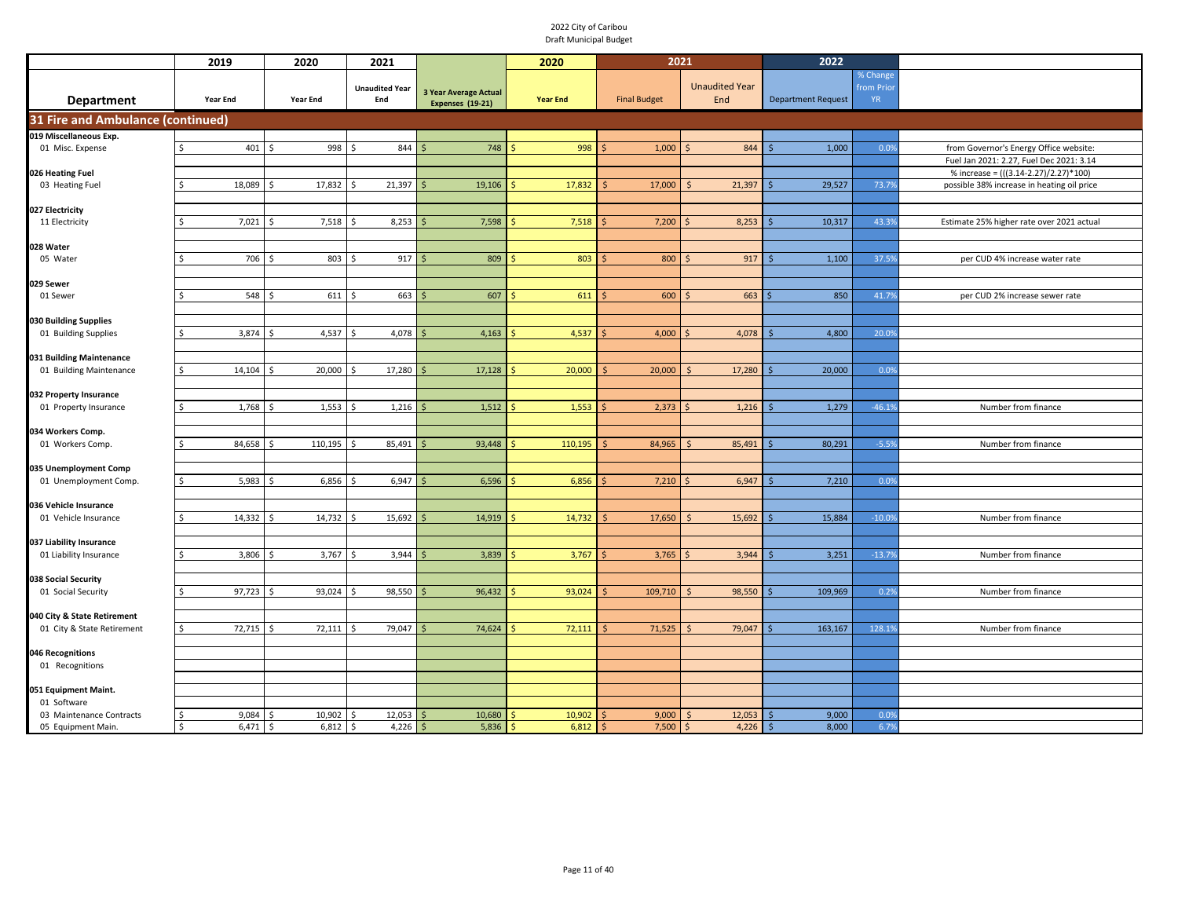2022 City of Caribou
Draft Municipal Budget

| Department | 2019 Year End | 2020 Year End | 2021 Unaudited Year End | 3 Year Average Actual Expenses (19-21) | 2020 Year End | 2021 Final Budget | 2021 Unaudited Year End | 2022 Department Request | % Change from Prior YR | |
|---|---|---|---|---|---|---|---|---|---|---|
| **31 Fire and Ambulance (continued)** | | | | | | | | | | |
| **019 Miscellaneous Exp.** | | | | | | | | | | |
| 01 Misc. Expense | $ 401 | $ 998 | $ 844 | $ 748 | $ 998 | $ 1,000 | $ 844 | $ 1,000 | 0.0% | from Governor's Energy Office website: |
| | | | | | | | | | | Fuel Jan 2021: 2.27, Fuel Dec 2021: 3.14 |
| **026 Heating Fuel** | | | | | | | | | | % increase = (((3.14-2.27)/2.27)*100) |
| 03 Heating Fuel | $ 18,089 | $ 17,832 | $ 21,397 | $ 19,106 | $ 17,832 | $ 17,000 | $ 21,397 | $ 29,527 | 73.7% | possible 38% increase in heating oil price |
| **027 Electricity** | | | | | | | | | | |
| 11 Electricity | $ 7,021 | $ 7,518 | $ 8,253 | $ 7,598 | $ 7,518 | $ 7,200 | $ 8,253 | $ 10,317 | 43.3% | Estimate 25% higher rate over 2021 actual |
| **028 Water** | | | | | | | | | | |
| 05 Water | $ 706 | $ 803 | $ 917 | $ 809 | $ 803 | $ 800 | $ 917 | $ 1,100 | 37.5% | per CUD 4% increase water rate |
| **029 Sewer** | | | | | | | | | | |
| 01 Sewer | $ 548 | $ 611 | $ 663 | $ 607 | $ 611 | $ 600 | $ 663 | $ 850 | 41.7% | per CUD 2% increase sewer rate |
| **030 Building Supplies** | | | | | | | | | | |
| 01 Building Supplies | $ 3,874 | $ 4,537 | $ 4,078 | $ 4,163 | $ 4,537 | $ 4,000 | $ 4,078 | $ 4,800 | 20.0% | |
| **031 Building Maintenance** | | | | | | | | | | |
| 01 Building Maintenance | $ 14,104 | $ 20,000 | $ 17,280 | $ 17,128 | $ 20,000 | $ 20,000 | $ 17,280 | $ 20,000 | 0.0% | |
| **032 Property Insurance** | | | | | | | | | | |
| 01 Property Insurance | $ 1,768 | $ 1,553 | $ 1,216 | $ 1,512 | $ 1,553 | $ 2,373 | $ 1,216 | $ 1,279 | -46.1% | Number from finance |
| **034 Workers Comp.** | | | | | | | | | | |
| 01 Workers Comp. | $ 84,658 | $ 110,195 | $ 85,491 | $ 93,448 | $ 110,195 | $ 84,965 | $ 85,491 | $ 80,291 | -5.5% | Number from finance |
| **035 Unemployment Comp** | | | | | | | | | | |
| 01 Unemployment Comp. | $ 5,983 | $ 6,856 | $ 6,947 | $ 6,596 | $ 6,856 | $ 7,210 | $ 6,947 | $ 7,210 | 0.0% | |
| **036 Vehicle Insurance** | | | | | | | | | | |
| 01 Vehicle Insurance | $ 14,332 | $ 14,732 | $ 15,692 | $ 14,919 | $ 14,732 | $ 17,650 | $ 15,692 | $ 15,884 | -10.0% | Number from finance |
| **037 Liability Insurance** | | | | | | | | | | |
| 01 Liability Insurance | $ 3,806 | $ 3,767 | $ 3,944 | $ 3,839 | $ 3,767 | $ 3,765 | $ 3,944 | $ 3,251 | -13.7% | Number from finance |
| **038 Social Security** | | | | | | | | | | |
| 01 Social Security | $ 97,723 | $ 93,024 | $ 98,550 | $ 96,432 | $ 93,024 | $ 109,710 | $ 98,550 | $ 109,969 | 0.2% | Number from finance |
| **040 City & State Retirement** | | | | | | | | | | |
| 01 City & State Retirement | $ 72,715 | $ 72,111 | $ 79,047 | $ 74,624 | $ 72,111 | $ 71,525 | $ 79,047 | $ 163,167 | 128.1% | Number from finance |
| **046 Recognitions** | | | | | | | | | | |
| 01 Recognitions | | | | | | | | | | |
| **051 Equipment Maint.** | | | | | | | | | | |
| 01 Software | | | | | | | | | | |
| 03 Maintenance Contracts | $ 9,084 | $ 10,902 | $ 12,053 | $ 10,680 | $ 10,902 | $ 9,000 | $ 12,053 | $ 9,000 | 0.0% | |
| 05 Equipment Main. | $ 6,471 | $ 6,812 | $ 4,226 | $ 5,836 | $ 6,812 | $ 7,500 | $ 4,226 | $ 8,000 | 6.7% | |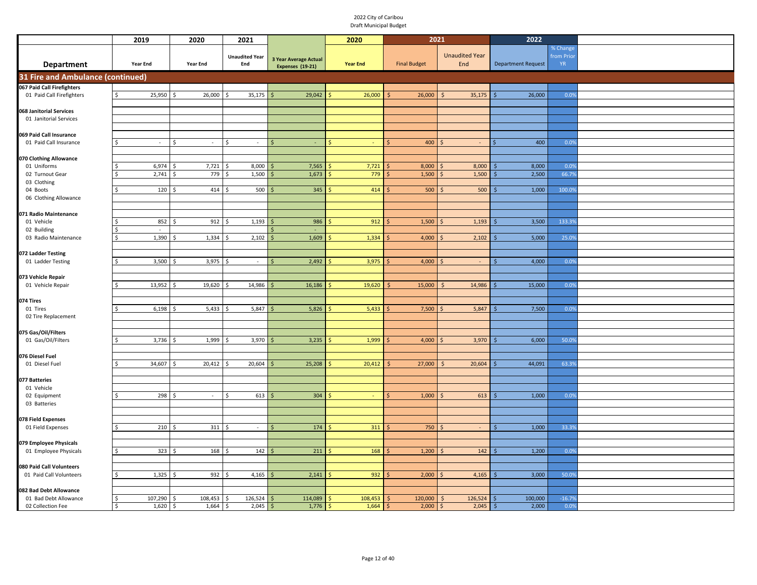2022 City of Caribou
Draft Municipal Budget

| Department | 2019 Year End | 2020 Year End | 2021 Unaudited Year End | 3 Year Average Actual Expenses (19-21) | 2020 Year End | 2021 Final Budget | 2021 Unaudited Year End | 2022 Department Request | % Change from Prior YR |
|---|---|---|---|---|---|---|---|---|---|
| **31 Fire and Ambulance (continued)** | | | | | | | | | |
| **067 Paid Call Firefighters** | | | | | | | | | |
| 01 Paid Call Firefighters | $ 25,950 | $ 26,000 | $ 35,175 | $ 29,042 | $ 26,000 | $ 26,000 | $ 35,175 | $ 26,000 | 0.0% |
| **068 Janitorial Services** | | | | | | | | | |
| 01 Janitorial Services | | | | | | | | | |
| **069 Paid Call Insurance** | | | | | | | | | |
| 01 Paid Call Insurance | $ - | $ - | $ - | $ - | $ - | $ 400 | $ - | $ 400 | 0.0% |
| **070 Clothing Allowance** | | | | | | | | | |
| 01 Uniforms | $ 6,974 | $ 7,721 | $ 8,000 | $ 7,565 | $ 7,721 | $ 8,000 | $ 8,000 | $ 8,000 | 0.0% |
| 02 Turnout Gear | $ 2,741 | $ 779 | $ 1,500 | $ 1,673 | $ 779 | $ 1,500 | $ 1,500 | $ 2,500 | 66.7% |
| 03 Clothing | | | | | | | | | |
| 04 Boots | $ 120 | $ 414 | $ 500 | $ 345 | $ 414 | $ 500 | $ 500 | $ 1,000 | 100.0% |
| 06 Clothing Allowance | | | | | | | | | |
| **071 Radio Maintenance** | | | | | | | | | |
| 01 Vehicle | $ 852 | $ 912 | $ 1,193 | $ 986 | $ 912 | $ 1,500 | $ 1,193 | $ 3,500 | 133.3% |
| 02 Building | $ - | | | $ - | | | | | |
| 03 Radio Maintenance | $ 1,390 | $ 1,334 | $ 2,102 | $ 1,609 | $ 1,334 | $ 4,000 | $ 2,102 | $ 5,000 | 25.0% |
| **072 Ladder Testing** | | | | | | | | | |
| 01 Ladder Testing | $ 3,500 | $ 3,975 | $ - | $ 2,492 | $ 3,975 | $ 4,000 | $ - | $ 4,000 | 0.0% |
| **073 Vehicle Repair** | | | | | | | | | |
| 01 Vehicle Repair | $ 13,952 | $ 19,620 | $ 14,986 | $ 16,186 | $ 19,620 | $ 15,000 | $ 14,986 | $ 15,000 | 0.0% |
| **074 Tires** | | | | | | | | | |
| 01 Tires | $ 6,198 | $ 5,433 | $ 5,847 | $ 5,826 | $ 5,433 | $ 7,500 | $ 5,847 | $ 7,500 | 0.0% |
| 02 Tire Replacement | | | | | | | | | |
| **075 Gas/Oil/Filters** | | | | | | | | | |
| 01 Gas/Oil/Filters | $ 3,736 | $ 1,999 | $ 3,970 | $ 3,235 | $ 1,999 | $ 4,000 | $ 3,970 | $ 6,000 | 50.0% |
| **076 Diesel Fuel** | | | | | | | | | |
| 01 Diesel Fuel | $ 34,607 | $ 20,412 | $ 20,604 | $ 25,208 | $ 20,412 | $ 27,000 | $ 20,604 | $ 44,091 | 63.3% |
| **077 Batteries** | | | | | | | | | |
| 01 Vehicle | | | | | | | | | |
| 02 Equipment | $ 298 | $ - | $ 613 | $ 304 | $ - | $ 1,000 | $ 613 | $ 1,000 | 0.0% |
| 03 Batteries | | | | | | | | | |
| **078 Field Expenses** | | | | | | | | | |
| 01 Field Expenses | $ 210 | $ 311 | $ - | $ 174 | $ 311 | $ 750 | $ - | $ 1,000 | 33.3% |
| **079 Employee Physicals** | | | | | | | | | |
| 01 Employee Physicals | $ 323 | $ 168 | $ 142 | $ 211 | $ 168 | $ 1,200 | $ 142 | $ 1,200 | 0.0% |
| **080 Paid Call Volunteers** | | | | | | | | | |
| 01 Paid Call Volunteers | $ 1,325 | $ 932 | $ 4,165 | $ 2,141 | $ 932 | $ 2,000 | $ 4,165 | $ 3,000 | 50.0% |
| **082 Bad Debt Allowance** | | | | | | | | | |
| 01 Bad Debt Allowance | $ 107,290 | $ 108,453 | $ 126,524 | $ 114,089 | $ 108,453 | $ 120,000 | $ 126,524 | $ 100,000 | -16.7% |
| 02 Collection Fee | $ 1,620 | $ 1,664 | $ 2,045 | $ 1,776 | $ 1,664 | $ 2,000 | $ 2,045 | $ 2,000 | 0.0% |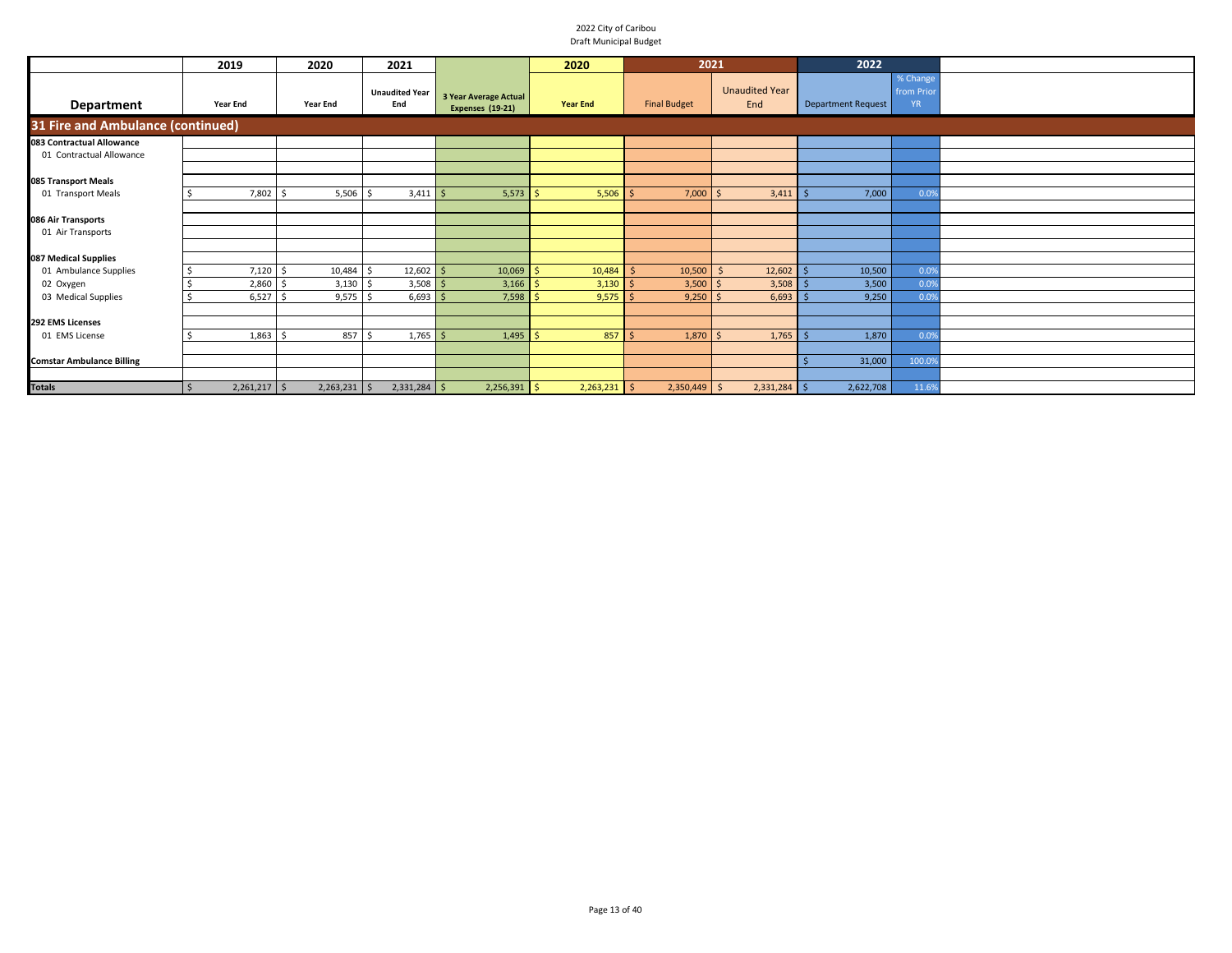# 2022 City of Caribou
## Draft Municipal Budget

| | 2019 | 2020 | 2021 | | 2020 | 2021 | | 2022 | | |
|---|---|---|---|---|---|---|---|---|---|---|
| **Department** | Year End | Year End | Unaudited Year End | 3 Year Average Actual Expenses (19-21) | Year End | Final Budget | Unaudited Year End | Department Request | % Change from Prior YR | |
| **31 Fire and Ambulance (continued)** | | | | | | | | | | |
| **083 Contractual Allowance** | | | | | | | | | | |
| 01 Contractual Allowance | | | | | | | | | | |
| **085 Transport Meals** | | | | | | | | | | |
| 01 Transport Meals | $ 7,802 | $ 5,506 | $ 3,411 | $ 5,573 | $ 5,506 | $ 7,000 | $ 3,411 | $ 7,000 | 0.0% | |
| **086 Air Transports** | | | | | | | | | | |
| 01 Air Transports | | | | | | | | | | |
| **087 Medical Supplies** | | | | | | | | | | |
| 01 Ambulance Supplies | $ 7,120 | $ 10,484 | $ 12,602 | $ 10,069 | $ 10,484 | $ 10,500 | $ 12,602 | $ 10,500 | 0.0% | |
| 02 Oxygen | $ 2,860 | $ 3,130 | $ 3,508 | $ 3,166 | $ 3,130 | $ 3,500 | $ 3,508 | $ 3,500 | 0.0% | |
| 03 Medical Supplies | $ 6,527 | $ 9,575 | $ 6,693 | $ 7,598 | $ 9,575 | $ 9,250 | $ 6,693 | $ 9,250 | 0.0% | |
| **292 EMS Licenses** | | | | | | | | | | |
| 01 EMS License | $ 1,863 | $ 857 | $ 1,765 | $ 1,495 | $ 857 | $ 1,870 | $ 1,765 | $ 1,870 | 0.0% | |
| **Comstar Ambulance Billing** | | | | | | | | $ 31,000 | 100.0% | |
| **Totals** | $ 2,261,217 | $ 2,263,231 | $ 2,331,284 | $ 2,256,391 | $ 2,263,231 | $ 2,350,449 | $ 2,331,284 | $ 2,622,708 | 11.6% | |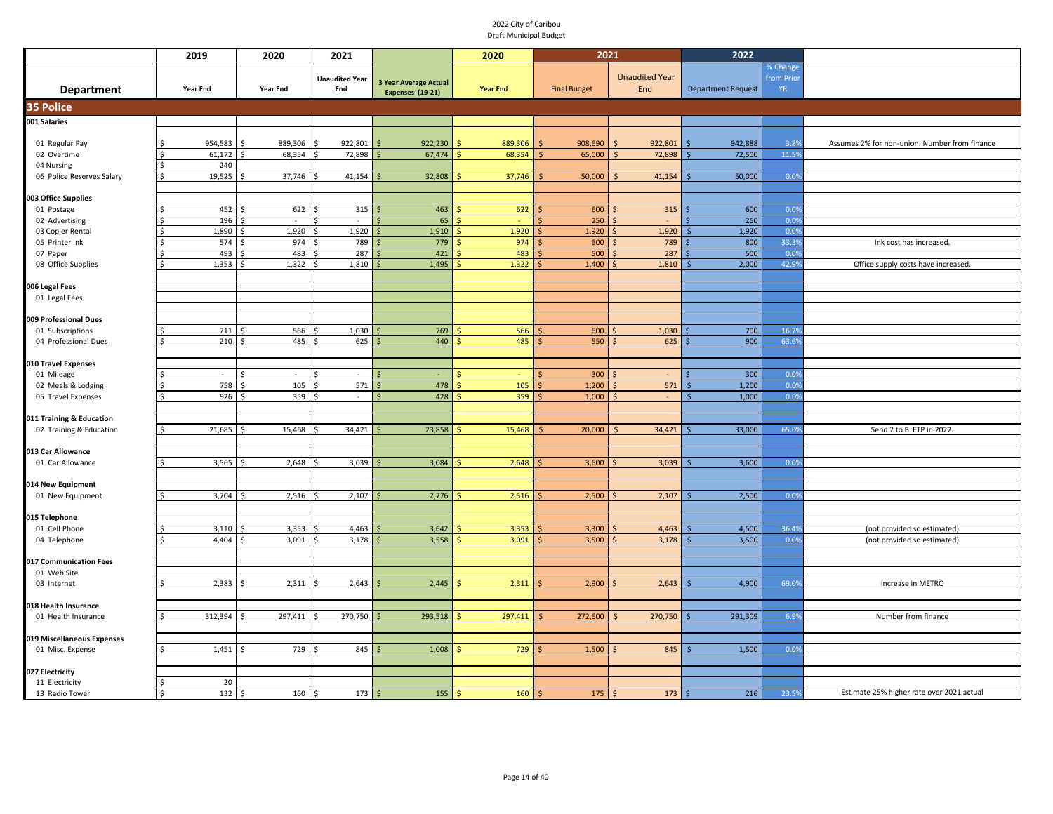2022 City of Caribou
Draft Municipal Budget

| Department | 2019 Year End | 2020 Year End | 2021 Unaudited Year End | 3 Year Average Actual Expenses (19-21) | 2020 Year End | 2021 Final Budget | 2021 Unaudited Year End | 2022 Department Request | % Change from Prior YR | |
|---|---|---|---|---|---|---|---|---|---|---|
| **35 Police** | | | | | | | | | | |
| **001 Salaries** | | | | | | | | | | |
| 01 Regular Pay | $ 954,583 | $ 889,306 | $ 922,801 | $ 922,230 | $ 889,306 | $ 908,690 | $ 922,801 | $ 942,888 | 3.8% | Assumes 2% for non-union. Number from finance |
| 02 Overtime | $ 61,172 | $ 68,354 | $ 72,898 | $ 67,474 | $ 68,354 | $ 65,000 | $ 72,898 | $ 72,500 | 11.5% | |
| 04 Nursing | $ 240 | | | | | | | | | |
| 06 Police Reserves Salary | $ 19,525 | $ 37,746 | $ 41,154 | $ 32,808 | $ 37,746 | $ 50,000 | $ 41,154 | $ 50,000 | 0.0% | |
| **003 Office Supplies** | | | | | | | | | | |
| 01 Postage | $ 452 | $ 622 | $ 315 | $ 463 | $ 622 | $ 600 | $ 315 | $ 600 | 0.0% | |
| 02 Advertising | $ 196 | $ - | $ - | $ 65 | $ - | $ 250 | $ - | $ 250 | 0.0% | |
| 03 Copier Rental | $ 1,890 | $ 1,920 | $ 1,920 | $ 1,910 | $ 1,920 | $ 1,920 | $ 1,920 | $ 1,920 | 0.0% | |
| 05 Printer Ink | $ 574 | $ 974 | $ 789 | $ 779 | $ 974 | $ 600 | $ 789 | $ 800 | 33.3% | Ink cost has increased. |
| 07 Paper | $ 493 | $ 483 | $ 287 | $ 421 | $ 483 | $ 500 | $ 287 | $ 500 | 0.0% | |
| 08 Office Supplies | $ 1,353 | $ 1,322 | $ 1,810 | $ 1,495 | $ 1,322 | $ 1,400 | $ 1,810 | $ 2,000 | 42.9% | Office supply costs have increased. |
| **006 Legal Fees** | | | | | | | | | | |
| 01 Legal Fees | | | | | | | | | | |
| **009 Professional Dues** | | | | | | | | | | |
| 01 Subscriptions | $ 711 | $ 566 | $ 1,030 | $ 769 | $ 566 | $ 600 | $ 1,030 | $ 700 | 16.7% | |
| 04 Professional Dues | $ 210 | $ 485 | $ 625 | $ 440 | $ 485 | $ 550 | $ 625 | $ 900 | 63.6% | |
| **010 Travel Expenses** | | | | | | | | | | |
| 01 Mileage | $ - | $ - | $ - | $ - | $ - | $ 300 | $ - | $ 300 | 0.0% | |
| 02 Meals & Lodging | $ 758 | $ 105 | $ 571 | $ 478 | $ 105 | $ 1,200 | $ 571 | $ 1,200 | 0.0% | |
| 05 Travel Expenses | $ 926 | $ 359 | $ - | $ 428 | $ 359 | $ 1,000 | $ - | $ 1,000 | 0.0% | |
| **011 Training & Education** | | | | | | | | | | |
| 02 Training & Education | $ 21,685 | $ 15,468 | $ 34,421 | $ 23,858 | $ 15,468 | $ 20,000 | $ 34,421 | $ 33,000 | 65.0% | Send 2 to BLETP in 2022. |
| **013 Car Allowance** | | | | | | | | | | |
| 01 Car Allowance | $ 3,565 | $ 2,648 | $ 3,039 | $ 3,084 | $ 2,648 | $ 3,600 | $ 3,039 | $ 3,600 | 0.0% | |
| **014 New Equipment** | | | | | | | | | | |
| 01 New Equipment | $ 3,704 | $ 2,516 | $ 2,107 | $ 2,776 | $ 2,516 | $ 2,500 | $ 2,107 | $ 2,500 | 0.0% | |
| **015 Telephone** | | | | | | | | | | |
| 01 Cell Phone | $ 3,110 | $ 3,353 | $ 4,463 | $ 3,642 | $ 3,353 | $ 3,300 | $ 4,463 | $ 4,500 | 36.4% | (not provided so estimated) |
| 04 Telephone | $ 4,404 | $ 3,091 | $ 3,178 | $ 3,558 | $ 3,091 | $ 3,500 | $ 3,178 | $ 3,500 | 0.0% | (not provided so estimated) |
| **017 Communication Fees** | | | | | | | | | | |
| 01 Web Site | | | | | | | | | | |
| 03 Internet | $ 2,383 | $ 2,311 | $ 2,643 | $ 2,445 | $ 2,311 | $ 2,900 | $ 2,643 | $ 4,900 | 69.0% | Increase in METRO |
| **018 Health Insurance** | | | | | | | | | | |
| 01 Health Insurance | $ 312,394 | $ 297,411 | $ 270,750 | $ 293,518 | $ 297,411 | $ 272,600 | $ 270,750 | $ 291,309 | 6.9% | Number from finance |
| **019 Miscellaneous Expenses** | | | | | | | | | | |
| 01 Misc. Expense | $ 1,451 | $ 729 | $ 845 | $ 1,008 | $ 729 | $ 1,500 | $ 845 | $ 1,500 | 0.0% | |
| **027 Electricity** | | | | | | | | | | |
| 11 Electricity | $ 20 | | | | | | | | | |
| 13 Radio Tower | $ 132 | $ 160 | $ 173 | $ 155 | $ 160 | $ 175 | $ 173 | $ 216 | 23.5% | Estimate 25% higher rate over 2021 actual |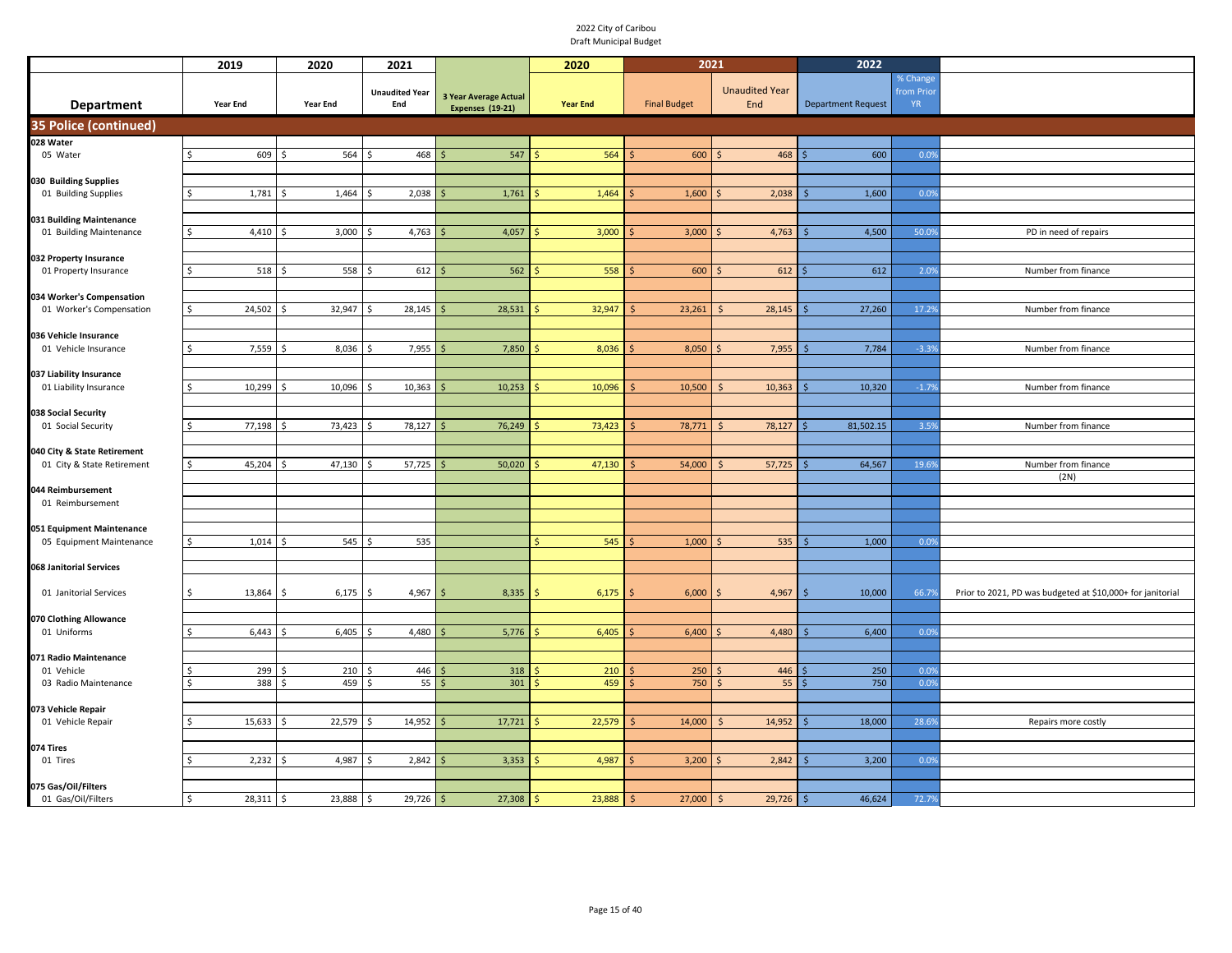2022 City of Caribou
Draft Municipal Budget

| Department | 2019 Year End | 2020 Year End | 2021 Unaudited Year End | 3 Year Average Actual Expenses (19-21) | 2020 Year End | 2021 Final Budget | 2021 Unaudited Year End | 2022 Department Request | % Change from Prior YR | |
|---|---|---|---|---|---|---|---|---|---|---|
| **35 Police (continued)** | | | | | | | | | | |
| **028 Water** | | | | | | | | | | |
| 05 Water | $ 609 | $ 564 | $ 468 | $ 547 | $ 564 | $ 600 | $ 468 | $ 600 | 0.0% | |
| **030 Building Supplies** | | | | | | | | | | |
| 01 Building Supplies | $ 1,781 | $ 1,464 | $ 2,038 | $ 1,761 | $ 1,464 | $ 1,600 | $ 2,038 | $ 1,600 | 0.0% | |
| **031 Building Maintenance** | | | | | | | | | | |
| 01 Building Maintenance | $ 4,410 | $ 3,000 | $ 4,763 | $ 4,057 | $ 3,000 | $ 3,000 | $ 4,763 | $ 4,500 | 50.0% | PD in need of repairs |
| **032 Property Insurance** | | | | | | | | | | |
| 01 Property Insurance | $ 518 | $ 558 | $ 612 | $ 562 | $ 558 | $ 600 | $ 612 | $ 612 | 2.0% | Number from finance |
| **034 Worker's Compensation** | | | | | | | | | | |
| 01 Worker's Compensation | $ 24,502 | $ 32,947 | $ 28,145 | $ 28,531 | $ 32,947 | $ 23,261 | $ 28,145 | $ 27,260 | 17.2% | Number from finance |
| **036 Vehicle Insurance** | | | | | | | | | | |
| 01 Vehicle Insurance | $ 7,559 | $ 8,036 | $ 7,955 | $ 7,850 | $ 8,036 | $ 8,050 | $ 7,955 | $ 7,784 | -3.3% | Number from finance |
| **037 Liability Insurance** | | | | | | | | | | |
| 01 Liability Insurance | $ 10,299 | $ 10,096 | $ 10,363 | $ 10,253 | $ 10,096 | $ 10,500 | $ 10,363 | $ 10,320 | -1.7% | Number from finance |
| **038 Social Security** | | | | | | | | | | |
| 01 Social Security | $ 77,198 | $ 73,423 | $ 78,127 | $ 76,249 | $ 73,423 | $ 78,771 | $ 78,127 | $ 81,502.15 | 3.5% | Number from finance |
| **040 City & State Retirement** | | | | | | | | | | |
| 01 City & State Retirement | $ 45,204 | $ 47,130 | $ 57,725 | $ 50,020 | $ 47,130 | $ 54,000 | $ 57,725 | $ 64,567 | 19.6% | Number from finance (2N) |
| **044 Reimbursement** | | | | | | | | | | |
| 01 Reimbursement | | | | | | | | | | |
| **051 Equipment Maintenance** | | | | | | | | | | |
| 05 Equipment Maintenance | $ 1,014 | $ 545 | $ 535 | | $ 545 | $ 1,000 | $ 535 | $ 1,000 | 0.0% | |
| **068 Janitorial Services** | | | | | | | | | | |
| 01 Janitorial Services | $ 13,864 | $ 6,175 | $ 4,967 | $ 8,335 | $ 6,175 | $ 6,000 | $ 4,967 | $ 10,000 | 66.7% | Prior to 2021, PD was budgeted at $10,000+ for janitorial |
| **070 Clothing Allowance** | | | | | | | | | | |
| 01 Uniforms | $ 6,443 | $ 6,405 | $ 4,480 | $ 5,776 | $ 6,405 | $ 6,400 | $ 4,480 | $ 6,400 | 0.0% | |
| **071 Radio Maintenance** | | | | | | | | | | |
| 01 Vehicle | $ 299 | $ 210 | $ 446 | $ 318 | $ 210 | $ 250 | $ 446 | $ 250 | 0.0% | |
| 03 Radio Maintenance | $ 388 | $ 459 | $ 55 | $ 301 | $ 459 | $ 750 | $ 55 | $ 750 | 0.0% | |
| **073 Vehicle Repair** | | | | | | | | | | |
| 01 Vehicle Repair | $ 15,633 | $ 22,579 | $ 14,952 | $ 17,721 | $ 22,579 | $ 14,000 | $ 14,952 | $ 18,000 | 28.6% | Repairs more costly |
| **074 Tires** | | | | | | | | | | |
| 01 Tires | $ 2,232 | $ 4,987 | $ 2,842 | $ 3,353 | $ 4,987 | $ 3,200 | $ 2,842 | $ 3,200 | 0.0% | |
| **075 Gas/Oil/Filters** | | | | | | | | | | |
| 01 Gas/Oil/Filters | $ 28,311 | $ 23,888 | $ 29,726 | $ 27,308 | $ 23,888 | $ 27,000 | $ 29,726 | $ 46,624 | 72.7% | |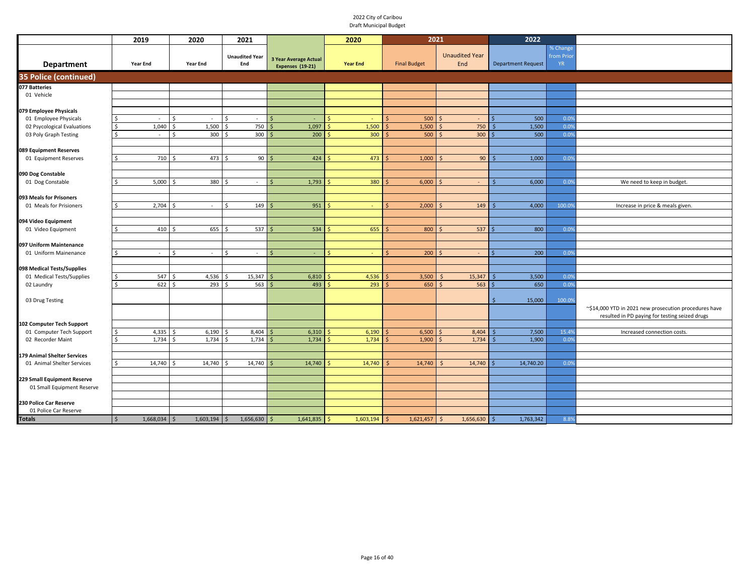2022 City of Caribou
Draft Municipal Budget

| Department | 2019 Year End | 2020 Year End | 2021 Unaudited Year End | 3 Year Average Actual Expenses (19-21) | 2020 Year End | 2021 Final Budget | 2021 Unaudited Year End | 2022 Department Request | % Change from Prior YR | |
|---|---|---|---|---|---|---|---|---|---|---|
| **35 Police (continued)** | | | | | | | | | | |
| **077 Batteries** | | | | | | | | | | |
| 01 Vehicle | | | | | | | | | | |
| **079 Employee Physicals** | | | | | | | | | | |
| 01 Employee Physicals | $ - | $ - | $ - | $ - | $ - | $ 500 | $ - | $ 500 | 0.0% | |
| 02 Psycological Evaluations | $ 1,040 | $ 1,500 | $ 750 | $ 1,097 | $ 1,500 | $ 1,500 | $ 750 | $ 1,500 | 0.0% | |
| 03 Poly Graph Testing | $ - | $ 300 | $ 300 | $ 200 | $ 300 | $ 500 | $ 300 | $ 500 | 0.0% | |
| **089 Equipment Reserves** | | | | | | | | | | |
| 01 Equipment Reserves | $ 710 | $ 473 | $ 90 | $ 424 | $ 473 | $ 1,000 | $ 90 | $ 1,000 | 0.0% | |
| **090 Dog Constable** | | | | | | | | | | |
| 01 Dog Constable | $ 5,000 | $ 380 | $ - | $ 1,793 | $ 380 | $ 6,000 | $ - | $ 6,000 | 0.0% | We need to keep in budget. |
| **093 Meals for Prisoners** | | | | | | | | | | |
| 01 Meals for Prisioners | $ 2,704 | $ - | $ 149 | $ 951 | $ - | $ 2,000 | $ 149 | $ 4,000 | 100.0% | Increase in price & meals given. |
| **094 Video Equipment** | | | | | | | | | | |
| 01 Video Equipment | $ 410 | $ 655 | $ 537 | $ 534 | $ 655 | $ 800 | $ 537 | $ 800 | 0.0% | |
| **097 Uniform Maintenance** | | | | | | | | | | |
| 01 Uniform Mainenance | $ - | $ - | $ - | $ - | $ - | $ 200 | $ - | $ 200 | 0.0% | |
| **098 Medical Tests/Supplies** | | | | | | | | | | |
| 01 Medical Tests/Supplies | $ 547 | $ 4,536 | $ 15,347 | $ 6,810 | $ 4,536 | $ 3,500 | $ 15,347 | $ 3,500 | 0.0% | |
| 02 Laundry | $ 622 | $ 293 | $ 563 | $ 493 | $ 293 | $ 650 | $ 563 | $ 650 | 0.0% | |
| 03 Drug Testing | | | | | | | | $ 15,000 | 100.0% | ~$14,000 YTD in 2021 new prosecution procedures have resulted in PD paying for testing seized drugs |
| **102 Computer Tech Support** | | | | | | | | | | |
| 01 Computer Tech Support | $ 4,335 | $ 6,190 | $ 8,404 | $ 6,310 | $ 6,190 | $ 6,500 | $ 8,404 | $ 7,500 | 15.4% | Increased connection costs. |
| 02 Recorder Maint | $ 1,734 | $ 1,734 | $ 1,734 | $ 1,734 | $ 1,734 | $ 1,900 | $ 1,734 | $ 1,900 | 0.0% | |
| **179 Animal Shelter Services** | | | | | | | | | | |
| 01 Animal Shelter Services | $ 14,740 | $ 14,740 | $ 14,740 | $ 14,740 | $ 14,740 | $ 14,740 | $ 14,740 | $ 14,740.20 | 0.0% | |
| **229 Small Equipment Reserve** | | | | | | | | | | |
| 01 Small Equipment Reserve | | | | | | | | | | |
| **230 Police Car Reserve** | | | | | | | | | | |
| 01 Police Car Reserve | | | | | | | | | | |
| **Totals** | $ 1,668,034 | $ 1,603,194 | $ 1,656,630 | $ 1,641,835 | $ 1,603,194 | $ 1,621,457 | $ 1,656,630 | $ 1,763,342 | 8.8% | |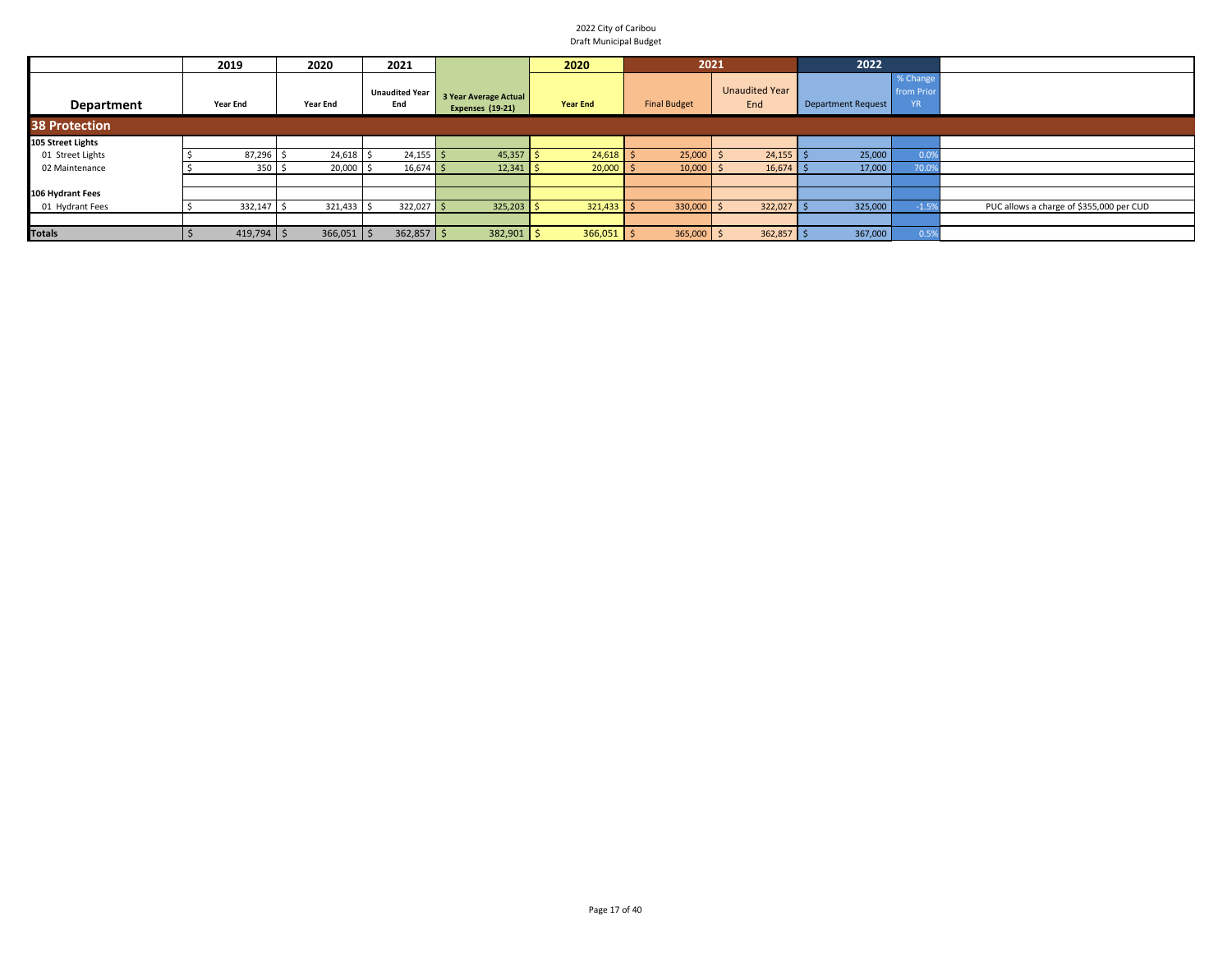2022 City of Caribou
Draft Municipal Budget

| | 2019 | 2020 | 2021 | | 2020 | 2021 | | 2022 | | |
|---|---|---|---|---|---|---|---|---|---|---|
| **Department** | Year End | Year End | Unaudited Year End | 3 Year Average Actual Expenses (19-21) | Year End | Final Budget | Unaudited Year End | Department Request | % Change from Prior YR | |
| **38 Protection** | | | | | | | | | | |
| **105 Street Lights** | | | | | | | | | | |
| 01 Street Lights | $ 87,296 | $ 24,618 | $ 24,155 | $ 45,357 | $ 24,618 | $ 25,000 | $ 24,155 | $ 25,000 | 0.0% | |
| 02 Maintenance | $ 350 | $ 20,000 | $ 16,674 | $ 12,341 | $ 20,000 | $ 10,000 | $ 16,674 | $ 17,000 | 70.0% | |
| **106 Hydrant Fees** | | | | | | | | | | |
| 01 Hydrant Fees | $ 332,147 | $ 321,433 | $ 322,027 | $ 325,203 | $ 321,433 | $ 330,000 | $ 322,027 | $ 325,000 | -1.5% | PUC allows a charge of $355,000 per CUD |
| **Totals** | $ 419,794 | $ 366,051 | $ 362,857 | $ 382,901 | $ 366,051 | $ 365,000 | $ 362,857 | $ 367,000 | 0.5% | |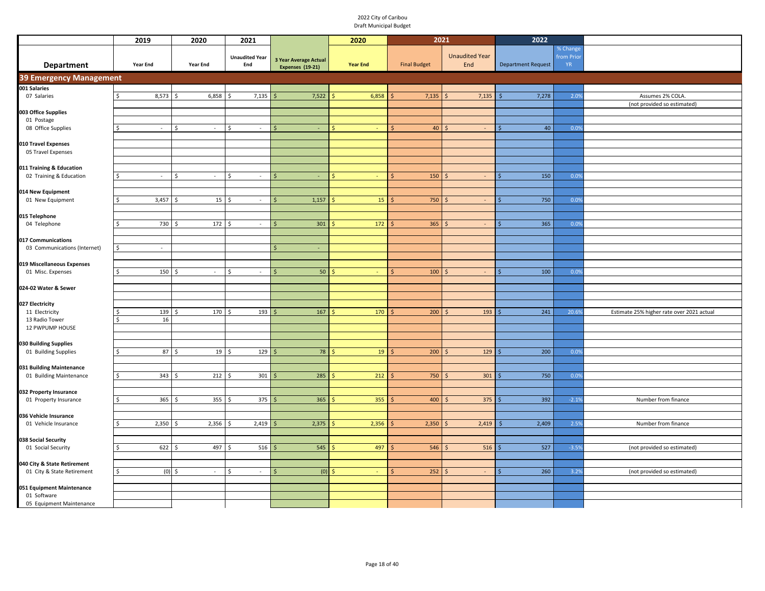2022 City of Caribou
Draft Municipal Budget

| Department | 2019 Year End | 2020 Year End | 2021 Unaudited Year End | 3 Year Average Actual Expenses (19-21) | 2020 Year End | 2021 Final Budget | 2021 Unaudited Year End | 2022 Department Request | % Change from Prior YR | |
|---|---|---|---|---|---|---|---|---|---|---|
| **39 Emergency Management** | | | | | | | | | | |
| **001 Salaries** | | | | | | | | | | |
| 07 Salaries | $ 8,573 | $ 6,858 | $ 7,135 | $ 7,522 | $ 6,858 | $ 7,135 | $ 7,135 | $ 7,278 | 2.0% | Assumes 2% COLA. |
| | | | | | | | | | | (not provided so estimated) |
| **003 Office Supplies** | | | | | | | | | | |
| 01 Postage | | | | | | | | | | |
| 08 Office Supplies | $ - | $ - | $ - | $ - | $ - | $ 40 | $ - | $ 40 | 0.0% | |
| **010 Travel Expenses** | | | | | | | | | | |
| 05 Travel Expenses | | | | | | | | | | |
| **011 Training & Education** | | | | | | | | | | |
| 02 Training & Education | $ - | $ - | $ - | $ - | $ - | $ 150 | $ - | $ 150 | 0.0% | |
| **014 New Equipment** | | | | | | | | | | |
| 01 New Equipment | $ 3,457 | $ 15 | $ - | $ 1,157 | $ 15 | $ 750 | $ - | $ 750 | 0.0% | |
| **015 Telephone** | | | | | | | | | | |
| 04 Telephone | $ 730 | $ 172 | $ - | $ 301 | $ 172 | $ 365 | $ - | $ 365 | 0.0% | |
| **017 Communications** | | | | | | | | | | |
| 03 Communications (Internet) | $ - | | | $ - | | | | | | |
| **019 Miscellaneous Expenses** | | | | | | | | | | |
| 01 Misc. Expenses | $ 150 | $ - | $ - | $ 50 | $ - | $ 100 | $ - | $ 100 | 0.0% | |
| **024-02 Water & Sewer** | | | | | | | | | | |
| **027 Electricity** | | | | | | | | | | |
| 11 Electricity | $ 139 | $ 170 | $ 193 | $ 167 | $ 170 | $ 200 | $ 193 | $ 241 | 20.6% | Estimate 25% higher rate over 2021 actual |
| 13 Radio Tower | $ 16 | | | | | | | | | |
| 12 PWPUMP HOUSE | | | | | | | | | | |
| **030 Building Supplies** | | | | | | | | | | |
| 01 Building Supplies | $ 87 | $ 19 | $ 129 | $ 78 | $ 19 | $ 200 | $ 129 | $ 200 | 0.0% | |
| **031 Building Maintenance** | | | | | | | | | | |
| 01 Building Maintenance | $ 343 | $ 212 | $ 301 | $ 285 | $ 212 | $ 750 | $ 301 | $ 750 | 0.0% | |
| **032 Property Insurance** | | | | | | | | | | |
| 01 Property Insurance | $ 365 | $ 355 | $ 375 | $ 365 | $ 355 | $ 400 | $ 375 | $ 392 | -2.1% | Number from finance |
| **036 Vehicle Insurance** | | | | | | | | | | |
| 01 Vehicle Insurance | $ 2,350 | $ 2,356 | $ 2,419 | $ 2,375 | $ 2,356 | $ 2,350 | $ 2,419 | $ 2,409 | 2.5% | Number from finance |
| **038 Social Security** | | | | | | | | | | |
| 01 Social Security | $ 622 | $ 497 | $ 516 | $ 545 | $ 497 | $ 546 | $ 516 | $ 527 | -3.5% | (not provided so estimated) |
| **040 City & State Retirement** | | | | | | | | | | |
| 01 City & State Retirement | $ (0) | $ - | $ - | $ (0) | $ - | $ 252 | $ - | $ 260 | 3.2% | (not provided so estimated) |
| **051 Equipment Maintenance** | | | | | | | | | | |
| 01 Software | | | | | | | | | | |
| 05 Equipment Maintenance | | | | | | | | | | |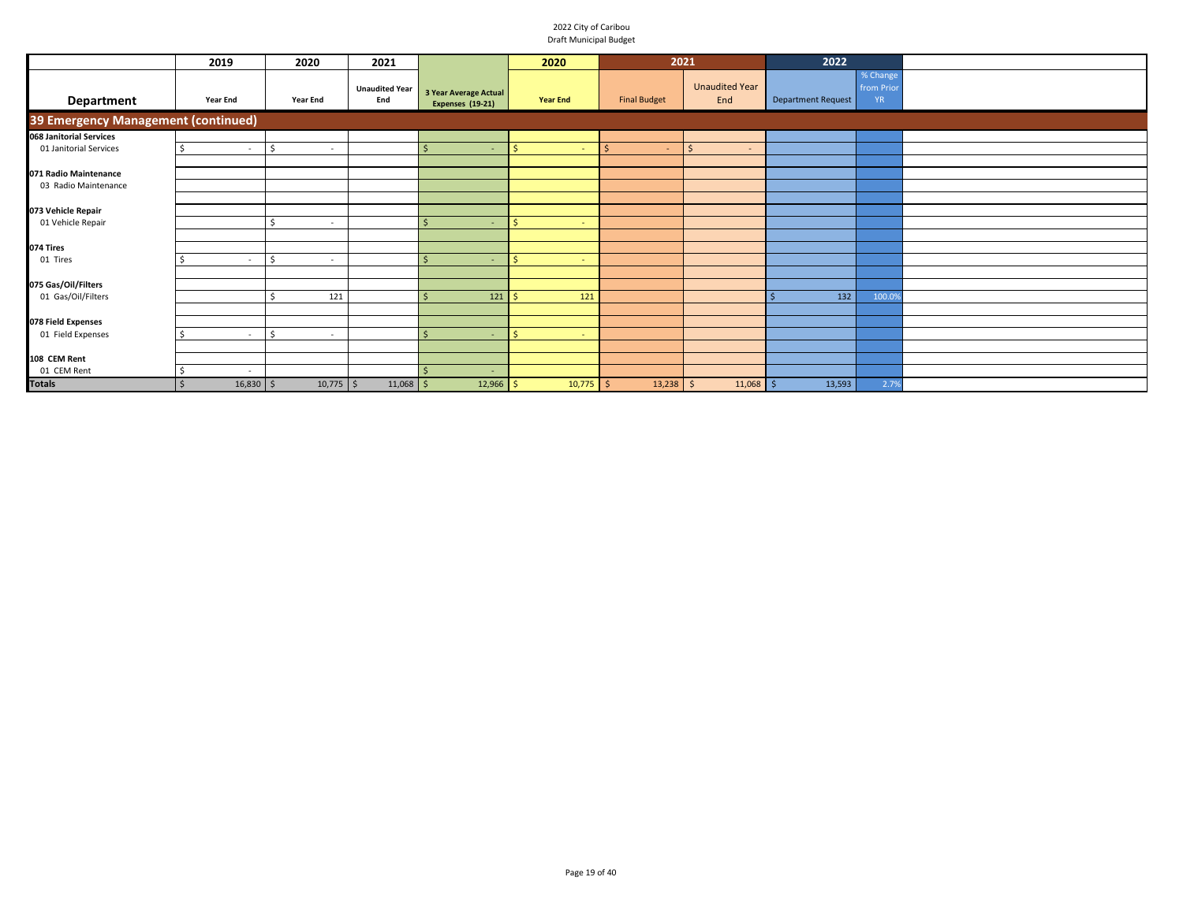2022 City of Caribou
Draft Municipal Budget

| Department | 2019 Year End | 2020 Year End | 2021 Unaudited Year End | 3 Year Average Actual Expenses (19-21) | 2020 Year End | 2021 Final Budget | 2021 Unaudited Year End | 2022 Department Request | % Change from Prior YR | |
|---|---|---|---|---|---|---|---|---|---|---|
| **39 Emergency Management (continued)** | | | | | | | | | | |
| **068 Janitorial Services** | | | | | | | | | | |
| 01 Janitorial Services | $ - | $ - | | $ - | $ - | $ - | $ - | | | |
| | | | | | | | | | | |
| **071 Radio Maintenance** | | | | | | | | | | |
| 03 Radio Maintenance | | | | | | | | | | |
| | | | | | | | | | | |
| **073 Vehicle Repair** | | | | | | | | | | |
| 01 Vehicle Repair | | $ - | | $ - | $ - | | | | | |
| | | | | | | | | | | |
| **074 Tires** | | | | | | | | | | |
| 01 Tires | $ - | $ - | | $ - | $ - | | | | | |
| | | | | | | | | | | |
| **075 Gas/Oil/Filters** | | | | | | | | | | |
| 01 Gas/Oil/Filters | | $ 121 | | $ 121 | $ 121 | | | $ 132 | 100.0% | |
| | | | | | | | | | | |
| **078 Field Expenses** | | | | | | | | | | |
| 01 Field Expenses | $ - | $ - | | $ - | $ - | | | | | |
| | | | | | | | | | | |
| **108 CEM Rent** | | | | | | | | | | |
| 01 CEM Rent | $ - | | | $ - | | | | | | |
| **Totals** | $ 16,830 | $ 10,775 | $ 11,068 | $ 12,966 | $ 10,775 | $ 13,238 | $ 11,068 | $ 13,593 | 2.7% | |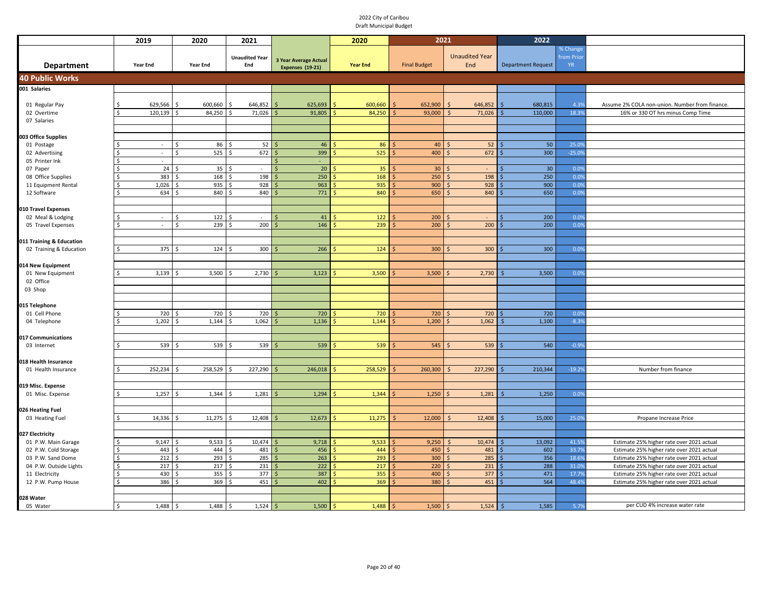2022 City of Caribou
Draft Municipal Budget

| Department | 2019 Year End | 2020 Year End | 2021 Unaudited Year End | 3 Year Average Actual Expenses (19-21) | 2020 Year End | 2021 Final Budget | 2021 Unaudited Year End | 2022 Department Request | % Change from Prior YR | |
|---|---|---|---|---|---|---|---|---|---|---|
| **40 Public Works** | | | | | | | | | | |
| **001 Salaries** | | | | | | | | | | |
| 01 Regular Pay | $ 629,566 | $ 600,660 | $ 646,852 | $ 625,693 | $ 600,660 | $ 652,900 | $ 646,852 | $ 680,815 | 4.3% | Assume 2% COLA non-union. Number from finance. |
| 02 Overtime | $ 120,139 | $ 84,250 | $ 71,026 | $ 91,805 | $ 84,250 | $ 93,000 | $ 71,026 | $ 110,000 | 18.3% | 16% or 330 OT hrs minus Comp Time |
| 07 Salaries | | | | | | | | | | |
| **003 Office Supplies** | | | | | | | | | | |
| 01 Postage | $ - | $ 86 | $ 52 | $ 46 | $ 86 | $ 40 | $ 52 | $ 50 | 25.0% | |
| 02 Advertising | $ - | $ 525 | $ 672 | $ 399 | $ 525 | $ 400 | $ 672 | $ 300 | -25.0% | |
| 05 Printer Ink | $ - | | | $ - | | | | | | |
| 07 Paper | $ 24 | $ 35 | $ - | $ 20 | $ 35 | $ 30 | $ - | $ 30 | 0.0% | |
| 08 Office Supplies | $ 383 | $ 168 | $ 198 | $ 250 | $ 168 | $ 250 | $ 198 | $ 250 | 0.0% | |
| 11 Equipment Rental | $ 1,026 | $ 935 | $ 928 | $ 963 | $ 935 | $ 900 | $ 928 | $ 900 | 0.0% | |
| 12 Software | $ 634 | $ 840 | $ 840 | $ 771 | $ 840 | $ 650 | $ 840 | $ 650 | 0.0% | |
| **010 Travel Expenses** | | | | | | | | | | |
| 02 Meal & Lodging | $ - | $ 122 | $ - | $ 41 | $ 122 | $ 200 | $ - | $ 200 | 0.0% | |
| 05 Travel Expenses | $ - | $ 239 | $ 200 | $ 146 | $ 239 | $ 200 | $ 200 | $ 200 | 0.0% | |
| **011 Training & Education** | | | | | | | | | | |
| 02 Training & Education | $ 375 | $ 124 | $ 300 | $ 266 | $ 124 | $ 300 | $ 300 | $ 300 | 0.0% | |
| **014 New Equipment** | | | | | | | | | | |
| 01 New Equipment | $ 3,139 | $ 3,500 | $ 2,730 | $ 3,123 | $ 3,500 | $ 3,500 | $ 2,730 | $ 3,500 | 0.0% | |
| 02 Office | | | | | | | | | | |
| 03 Shop | | | | | | | | | | |
| **015 Telephone** | | | | | | | | | | |
| 01 Cell Phone | $ 720 | $ 720 | $ 720 | $ 720 | $ 720 | $ 720 | $ 720 | $ 720 | 0.0% | |
| 04 Telephone | $ 1,202 | $ 1,144 | $ 1,062 | $ 1,136 | $ 1,144 | $ 1,200 | $ 1,062 | $ 1,100 | -8.3% | |
| **017 Communications** | | | | | | | | | | |
| 03 Internet | $ 539 | $ 539 | $ 539 | $ 539 | $ 539 | $ 545 | $ 539 | $ 540 | -0.9% | |
| **018 Health Insurance** | | | | | | | | | | |
| 01 Health Insurance | $ 252,234 | $ 258,529 | $ 227,290 | $ 246,018 | $ 258,529 | $ 260,300 | $ 227,290 | $ 210,344 | -19.2% | Number from finance |
| **019 Misc. Expense** | | | | | | | | | | |
| 01 Misc. Expense | $ 1,257 | $ 1,344 | $ 1,281 | $ 1,294 | $ 1,344 | $ 1,250 | $ 1,281 | $ 1,250 | 0.0% | |
| **026 Heating Fuel** | | | | | | | | | | |
| 03 Heating Fuel | $ 14,336 | $ 11,275 | $ 12,408 | $ 12,673 | $ 11,275 | $ 12,000 | $ 12,408 | $ 15,000 | 25.0% | Propane Increase Price |
| **027 Electricity** | | | | | | | | | | |
| 01 P.W. Main Garage | $ 9,147 | $ 9,533 | $ 10,474 | $ 9,718 | $ 9,533 | $ 9,250 | $ 10,474 | $ 13,092 | 41.5% | Estimate 25% higher rate over 2021 actual |
| 02 P.W. Cold Storage | $ 443 | $ 444 | $ 481 | $ 456 | $ 444 | $ 450 | $ 481 | $ 602 | 33.7% | Estimate 25% higher rate over 2021 actual |
| 03 P.W. Sand Dome | $ 212 | $ 293 | $ 285 | $ 263 | $ 293 | $ 300 | $ 285 | $ 356 | 18.6% | Estimate 25% higher rate over 2021 actual |
| 04 P.W. Outside Lights | $ 217 | $ 217 | $ 231 | $ 222 | $ 217 | $ 220 | $ 231 | $ 288 | 31.0% | Estimate 25% higher rate over 2021 actual |
| 11 Electricity | $ 430 | $ 355 | $ 377 | $ 387 | $ 355 | $ 400 | $ 377 | $ 471 | 17.7% | Estimate 25% higher rate over 2021 actual |
| 12 P.W. Pump House | $ 386 | $ 369 | $ 451 | $ 402 | $ 369 | $ 380 | $ 451 | $ 564 | 48.4% | Estimate 25% higher rate over 2021 actual |
| **028 Water** | | | | | | | | | | |
| 05 Water | $ 1,488 | $ 1,488 | $ 1,524 | $ 1,500 | $ 1,488 | $ 1,500 | $ 1,524 | $ 1,585 | 5.7% | per CUD 4% increase water rate |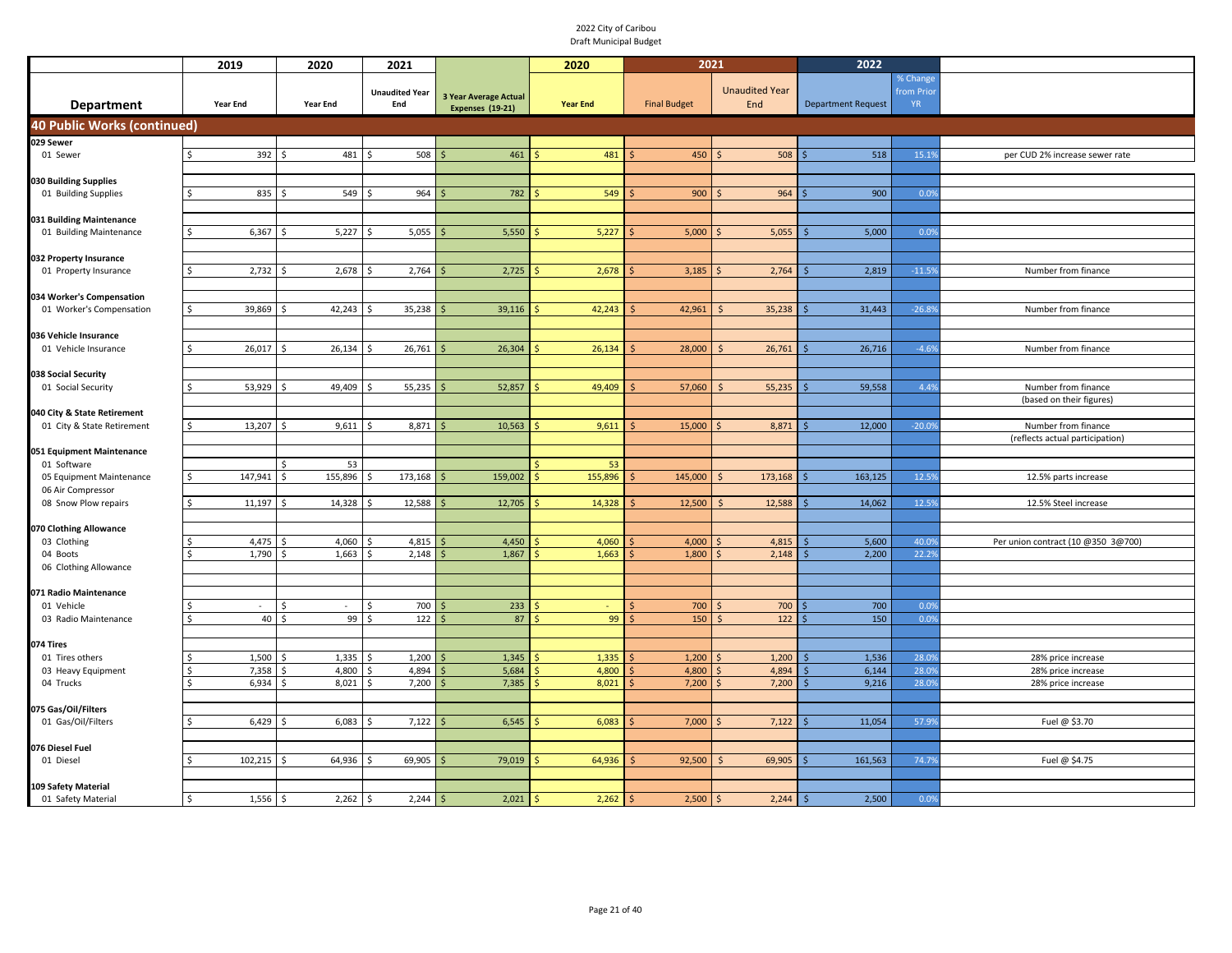2022 City of Caribou
Draft Municipal Budget

| Department | 2019 Year End | 2020 Year End | 2021 Unaudited Year End | 3 Year Average Actual Expenses (19-21) | 2020 Year End | 2021 Final Budget | 2021 Unaudited Year End | 2022 Department Request | % Change from Prior YR | |
|---|---|---|---|---|---|---|---|---|---|---|
| **40 Public Works (continued)** | | | | | | | | | | |
| **029 Sewer** | | | | | | | | | | |
| 01 Sewer | $ 392 | $ 481 | $ 508 | $ 461 | $ 481 | $ 450 | $ 508 | $ 518 | 15.1% | per CUD 2% increase sewer rate |
| **030 Building Supplies** | | | | | | | | | | |
| 01 Building Supplies | $ 835 | $ 549 | $ 964 | $ 782 | $ 549 | $ 900 | $ 964 | $ 900 | 0.0% | |
| **031 Building Maintenance** | | | | | | | | | | |
| 01 Building Maintenance | $ 6,367 | $ 5,227 | $ 5,055 | $ 5,550 | $ 5,227 | $ 5,000 | $ 5,055 | $ 5,000 | 0.0% | |
| **032 Property Insurance** | | | | | | | | | | |
| 01 Property Insurance | $ 2,732 | $ 2,678 | $ 2,764 | $ 2,725 | $ 2,678 | $ 3,185 | $ 2,764 | $ 2,819 | -11.5% | Number from finance |
| **034 Worker's Compensation** | | | | | | | | | | |
| 01 Worker's Compensation | $ 39,869 | $ 42,243 | $ 35,238 | $ 39,116 | $ 42,243 | $ 42,961 | $ 35,238 | $ 31,443 | -26.8% | Number from finance |
| **036 Vehicle Insurance** | | | | | | | | | | |
| 01 Vehicle Insurance | $ 26,017 | $ 26,134 | $ 26,761 | $ 26,304 | $ 26,134 | $ 28,000 | $ 26,761 | $ 26,716 | -4.6% | Number from finance |
| **038 Social Security** | | | | | | | | | | |
| 01 Social Security | $ 53,929 | $ 49,409 | $ 55,235 | $ 52,857 | $ 49,409 | $ 57,060 | $ 55,235 | $ 59,558 | 4.4% | Number from finance |
| | | | | | | | | | | (based on their figures) |
| **040 City & State Retirement** | | | | | | | | | | |
| 01 City & State Retirement | $ 13,207 | $ 9,611 | $ 8,871 | $ 10,563 | $ 9,611 | $ 15,000 | $ 8,871 | $ 12,000 | -20.0% | Number from finance |
| | | | | | | | | | | (reflects actual participation) |
| **051 Equipment Maintenance** | | | | | | | | | | |
| 01 Software | | $ 53 | | | $ 53 | | | | | |
| 05 Equipment Maintenance | $ 147,941 | $ 155,896 | $ 173,168 | $ 159,002 | $ 155,896 | $ 145,000 | $ 173,168 | $ 163,125 | 12.5% | 12.5% parts increase |
| 06 Air Compressor | | | | | | | | | | |
| 08 Snow Plow repairs | $ 11,197 | $ 14,328 | $ 12,588 | $ 12,705 | $ 14,328 | $ 12,500 | $ 12,588 | $ 14,062 | 12.5% | 12.5% Steel increase |
| **070 Clothing Allowance** | | | | | | | | | | |
| 03 Clothing | $ 4,475 | $ 4,060 | $ 4,815 | $ 4,450 | $ 4,060 | $ 4,000 | $ 4,815 | $ 5,600 | 40.0% | Per union contract (10 @350 3@700) |
| 04 Boots | $ 1,790 | $ 1,663 | $ 2,148 | $ 1,867 | $ 1,663 | $ 1,800 | $ 2,148 | $ 2,200 | 22.2% | |
| 06 Clothing Allowance | | | | | | | | | | |
| **071 Radio Maintenance** | | | | | | | | | | |
| 01 Vehicle | $ - | $ - | $ 700 | $ 233 | $ - | $ 700 | $ 700 | $ 700 | 0.0% | |
| 03 Radio Maintenance | $ 40 | $ 99 | $ 122 | $ 87 | $ 99 | $ 150 | $ 122 | $ 150 | 0.0% | |
| **074 Tires** | | | | | | | | | | |
| 01 Tires others | $ 1,500 | $ 1,335 | $ 1,200 | $ 1,345 | $ 1,335 | $ 1,200 | $ 1,200 | $ 1,536 | 28.0% | 28% price increase |
| 03 Heavy Equipment | $ 7,358 | $ 4,800 | $ 4,894 | $ 5,684 | $ 4,800 | $ 4,800 | $ 4,894 | $ 6,144 | 28.0% | 28% price increase |
| 04 Trucks | $ 6,934 | $ 8,021 | $ 7,200 | $ 7,385 | $ 8,021 | $ 7,200 | $ 7,200 | $ 9,216 | 28.0% | 28% price increase |
| **075 Gas/Oil/Filters** | | | | | | | | | | |
| 01 Gas/Oil/Filters | $ 6,429 | $ 6,083 | $ 7,122 | $ 6,545 | $ 6,083 | $ 7,000 | $ 7,122 | $ 11,054 | 57.9% | Fuel @ $3.70 |
| **076 Diesel Fuel** | | | | | | | | | | |
| 01 Diesel | $ 102,215 | $ 64,936 | $ 69,905 | $ 79,019 | $ 64,936 | $ 92,500 | $ 69,905 | $ 161,563 | 74.7% | Fuel @ $4.75 |
| **109 Safety Material** | | | | | | | | | | |
| 01 Safety Material | $ 1,556 | $ 2,262 | $ 2,244 | $ 2,021 | $ 2,262 | $ 2,500 | $ 2,244 | $ 2,500 | 0.0% | |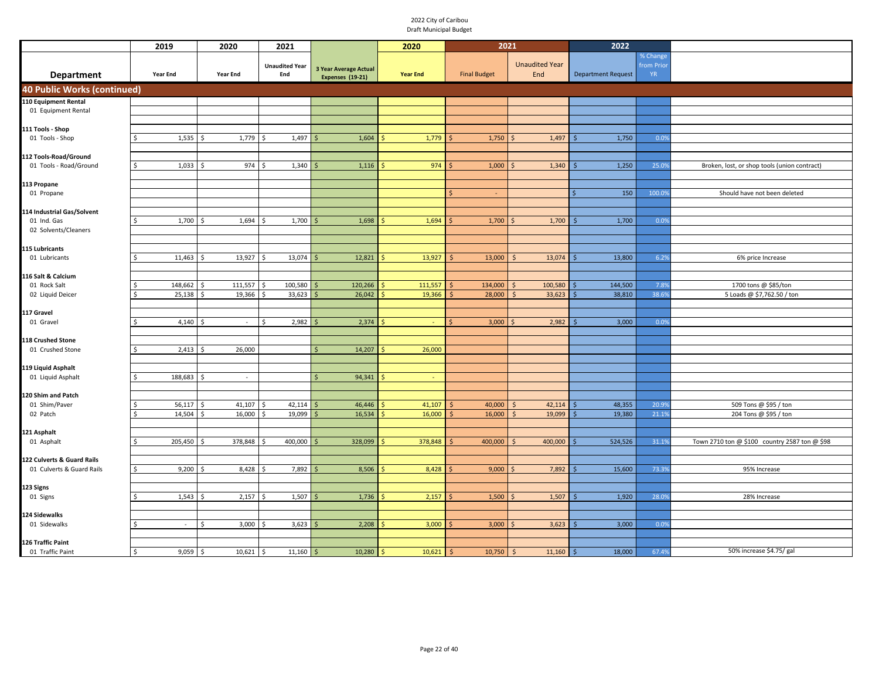2022 City of Caribou
Draft Municipal Budget

| Department | 2019 Year End | 2020 Year End | 2021 Unaudited Year End | 3 Year Average Actual Expenses (19-21) | 2020 Year End | 2021 Final Budget | 2021 Unaudited Year End | 2022 Department Request | % Change from Prior YR | |
|---|---|---|---|---|---|---|---|---|---|---|
| **40 Public Works (continued)** | | | | | | | | | | |
| **110 Equipment Rental** | | | | | | | | | | |
| 01 Equipment Rental | | | | | | | | | | |
| **111 Tools - Shop** | | | | | | | | | | |
| 01 Tools - Shop | $ 1,535 | $ 1,779 | $ 1,497 | $ 1,604 | $ 1,779 | $ 1,750 | $ 1,497 | $ 1,750 | 0.0% | |
| **112 Tools-Road/Ground** | | | | | | | | | | |
| 01 Tools - Road/Ground | $ 1,033 | $ 974 | $ 1,340 | $ 1,116 | $ 974 | $ 1,000 | $ 1,340 | $ 1,250 | 25.0% | Broken, lost, or shop tools (union contract) |
| **113 Propane** | | | | | | | | | | |
| 01 Propane | | | | | | $ - | | $ 150 | 100.0% | Should have not been deleted |
| **114 Industrial Gas/Solvent** | | | | | | | | | | |
| 01 Ind. Gas | $ 1,700 | $ 1,694 | $ 1,700 | $ 1,698 | $ 1,694 | $ 1,700 | $ 1,700 | $ 1,700 | 0.0% | |
| 02 Solvents/Cleaners | | | | | | | | | | |
| **115 Lubricants** | | | | | | | | | | |
| 01 Lubricants | $ 11,463 | $ 13,927 | $ 13,074 | $ 12,821 | $ 13,927 | $ 13,000 | $ 13,074 | $ 13,800 | 6.2% | 6% price Increase |
| **116 Salt & Calcium** | | | | | | | | | | |
| 01 Rock Salt | $ 148,662 | $ 111,557 | $ 100,580 | $ 120,266 | $ 111,557 | $ 134,000 | $ 100,580 | $ 144,500 | 7.8% | 1700 tons @ $85/ton |
| 02 Liquid Deicer | $ 25,138 | $ 19,366 | $ 33,623 | $ 26,042 | $ 19,366 | $ 28,000 | $ 33,623 | $ 38,810 | 38.6% | 5 Loads @ $7,762.50 / ton |
| **117 Gravel** | | | | | | | | | | |
| 01 Gravel | $ 4,140 | $ - | $ 2,982 | $ 2,374 | $ - | $ 3,000 | $ 2,982 | $ 3,000 | 0.0% | |
| **118 Crushed Stone** | | | | | | | | | | |
| 01 Crushed Stone | $ 2,413 | $ 26,000 | | $ 14,207 | $ 26,000 | | | | | |
| **119 Liquid Asphalt** | | | | | | | | | | |
| 01 Liquid Asphalt | $ 188,683 | $ - | | $ 94,341 | $ - | | | | | |
| **120 Shim and Patch** | | | | | | | | | | |
| 01 Shim/Paver | $ 56,117 | $ 41,107 | $ 42,114 | $ 46,446 | $ 41,107 | $ 40,000 | $ 42,114 | $ 48,355 | 20.9% | 509 Tons @ $95 / ton |
| 02 Patch | $ 14,504 | $ 16,000 | $ 19,099 | $ 16,534 | $ 16,000 | $ 16,000 | $ 19,099 | $ 19,380 | 21.1% | 204 Tons @ $95 / ton |
| **121 Asphalt** | | | | | | | | | | |
| 01 Asphalt | $ 205,450 | $ 378,848 | $ 400,000 | $ 328,099 | $ 378,848 | $ 400,000 | $ 400,000 | $ 524,526 | 31.1% | Town 2710 ton @ $100 country 2587 ton @ $98 |
| **122 Culverts & Guard Rails** | | | | | | | | | | |
| 01 Culverts & Guard Rails | $ 9,200 | $ 8,428 | $ 7,892 | $ 8,506 | $ 8,428 | $ 9,000 | $ 7,892 | $ 15,600 | 73.3% | 95% Increase |
| **123 Signs** | | | | | | | | | | |
| 01 Signs | $ 1,543 | $ 2,157 | $ 1,507 | $ 1,736 | $ 2,157 | $ 1,500 | $ 1,507 | $ 1,920 | 28.0% | 28% Increase |
| **124 Sidewalks** | | | | | | | | | | |
| 01 Sidewalks | $ - | $ 3,000 | $ 3,623 | $ 2,208 | $ 3,000 | $ 3,000 | $ 3,623 | $ 3,000 | 0.0% | |
| **126 Traffic Paint** | | | | | | | | | | |
| 01 Traffic Paint | $ 9,059 | $ 10,621 | $ 11,160 | $ 10,280 | $ 10,621 | $ 10,750 | $ 11,160 | $ 18,000 | 67.4% | 50% increase $4.75/ gal |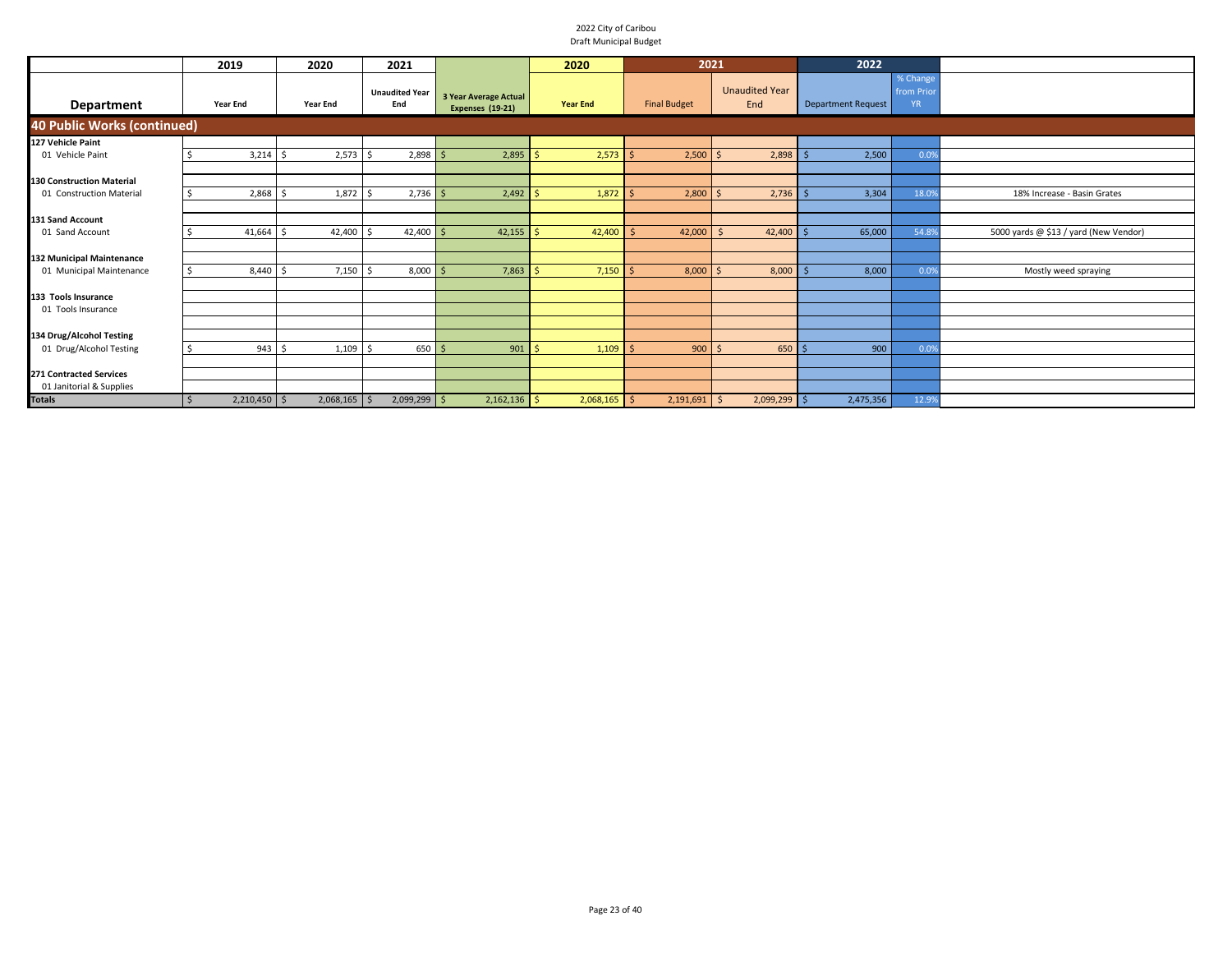2022 City of Caribou
Draft Municipal Budget

| Department | 2019 Year End | 2020 Year End | 2021 Unaudited Year End | 3 Year Average Actual Expenses (19-21) | 2020 Year End | 2021 Final Budget | 2021 Unaudited Year End | 2022 Department Request | % Change from Prior YR | |
|---|---|---|---|---|---|---|---|---|---|---|
| **40 Public Works (continued)** | | | | | | | | | | |
| **127 Vehicle Paint** | | | | | | | | | | |
| 01 Vehicle Paint | $ 3,214 | $ 2,573 | $ 2,898 | $ 2,895 | $ 2,573 | $ 2,500 | $ 2,898 | $ 2,500 | 0.0% | |
| **130 Construction Material** | | | | | | | | | | |
| 01 Construction Material | $ 2,868 | $ 1,872 | $ 2,736 | $ 2,492 | $ 1,872 | $ 2,800 | $ 2,736 | $ 3,304 | 18.0% | 18% Increase - Basin Grates |
| **131 Sand Account** | | | | | | | | | | |
| 01 Sand Account | $ 41,664 | $ 42,400 | $ 42,400 | $ 42,155 | $ 42,400 | $ 42,000 | $ 42,400 | $ 65,000 | 54.8% | 5000 yards @ $13 / yard (New Vendor) |
| **132 Municipal Maintenance** | | | | | | | | | | |
| 01 Municipal Maintenance | $ 8,440 | $ 7,150 | $ 8,000 | $ 7,863 | $ 7,150 | $ 8,000 | $ 8,000 | $ 8,000 | 0.0% | Mostly weed spraying |
| **133 Tools Insurance** | | | | | | | | | | |
| 01 Tools Insurance | | | | | | | | | | |
| **134 Drug/Alcohol Testing** | | | | | | | | | | |
| 01 Drug/Alcohol Testing | $ 943 | $ 1,109 | $ 650 | $ 901 | $ 1,109 | $ 900 | $ 650 | $ 900 | 0.0% | |
| **271 Contracted Services** | | | | | | | | | | |
| 01 Janitorial & Supplies | | | | | | | | | | |
| **Totals** | $ 2,210,450 | $ 2,068,165 | $ 2,099,299 | $ 2,162,136 | $ 2,068,165 | $ 2,191,691 | $ 2,099,299 | $ 2,475,356 | 12.9% | |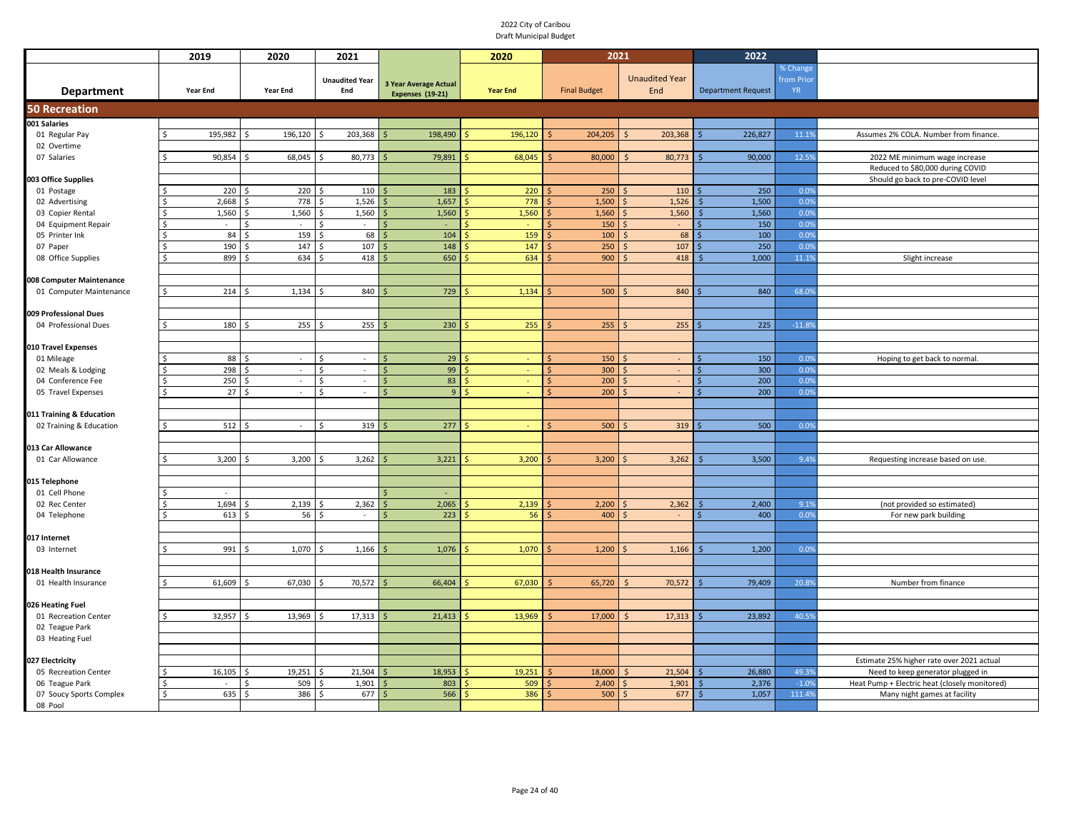2022 City of Caribou
Draft Municipal Budget

| Department | 2019 Year End | 2020 Year End | 2021 Unaudited Year End | 3 Year Average Actual Expenses (19-21) | 2020 Year End | 2021 Final Budget | 2021 Unaudited Year End | 2022 Department Request | % Change from Prior YR | |
|---|---|---|---|---|---|---|---|---|---|---|
| **50 Recreation** | | | | | | | | | | |
| **001 Salaries** | | | | | | | | | | |
| 01 Regular Pay | $ 195,982 | $ 196,120 | $ 203,368 | $ 198,490 | $ 196,120 | $ 204,205 | $ 203,368 | $ 226,827 | 11.1% | Assumes 2% COLA. Number from finance. |
| 02 Overtime | | | | | | | | | | |
| 07 Salaries | $ 90,854 | $ 68,045 | $ 80,773 | $ 79,891 | $ 68,045 | $ 80,000 | $ 80,773 | $ 90,000 | 12.5% | 2022 ME minimum wage increase |
| | | | | | | | | | | Reduced to $80,000 during COVID |
| **003 Office Supplies** | | | | | | | | | | Should go back to pre-COVID level |
| 01 Postage | $ 220 | $ 220 | $ 110 | $ 183 | $ 220 | $ 250 | $ 110 | $ 250 | 0.0% | |
| 02 Advertising | $ 2,668 | $ 778 | $ 1,526 | $ 1,657 | $ 778 | $ 1,500 | $ 1,526 | $ 1,500 | 0.0% | |
| 03 Copier Rental | $ 1,560 | $ 1,560 | $ 1,560 | $ 1,560 | $ 1,560 | $ 1,560 | $ 1,560 | $ 1,560 | 0.0% | |
| 04 Equipment Repair | $ - | $ - | $ - | $ - | $ - | $ 150 | $ - | $ 150 | 0.0% | |
| 05 Printer Ink | $ 84 | $ 159 | $ 68 | $ 104 | $ 159 | $ 100 | $ 68 | $ 100 | 0.0% | |
| 07 Paper | $ 190 | $ 147 | $ 107 | $ 148 | $ 147 | $ 250 | $ 107 | $ 250 | 0.0% | |
| 08 Office Supplies | $ 899 | $ 634 | $ 418 | $ 650 | $ 634 | $ 900 | $ 418 | $ 1,000 | 11.1% | Slight increase |
| **008 Computer Maintenance** | | | | | | | | | | |
| 01 Computer Maintenance | $ 214 | $ 1,134 | $ 840 | $ 729 | $ 1,134 | $ 500 | $ 840 | $ 840 | 68.0% | |
| **009 Professional Dues** | | | | | | | | | | |
| 04 Professional Dues | $ 180 | $ 255 | $ 255 | $ 230 | $ 255 | $ 255 | $ 255 | $ 225 | -11.8% | |
| **010 Travel Expenses** | | | | | | | | | | |
| 01 Mileage | $ 88 | $ - | $ - | $ 29 | $ - | $ 150 | $ - | $ 150 | 0.0% | Hoping to get back to normal. |
| 02 Meals & Lodging | $ 298 | $ - | $ - | $ 99 | $ - | $ 300 | $ - | $ 300 | 0.0% | |
| 04 Conference Fee | $ 250 | $ - | $ - | $ 83 | $ - | $ 200 | $ - | $ 200 | 0.0% | |
| 05 Travel Expenses | $ 27 | $ - | $ - | $ 9 | $ - | $ 200 | $ - | $ 200 | 0.0% | |
| **011 Training & Education** | | | | | | | | | | |
| 02 Training & Education | $ 512 | $ - | $ 319 | $ 277 | $ - | $ 500 | $ 319 | $ 500 | 0.0% | |
| **013 Car Allowance** | | | | | | | | | | |
| 01 Car Allowance | $ 3,200 | $ 3,200 | $ 3,262 | $ 3,221 | $ 3,200 | $ 3,200 | $ 3,262 | $ 3,500 | 9.4% | Requesting increase based on use. |
| **015 Telephone** | | | | | | | | | | |
| 01 Cell Phone | $ - | | | $ - | | | | | | |
| 02 Rec Center | $ 1,694 | $ 2,139 | $ 2,362 | $ 2,065 | $ 2,139 | $ 2,200 | $ 2,362 | $ 2,400 | 9.1% | (not provided so estimated) |
| 04 Telephone | $ 613 | $ 56 | $ - | $ 223 | $ 56 | $ 400 | $ - | $ 400 | 0.0% | For new park building |
| **017 Internet** | | | | | | | | | | |
| 03 Internet | $ 991 | $ 1,070 | $ 1,166 | $ 1,076 | $ 1,070 | $ 1,200 | $ 1,166 | $ 1,200 | 0.0% | |
| **018 Health Insurance** | | | | | | | | | | |
| 01 Health Insurance | $ 61,609 | $ 67,030 | $ 70,572 | $ 66,404 | $ 67,030 | $ 65,720 | $ 70,572 | $ 79,409 | 20.8% | Number from finance |
| **026 Heating Fuel** | | | | | | | | | | |
| 01 Recreation Center | $ 32,957 | $ 13,969 | $ 17,313 | $ 21,413 | $ 13,969 | $ 17,000 | $ 17,313 | $ 23,892 | 40.5% | |
| 02 Teague Park | | | | | | | | | | |
| 03 Heating Fuel | | | | | | | | | | |
| **027 Electricity** | | | | | | | | | | Estimate 25% higher rate over 2021 actual |
| 05 Recreation Center | $ 16,105 | $ 19,251 | $ 21,504 | $ 18,953 | $ 19,251 | $ 18,000 | $ 21,504 | $ 26,880 | 49.3% | Need to keep generator plugged in |
| 06 Teague Park | $ - | $ 509 | $ 1,901 | $ 803 | $ 509 | $ 2,400 | $ 1,901 | $ 2,376 | -1.0% | Heat Pump + Electric heat (closely monitored) |
| 07 Soucy Sports Complex | $ 635 | $ 386 | $ 677 | $ 566 | $ 386 | $ 500 | $ 677 | $ 1,057 | 111.4% | Many night games at facility |
| 08 Pool | | | | | | | | | | |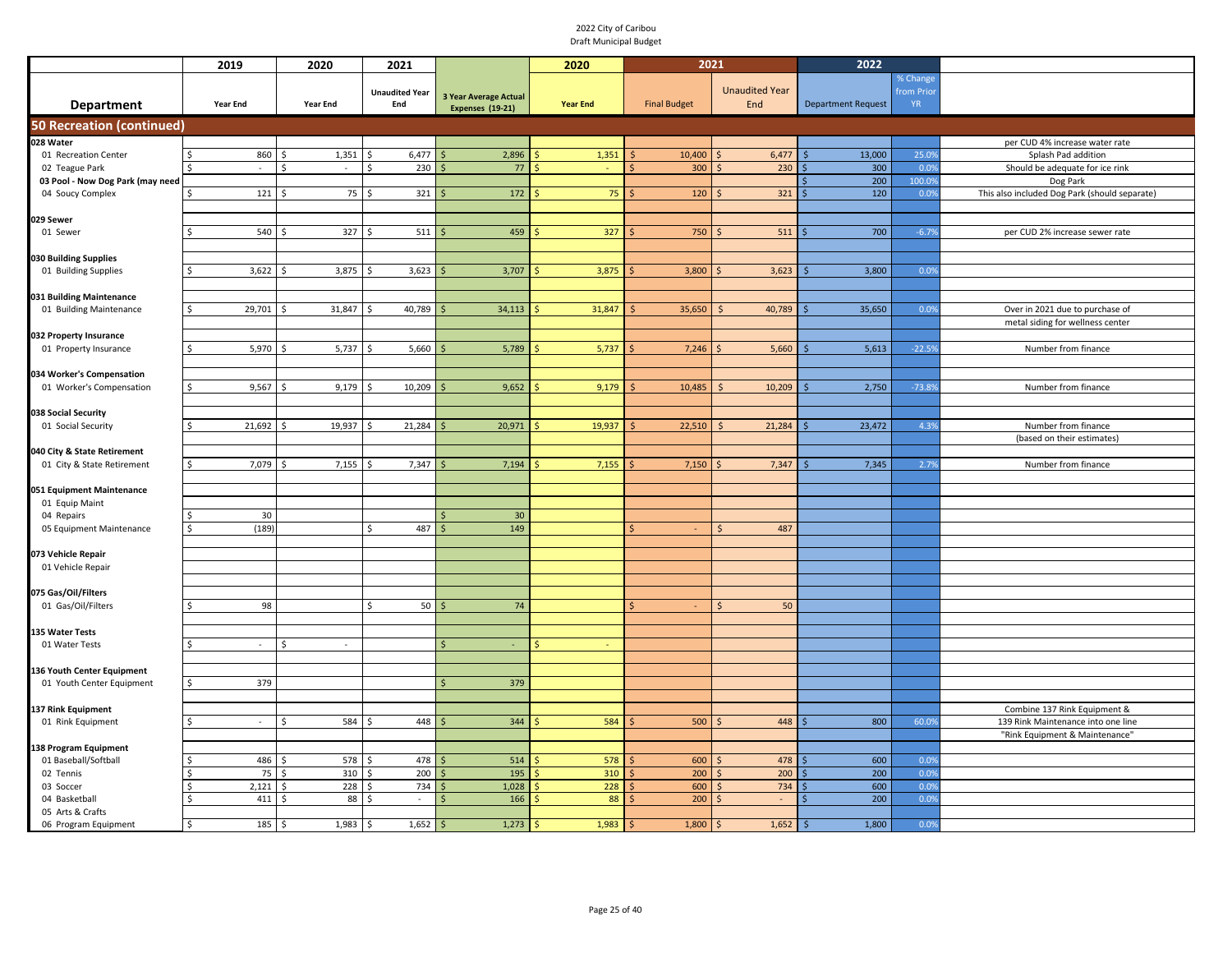2022 City of Caribou
Draft Municipal Budget

| Department | 2019 Year End | 2020 Year End | 2021 Unaudited Year End | 3 Year Average Actual Expenses (19-21) | 2020 Year End | 2021 Final Budget | 2021 Unaudited Year End | 2022 Department Request | % Change from Prior YR | |
|---|---|---|---|---|---|---|---|---|---|---|
| **50 Recreation (continued)** | | | | | | | | | | |
| **028 Water** | | | | | | | | | | per CUD 4% increase water rate |
| 01 Recreation Center | $ 860 | $ 1,351 | $ 6,477 | $ 2,896 | $ 1,351 | $ 10,400 | $ 6,477 | $ 13,000 | 25.0% | Splash Pad addition |
| 02 Teague Park | $ - | $ - | $ 230 | $ 77 | $ - | $ 300 | $ 230 | $ 300 | 0.0% | Should be adequate for ice rink |
| **03 Pool - Now Dog Park (may need** | | | | | | | | $ 200 | 100.0% | Dog Park |
| 04 Soucy Complex | $ 121 | $ 75 | $ 321 | $ 172 | $ 75 | $ 120 | $ 321 | $ 120 | 0.0% | This also included Dog Park (should separate) |
| **029 Sewer** | | | | | | | | | | |
| 01 Sewer | $ 540 | $ 327 | $ 511 | $ 459 | $ 327 | $ 750 | $ 511 | $ 700 | -6.7% | per CUD 2% increase sewer rate |
| **030 Building Supplies** | | | | | | | | | | |
| 01 Building Supplies | $ 3,622 | $ 3,875 | $ 3,623 | $ 3,707 | $ 3,875 | $ 3,800 | $ 3,623 | $ 3,800 | 0.0% | |
| **031 Building Maintenance** | | | | | | | | | | |
| 01 Building Maintenance | $ 29,701 | $ 31,847 | $ 40,789 | $ 34,113 | $ 31,847 | $ 35,650 | $ 40,789 | $ 35,650 | 0.0% | Over in 2021 due to purchase of metal siding for wellness center |
| **032 Property Insurance** | | | | | | | | | | |
| 01 Property Insurance | $ 5,970 | $ 5,737 | $ 5,660 | $ 5,789 | $ 5,737 | $ 7,246 | $ 5,660 | $ 5,613 | -22.5% | Number from finance |
| **034 Worker's Compensation** | | | | | | | | | | |
| 01 Worker's Compensation | $ 9,567 | $ 9,179 | $ 10,209 | $ 9,652 | $ 9,179 | $ 10,485 | $ 10,209 | $ 2,750 | -73.8% | Number from finance |
| **038 Social Security** | | | | | | | | | | |
| 01 Social Security | $ 21,692 | $ 19,937 | $ 21,284 | $ 20,971 | $ 19,937 | $ 22,510 | $ 21,284 | $ 23,472 | 4.3% | Number from finance (based on their estimates) |
| **040 City & State Retirement** | | | | | | | | | | |
| 01 City & State Retirement | $ 7,079 | $ 7,155 | $ 7,347 | $ 7,194 | $ 7,155 | $ 7,150 | $ 7,347 | $ 7,345 | 2.7% | Number from finance |
| **051 Equipment Maintenance** | | | | | | | | | | |
| 01 Equip Maint | | | | | | | | | | |
| 04 Repairs | $ 30 | | | $ 30 | | | | | | |
| 05 Equipment Maintenance | $ (189) | | $ 487 | $ 149 | | $ - | $ 487 | | | |
| **073 Vehicle Repair** | | | | | | | | | | |
| 01 Vehicle Repair | | | | | | | | | | |
| **075 Gas/Oil/Filters** | | | | | | | | | | |
| 01 Gas/Oil/Filters | $ 98 | | $ 50 | $ 74 | | $ - | $ 50 | | | |
| **135 Water Tests** | | | | | | | | | | |
| 01 Water Tests | $ - | $ - | | $ - | $ - | | | | | |
| **136 Youth Center Equipment** | | | | | | | | | | |
| 01 Youth Center Equipment | $ 379 | | | $ 379 | | | | | | |
| **137 Rink Equipment** | | | | | | | | | | Combine 137 Rink Equipment & |
| 01 Rink Equipment | $ - | $ 584 | $ 448 | $ 344 | $ 584 | $ 500 | $ 448 | $ 800 | 60.0% | 139 Rink Maintenance into one line "Rink Equipment & Maintenance" |
| **138 Program Equipment** | | | | | | | | | | |
| 01 Baseball/Softball | $ 486 | $ 578 | $ 478 | $ 514 | $ 578 | $ 600 | $ 478 | $ 600 | 0.0% | |
| 02 Tennis | $ 75 | $ 310 | $ 200 | $ 195 | $ 310 | $ 200 | $ 200 | $ 200 | 0.0% | |
| 03 Soccer | $ 2,121 | $ 228 | $ 734 | $ 1,028 | $ 228 | $ 600 | $ 734 | $ 600 | 0.0% | |
| 04 Basketball | $ 411 | $ 88 | $ - | $ 166 | $ 88 | $ 200 | $ - | $ 200 | 0.0% | |
| 05 Arts & Crafts | | | | | | | | | | |
| 06 Program Equipment | $ 185 | $ 1,983 | $ 1,652 | $ 1,273 | $ 1,983 | $ 1,800 | $ 1,652 | $ 1,800 | 0.0% | |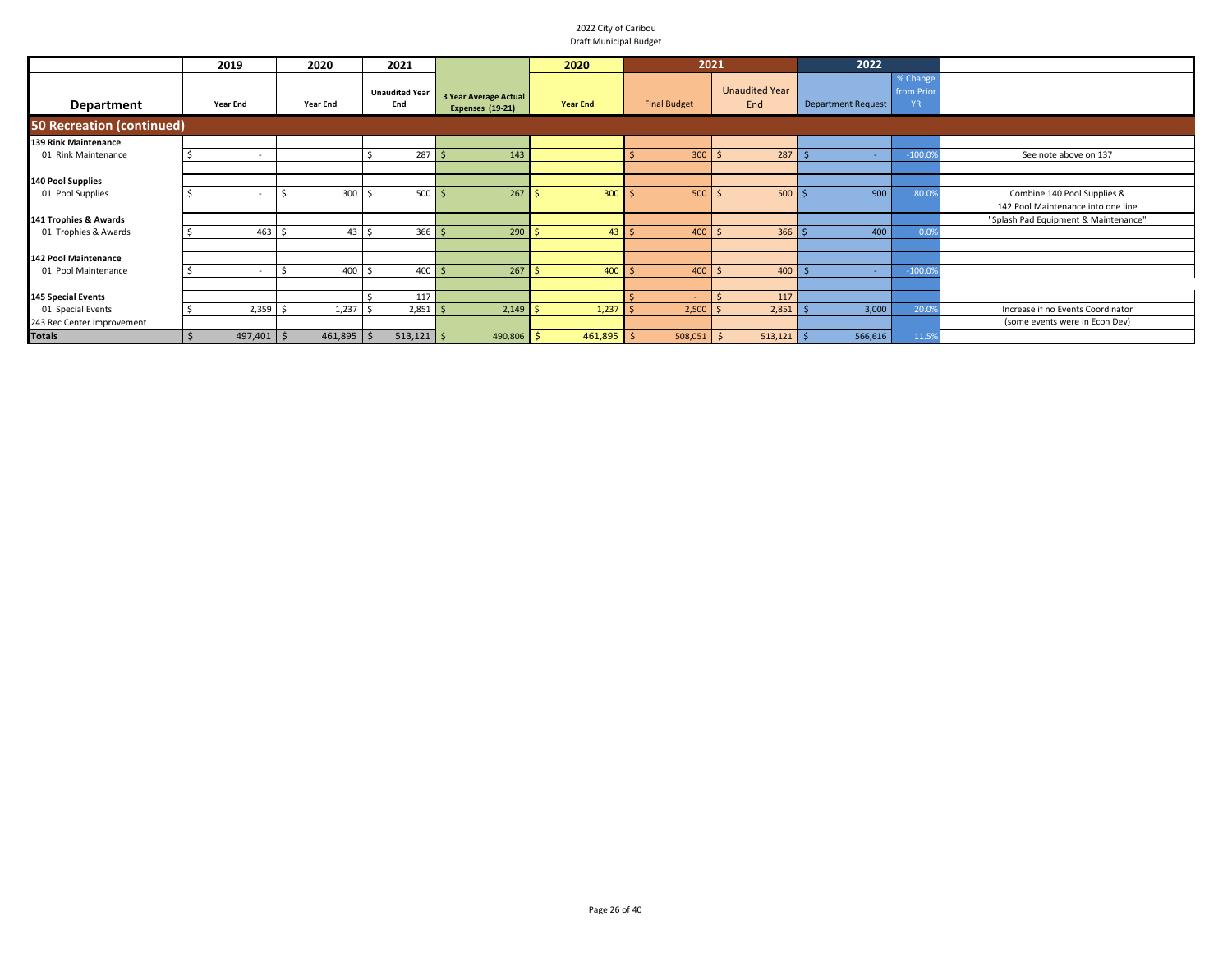2022 City of Caribou
Draft Municipal Budget

| Department | 2019 Year End | 2020 Year End | 2021 Unaudited Year End | 3 Year Average Actual Expenses (19-21) | 2020 Year End | 2021 Final Budget | 2021 Unaudited Year End | 2022 Department Request | % Change from Prior YR | |
|---|---|---|---|---|---|---|---|---|---|---|
| **50 Recreation (continued)** | | | | | | | | | | |
| **139 Rink Maintenance** | | | | | | | | | | |
| 01 Rink Maintenance | $ - | | $ 287 | $ 143 | | $ 300 | $ 287 | $ - | -100.0% | See note above on 137 |
| **140 Pool Supplies** | | | | | | | | | | |
| 01 Pool Supplies | $ - | $ 300 | $ 500 | $ 267 | $ 300 | $ 500 | $ 500 | $ 900 | 80.0% | Combine 140 Pool Supplies & |
| | | | | | | | | | | 142 Pool Maintenance into one line |
| **141 Trophies & Awards** | | | | | | | | | | "Splash Pad Equipment & Maintenance" |
| 01 Trophies & Awards | $ 463 | $ 43 | $ 366 | $ 290 | $ 43 | $ 400 | $ 366 | $ 400 | 0.0% | |
| **142 Pool Maintenance** | | | | | | | | | | |
| 01 Pool Maintenance | $ - | $ 400 | $ 400 | $ 267 | $ 400 | $ 400 | $ 400 | $ - | -100.0% | |
| **145 Special Events** | | | $ 117 | | | $ - | $ 117 | | | |
| 01 Special Events | $ 2,359 | $ 1,237 | $ 2,851 | $ 2,149 | $ 1,237 | $ 2,500 | $ 2,851 | $ 3,000 | 20.0% | Increase if no Events Coordinator |
| 243 Rec Center Improvement | | | | | | | | | | (some events were in Econ Dev) |
| **Totals** | $ 497,401 | $ 461,895 | $ 513,121 | $ 490,806 | $ 461,895 | $ 508,051 | $ 513,121 | $ 566,616 | 11.5% | |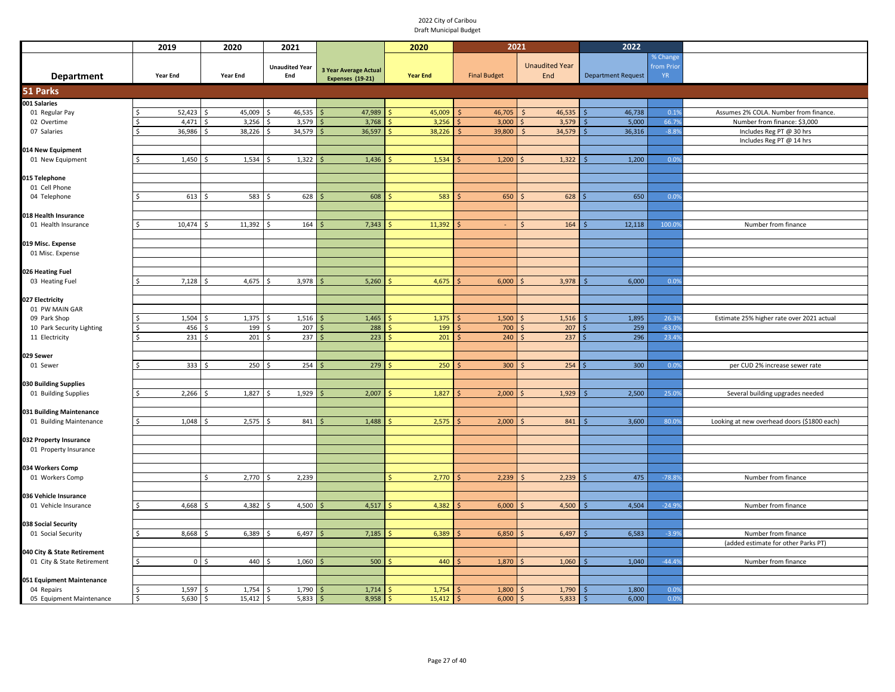2022 City of Caribou
Draft Municipal Budget

| Department | 2019 Year End | 2020 Year End | 2021 Unaudited Year End | 3 Year Average Actual Expenses (19-21) | 2020 Year End | 2021 Final Budget | 2021 Unaudited Year End | 2022 Department Request | % Change from Prior YR | |
|---|---|---|---|---|---|---|---|---|---|---|
| **51 Parks** | | | | | | | | | | |
| **001 Salaries** | | | | | | | | | | |
| 01 Regular Pay | $ 52,423 | $ 45,009 | $ 46,535 | $ 47,989 | $ 45,009 | $ 46,705 | $ 46,535 | $ 46,738 | 0.1% | Assumes 2% COLA. Number from finance. |
| 02 Overtime | $ 4,471 | $ 3,256 | $ 3,579 | $ 3,768 | $ 3,256 | $ 3,000 | $ 3,579 | $ 5,000 | 66.7% | Number from finance: $3,000 |
| 07 Salaries | $ 36,986 | $ 38,226 | $ 34,579 | $ 36,597 | $ 38,226 | $ 39,800 | $ 34,579 | $ 36,316 | -8.8% | Includes Reg PT @ 30 hrs |
| | | | | | | | | | | Includes Reg PT @ 14 hrs |
| **014 New Equipment** | | | | | | | | | | |
| 01 New Equipment | $ 1,450 | $ 1,534 | $ 1,322 | $ 1,436 | $ 1,534 | $ 1,200 | $ 1,322 | $ 1,200 | 0.0% | |
| **015 Telephone** | | | | | | | | | | |
| 01 Cell Phone | | | | | | | | | | |
| 04 Telephone | $ 613 | $ 583 | $ 628 | $ 608 | $ 583 | $ 650 | $ 628 | $ 650 | 0.0% | |
| **018 Health Insurance** | | | | | | | | | | |
| 01 Health Insurance | $ 10,474 | $ 11,392 | $ 164 | $ 7,343 | $ 11,392 | $ - | $ 164 | $ 12,118 | 100.0% | Number from finance |
| **019 Misc. Expense** | | | | | | | | | | |
| 01 Misc. Expense | | | | | | | | | | |
| **026 Heating Fuel** | | | | | | | | | | |
| 03 Heating Fuel | $ 7,128 | $ 4,675 | $ 3,978 | $ 5,260 | $ 4,675 | $ 6,000 | $ 3,978 | $ 6,000 | 0.0% | |
| **027 Electricity** | | | | | | | | | | |
| 01 PW MAIN GAR | | | | | | | | | | |
| 09 Park Shop | $ 1,504 | $ 1,375 | $ 1,516 | $ 1,465 | $ 1,375 | $ 1,500 | $ 1,516 | $ 1,895 | 26.3% | Estimate 25% higher rate over 2021 actual |
| 10 Park Security Lighting | $ 456 | $ 199 | $ 207 | $ 288 | $ 199 | $ 700 | $ 207 | $ 259 | -63.0% | |
| 11 Electricity | $ 231 | $ 201 | $ 237 | $ 223 | $ 201 | $ 240 | $ 237 | $ 296 | 23.4% | |
| **029 Sewer** | | | | | | | | | | |
| 01 Sewer | $ 333 | $ 250 | $ 254 | $ 279 | $ 250 | $ 300 | $ 254 | $ 300 | 0.0% | per CUD 2% increase sewer rate |
| **030 Building Supplies** | | | | | | | | | | |
| 01 Building Supplies | $ 2,266 | $ 1,827 | $ 1,929 | $ 2,007 | $ 1,827 | $ 2,000 | $ 1,929 | $ 2,500 | 25.0% | Several building upgrades needed |
| **031 Building Maintenance** | | | | | | | | | | |
| 01 Building Maintenance | $ 1,048 | $ 2,575 | $ 841 | $ 1,488 | $ 2,575 | $ 2,000 | $ 841 | $ 3,600 | 80.0% | Looking at new overhead doors ($1800 each) |
| **032 Property Insurance** | | | | | | | | | | |
| 01 Property Insurance | | | | | | | | | | |
| **034 Workers Comp** | | | | | | | | | | |
| 01 Workers Comp | | $ 2,770 | $ 2,239 | | $ 2,770 | $ 2,239 | $ 2,239 | $ 475 | -78.8% | Number from finance |
| **036 Vehicle Insurance** | | | | | | | | | | |
| 01 Vehicle Insurance | $ 4,668 | $ 4,382 | $ 4,500 | $ 4,517 | $ 4,382 | $ 6,000 | $ 4,500 | $ 4,504 | -24.9% | Number from finance |
| **038 Social Security** | | | | | | | | | | |
| 01 Social Security | $ 8,668 | $ 6,389 | $ 6,497 | $ 7,185 | $ 6,389 | $ 6,850 | $ 6,497 | $ 6,583 | -3.9% | Number from finance |
| | | | | | | | | | | (added estimate for other Parks PT) |
| **040 City & State Retirement** | | | | | | | | | | |
| 01 City & State Retirement | $ 0 | $ 440 | $ 1,060 | $ 500 | $ 440 | $ 1,870 | $ 1,060 | $ 1,040 | -44.4% | Number from finance |
| **051 Equipment Maintenance** | | | | | | | | | | |
| 04 Repairs | $ 1,597 | $ 1,754 | $ 1,790 | $ 1,714 | $ 1,754 | $ 1,800 | $ 1,790 | $ 1,800 | 0.0% | |
| 05 Equipment Maintenance | $ 5,630 | $ 15,412 | $ 5,833 | $ 8,958 | $ 15,412 | $ 6,000 | $ 5,833 | $ 6,000 | 0.0% | |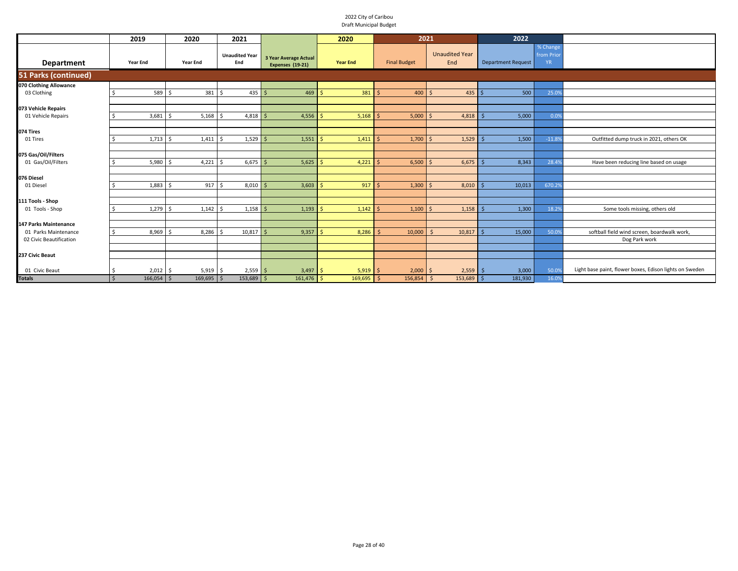2022 City of Caribou
Draft Municipal Budget

| Department | 2019 Year End | 2020 Year End | 2021 Unaudited Year End | 3 Year Average Actual Expenses (19-21) | 2020 Year End | 2021 Final Budget | 2021 Unaudited Year End | 2022 Department Request | % Change from Prior YR | |
|---|---|---|---|---|---|---|---|---|---|---|
| **51 Parks (continued)** | | | | | | | | | | |
| **070 Clothing Allowance** | | | | | | | | | | |
| 03 Clothing | $ 589 | $ 381 | $ 435 | $ 469 | $ 381 | $ 400 | $ 435 | $ 500 | 25.0% | |
| **073 Vehicle Repairs** | | | | | | | | | | |
| 01 Vehicle Repairs | $ 3,681 | $ 5,168 | $ 4,818 | $ 4,556 | $ 5,168 | $ 5,000 | $ 4,818 | $ 5,000 | 0.0% | |
| **074 Tires** | | | | | | | | | | |
| 01 Tires | $ 1,713 | $ 1,411 | $ 1,529 | $ 1,551 | $ 1,411 | $ 1,700 | $ 1,529 | $ 1,500 | -11.8% | Outfitted dump truck in 2021, others OK |
| **075 Gas/Oil/Filters** | | | | | | | | | | |
| 01 Gas/Oil/Filters | $ 5,980 | $ 4,221 | $ 6,675 | $ 5,625 | $ 4,221 | $ 6,500 | $ 6,675 | $ 8,343 | 28.4% | Have been reducing line based on usage |
| **076 Diesel** | | | | | | | | | | |
| 01 Diesel | $ 1,883 | $ 917 | $ 8,010 | $ 3,603 | $ 917 | $ 1,300 | $ 8,010 | $ 10,013 | 670.2% | |
| **111 Tools - Shop** | | | | | | | | | | |
| 01 Tools - Shop | $ 1,279 | $ 1,142 | $ 1,158 | $ 1,193 | $ 1,142 | $ 1,100 | $ 1,158 | $ 1,300 | 18.2% | Some tools missing, others old |
| **147 Parks Maintenance** | | | | | | | | | | |
| 01 Parks Maintenance | $ 8,969 | $ 8,286 | $ 10,817 | $ 9,357 | $ 8,286 | $ 10,000 | $ 10,817 | $ 15,000 | 50.0% | softball field wind screen, boardwalk work, |
| 02 Civic Beautification | | | | | | | | | | Dog Park work |
| **237 Civic Beaut** | | | | | | | | | | |
| 01 Civic Beaut | $ 2,012 | $ 5,919 | $ 2,559 | $ 3,497 | $ 5,919 | $ 2,000 | $ 2,559 | $ 3,000 | 50.0% | Light base paint, flower boxes, Edison lights on Sweden |
| **Totals** | $ 166,054 | $ 169,695 | $ 153,689 | $ 161,476 | $ 169,695 | $ 156,854 | $ 153,689 | $ 181,930 | 16.0% | |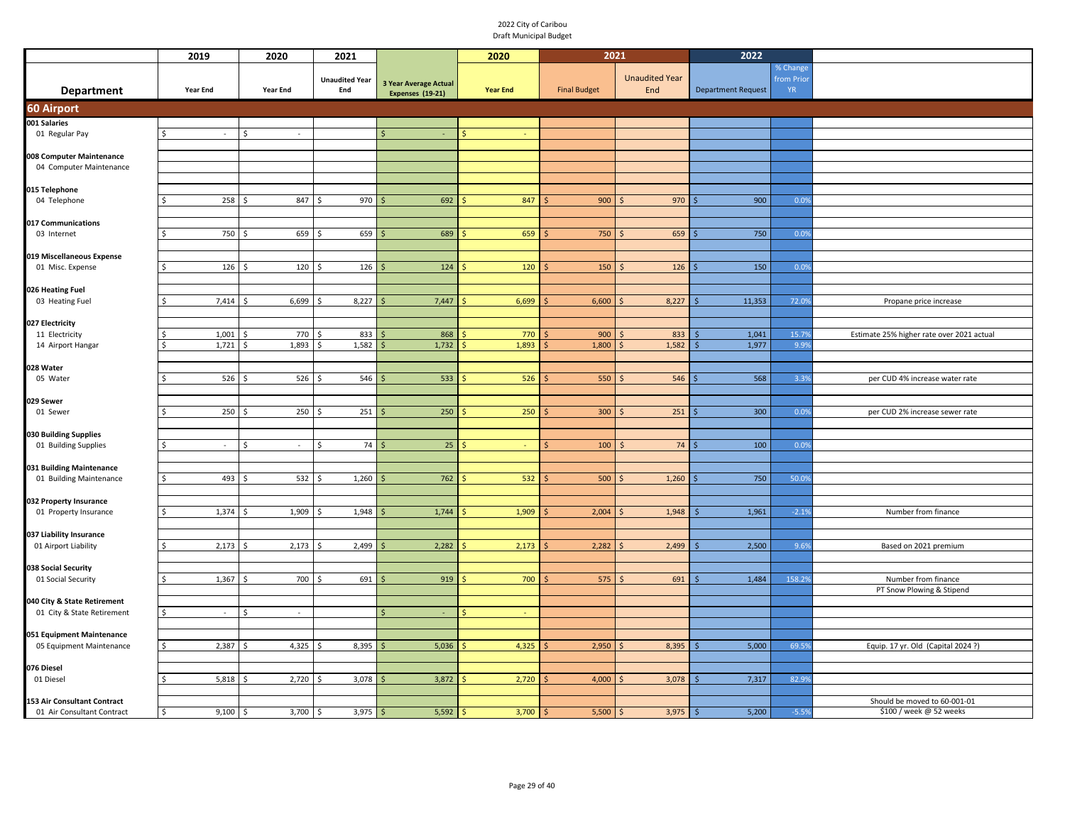2022 City of Caribou
Draft Municipal Budget

| Department | 2019 Year End | 2020 Year End | 2021 Unaudited Year End | 3 Year Average Actual Expenses (19-21) | 2020 Year End | 2021 Final Budget | 2021 Unaudited Year End | 2022 Department Request | % Change from Prior YR | |
|---|---|---|---|---|---|---|---|---|---|---|
| **60 Airport** | | | | | | | | | | |
| **001 Salaries** | | | | | | | | | | |
| 01 Regular Pay | $ - | $ - | | $ - | $ - | | | | | |
| **008 Computer Maintenance** | | | | | | | | | | |
| 04 Computer Maintenance | | | | | | | | | | |
| **015 Telephone** | | | | | | | | | | |
| 04 Telephone | $ 258 | $ 847 | $ 970 | $ 692 | $ 847 | $ 900 | $ 970 | $ 900 | 0.0% | |
| **017 Communications** | | | | | | | | | | |
| 03 Internet | $ 750 | $ 659 | $ 659 | $ 689 | $ 659 | $ 750 | $ 659 | $ 750 | 0.0% | |
| **019 Miscellaneous Expense** | | | | | | | | | | |
| 01 Misc. Expense | $ 126 | $ 120 | $ 126 | $ 124 | $ 120 | $ 150 | $ 126 | $ 150 | 0.0% | |
| **026 Heating Fuel** | | | | | | | | | | |
| 03 Heating Fuel | $ 7,414 | $ 6,699 | $ 8,227 | $ 7,447 | $ 6,699 | $ 6,600 | $ 8,227 | $ 11,353 | 72.0% | Propane price increase |
| **027 Electricity** | | | | | | | | | | |
| 11 Electricity | $ 1,001 | $ 770 | $ 833 | $ 868 | $ 770 | $ 900 | $ 833 | $ 1,041 | 15.7% | Estimate 25% higher rate over 2021 actual |
| 14 Airport Hangar | $ 1,721 | $ 1,893 | $ 1,582 | $ 1,732 | $ 1,893 | $ 1,800 | $ 1,582 | $ 1,977 | 9.9% | |
| **028 Water** | | | | | | | | | | |
| 05 Water | $ 526 | $ 526 | $ 546 | $ 533 | $ 526 | $ 550 | $ 546 | $ 568 | 3.3% | per CUD 4% increase water rate |
| **029 Sewer** | | | | | | | | | | |
| 01 Sewer | $ 250 | $ 250 | $ 251 | $ 250 | $ 250 | $ 300 | $ 251 | $ 300 | 0.0% | per CUD 2% increase sewer rate |
| **030 Building Supplies** | | | | | | | | | | |
| 01 Building Supplies | $ - | $ - | $ 74 | $ 25 | $ - | $ 100 | $ 74 | $ 100 | 0.0% | |
| **031 Building Maintenance** | | | | | | | | | | |
| 01 Building Maintenance | $ 493 | $ 532 | $ 1,260 | $ 762 | $ 532 | $ 500 | $ 1,260 | $ 750 | 50.0% | |
| **032 Property Insurance** | | | | | | | | | | |
| 01 Property Insurance | $ 1,374 | $ 1,909 | $ 1,948 | $ 1,744 | $ 1,909 | $ 2,004 | $ 1,948 | $ 1,961 | -2.1% | Number from finance |
| **037 Liability Insurance** | | | | | | | | | | |
| 01 Airport Liability | $ 2,173 | $ 2,173 | $ 2,499 | $ 2,282 | $ 2,173 | $ 2,282 | $ 2,499 | $ 2,500 | 9.6% | Based on 2021 premium |
| **038 Social Security** | | | | | | | | | | |
| 01 Social Security | $ 1,367 | $ 700 | $ 691 | $ 919 | $ 700 | $ 575 | $ 691 | $ 1,484 | 158.2% | Number from finance |
| | | | | | | | | | | PT Snow Plowing & Stipend |
| **040 City & State Retirement** | | | | | | | | | | |
| 01 City & State Retirement | $ - | $ - | | $ - | $ - | | | | | |
| **051 Equipment Maintenance** | | | | | | | | | | |
| 05 Equipment Maintenance | $ 2,387 | $ 4,325 | $ 8,395 | $ 5,036 | $ 4,325 | $ 2,950 | $ 8,395 | $ 5,000 | 69.5% | Equip. 17 yr. Old (Capital 2024 ?) |
| **076 Diesel** | | | | | | | | | | |
| 01 Diesel | $ 5,818 | $ 2,720 | $ 3,078 | $ 3,872 | $ 2,720 | $ 4,000 | $ 3,078 | $ 7,317 | 82.9% | |
| **153 Air Consultant Contract** | | | | | | | | | | Should be moved to 60-001-01 |
| 01 Air Consultant Contract | $ 9,100 | $ 3,700 | $ 3,975 | $ 5,592 | $ 3,700 | $ 5,500 | $ 3,975 | $ 5,200 | -5.5% | $100 / week @ 52 weeks |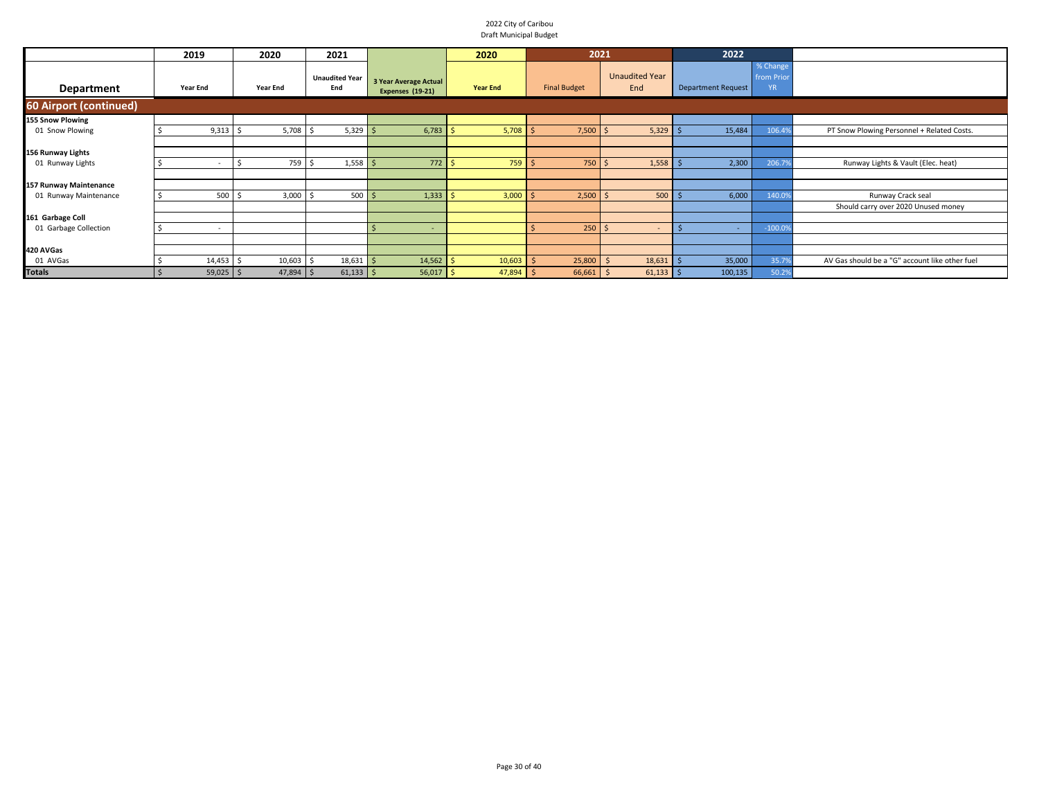2022 City of Caribou
Draft Municipal Budget

| Department | 2019 Year End | 2020 Year End | 2021 Unaudited Year End | 3 Year Average Actual Expenses (19-21) | 2020 Year End | 2021 Final Budget | 2021 Unaudited Year End | 2022 Department Request | % Change from Prior YR | |
|---|---|---|---|---|---|---|---|---|---|---|
| **60 Airport (continued)** | | | | | | | | | | |
| **155 Snow Plowing** | | | | | | | | | | |
| 01 Snow Plowing | $ 9,313 | $ 5,708 | $ 5,329 | $ 6,783 | $ 5,708 | $ 7,500 | $ 5,329 | $ 15,484 | 106.4% | PT Snow Plowing Personnel + Related Costs. |
| **156 Runway Lights** | | | | | | | | | | |
| 01 Runway Lights | $ - | $ 759 | $ 1,558 | $ 772 | $ 759 | $ 750 | $ 1,558 | $ 2,300 | 206.7% | Runway Lights & Vault (Elec. heat) |
| **157 Runway Maintenance** | | | | | | | | | | |
| 01 Runway Maintenance | $ 500 | $ 3,000 | $ 500 | $ 1,333 | $ 3,000 | $ 2,500 | $ 500 | $ 6,000 | 140.0% | Runway Crack seal |
| | | | | | | | | | | Should carry over 2020 Unused money |
| **161 Garbage Coll** | | | | | | | | | | |
| 01 Garbage Collection | $ - | | | $ - | | $ 250 | $ - | $ - | -100.0% | |
| **420 AVGas** | | | | | | | | | | |
| 01 AVGas | $ 14,453 | $ 10,603 | $ 18,631 | $ 14,562 | $ 10,603 | $ 25,800 | $ 18,631 | $ 35,000 | 35.7% | AV Gas should be a "G" account like other fuel |
| **Totals** | $ 59,025 | $ 47,894 | $ 61,133 | $ 56,017 | $ 47,894 | $ 66,661 | $ 61,133 | $ 100,135 | 50.2% | |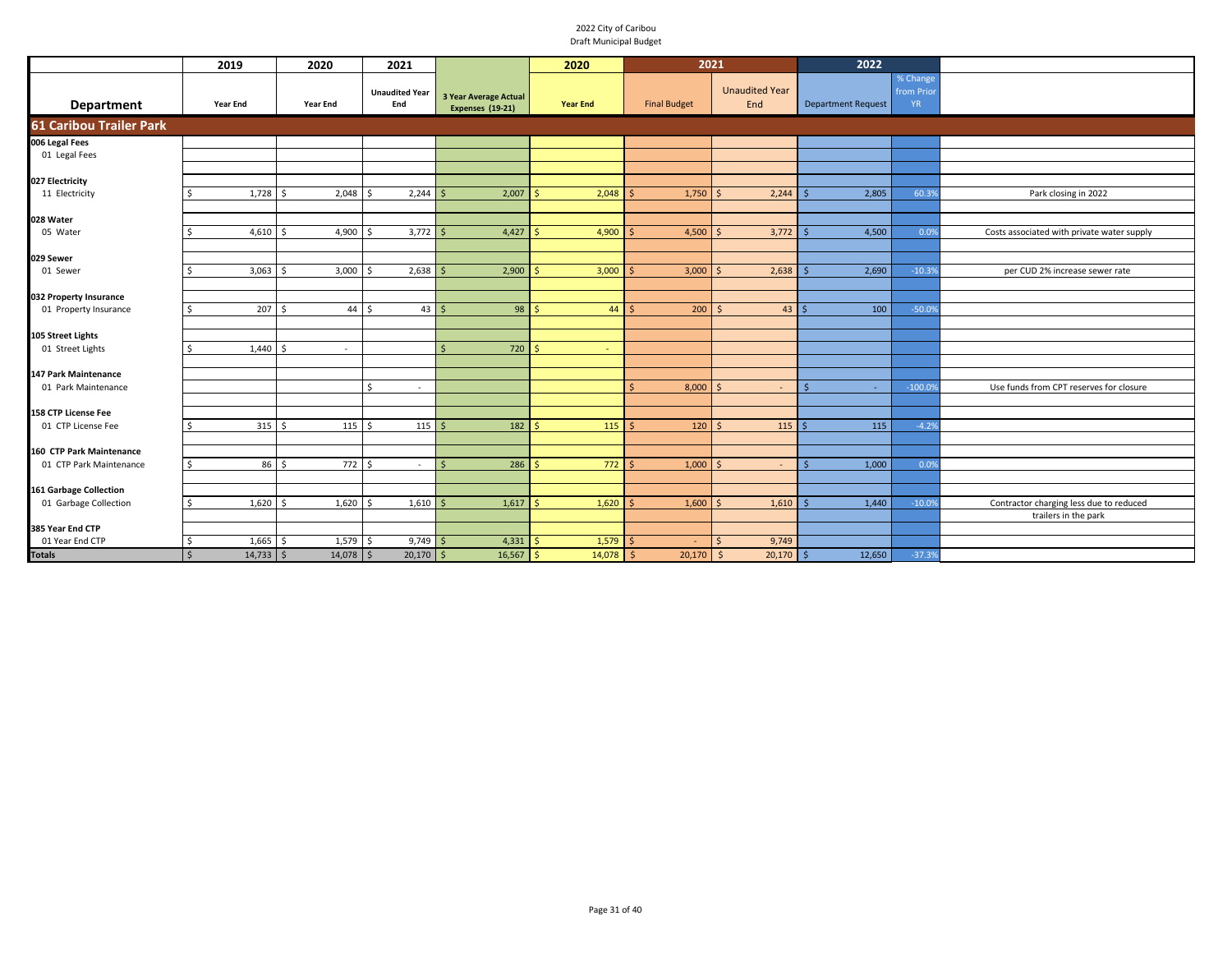2022 City of Caribou
Draft Municipal Budget

| Department | 2019 Year End | 2020 Year End | 2021 Unaudited Year End | 3 Year Average Actual Expenses (19-21) | 2020 Year End | 2021 Final Budget | 2021 Unaudited Year End | 2022 Department Request | % Change from Prior YR | |
|---|---|---|---|---|---|---|---|---|---|---|
| **61 Caribou Trailer Park** | | | | | | | | | | |
| **006 Legal Fees** | | | | | | | | | | |
| 01 Legal Fees | | | | | | | | | | |
| **027 Electricity** | | | | | | | | | | |
| 11 Electricity | $ 1,728 | $ 2,048 | $ 2,244 | $ 2,007 | $ 2,048 | $ 1,750 | $ 2,244 | $ 2,805 | 60.3% | Park closing in 2022 |
| **028 Water** | | | | | | | | | | |
| 05 Water | $ 4,610 | $ 4,900 | $ 3,772 | $ 4,427 | $ 4,900 | $ 4,500 | $ 3,772 | $ 4,500 | 0.0% | Costs associated with private water supply |
| **029 Sewer** | | | | | | | | | | |
| 01 Sewer | $ 3,063 | $ 3,000 | $ 2,638 | $ 2,900 | $ 3,000 | $ 3,000 | $ 2,638 | $ 2,690 | -10.3% | per CUD 2% increase sewer rate |
| **032 Property Insurance** | | | | | | | | | | |
| 01 Property Insurance | $ 207 | $ 44 | $ 43 | $ 98 | $ 44 | $ 200 | $ 43 | $ 100 | -50.0% | |
| **105 Street Lights** | | | | | | | | | | |
| 01 Street Lights | $ 1,440 | $ - | | $ 720 | $ - | | | | | |
| **147 Park Maintenance** | | | | | | | | | | |
| 01 Park Maintenance | | | $ - | | | $ 8,000 | $ - | $ - | -100.0% | Use funds from CPT reserves for closure |
| **158 CTP License Fee** | | | | | | | | | | |
| 01 CTP License Fee | $ 315 | $ 115 | $ 115 | $ 182 | $ 115 | $ 120 | $ 115 | $ 115 | -4.2% | |
| **160 CTP Park Maintenance** | | | | | | | | | | |
| 01 CTP Park Maintenance | $ 86 | $ 772 | $ - | $ 286 | $ 772 | $ 1,000 | $ - | $ 1,000 | 0.0% | |
| **161 Garbage Collection** | | | | | | | | | | |
| 01 Garbage Collection | $ 1,620 | $ 1,620 | $ 1,610 | $ 1,617 | $ 1,620 | $ 1,600 | $ 1,610 | $ 1,440 | -10.0% | Contractor charging less due to reduced trailers in the park |
| **385 Year End CTP** | | | | | | | | | | |
| 01 Year End CTP | $ 1,665 | $ 1,579 | $ 9,749 | $ 4,331 | $ 1,579 | $ - | $ 9,749 | | | |
| **Totals** | $ 14,733 | $ 14,078 | $ 20,170 | $ 16,567 | $ 14,078 | $ 20,170 | $ 20,170 | $ 12,650 | -37.3% | |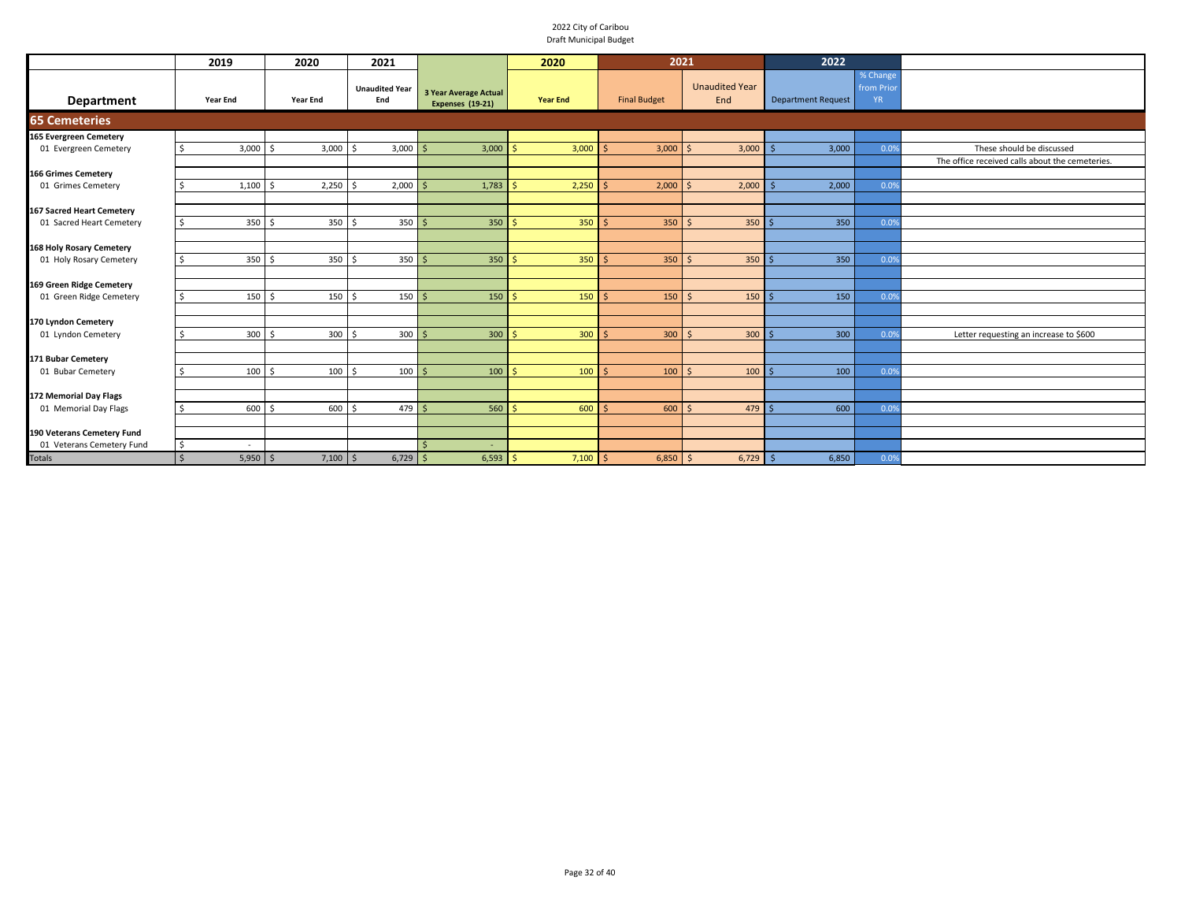2022 City of Caribou
Draft Municipal Budget

| Department | 2019 Year End | 2020 Year End | 2021 Unaudited Year End | 3 Year Average Actual Expenses (19-21) | 2020 Year End | 2021 Final Budget | 2021 Unaudited Year End | 2022 Department Request | % Change from Prior YR | |
|---|---|---|---|---|---|---|---|---|---|---|
| **65 Cemeteries** | | | | | | | | | | |
| **165 Evergreen Cemetery** | | | | | | | | | | |
| 01 Evergreen Cemetery | $ 3,000 | $ 3,000 | $ 3,000 | $ 3,000 | $ 3,000 | $ 3,000 | $ 3,000 | $ 3,000 | 0.0% | These should be discussed |
| | | | | | | | | | | The office received calls about the cemeteries. |
| **166 Grimes Cemetery** | | | | | | | | | | |
| 01 Grimes Cemetery | $ 1,100 | $ 2,250 | $ 2,000 | $ 1,783 | $ 2,250 | $ 2,000 | $ 2,000 | $ 2,000 | 0.0% | |
| **167 Sacred Heart Cemetery** | | | | | | | | | | |
| 01 Sacred Heart Cemetery | $ 350 | $ 350 | $ 350 | $ 350 | $ 350 | $ 350 | $ 350 | $ 350 | 0.0% | |
| **168 Holy Rosary Cemetery** | | | | | | | | | | |
| 01 Holy Rosary Cemetery | $ 350 | $ 350 | $ 350 | $ 350 | $ 350 | $ 350 | $ 350 | $ 350 | 0.0% | |
| **169 Green Ridge Cemetery** | | | | | | | | | | |
| 01 Green Ridge Cemetery | $ 150 | $ 150 | $ 150 | $ 150 | $ 150 | $ 150 | $ 150 | $ 150 | 0.0% | |
| **170 Lyndon Cemetery** | | | | | | | | | | |
| 01 Lyndon Cemetery | $ 300 | $ 300 | $ 300 | $ 300 | $ 300 | $ 300 | $ 300 | $ 300 | 0.0% | Letter requesting an increase to $600 |
| **171 Bubar Cemetery** | | | | | | | | | | |
| 01 Bubar Cemetery | $ 100 | $ 100 | $ 100 | $ 100 | $ 100 | $ 100 | $ 100 | $ 100 | 0.0% | |
| **172 Memorial Day Flags** | | | | | | | | | | |
| 01 Memorial Day Flags | $ 600 | $ 600 | $ 479 | $ 560 | $ 600 | $ 600 | $ 479 | $ 600 | 0.0% | |
| **190 Veterans Cemetery Fund** | | | | | | | | | | |
| 01 Veterans Cemetery Fund | $ - | | | $ - | | | | | | |
| Totals | $ 5,950 | $ 7,100 | $ 6,729 | $ 6,593 | $ 7,100 | $ 6,850 | $ 6,729 | $ 6,850 | 0.0% | |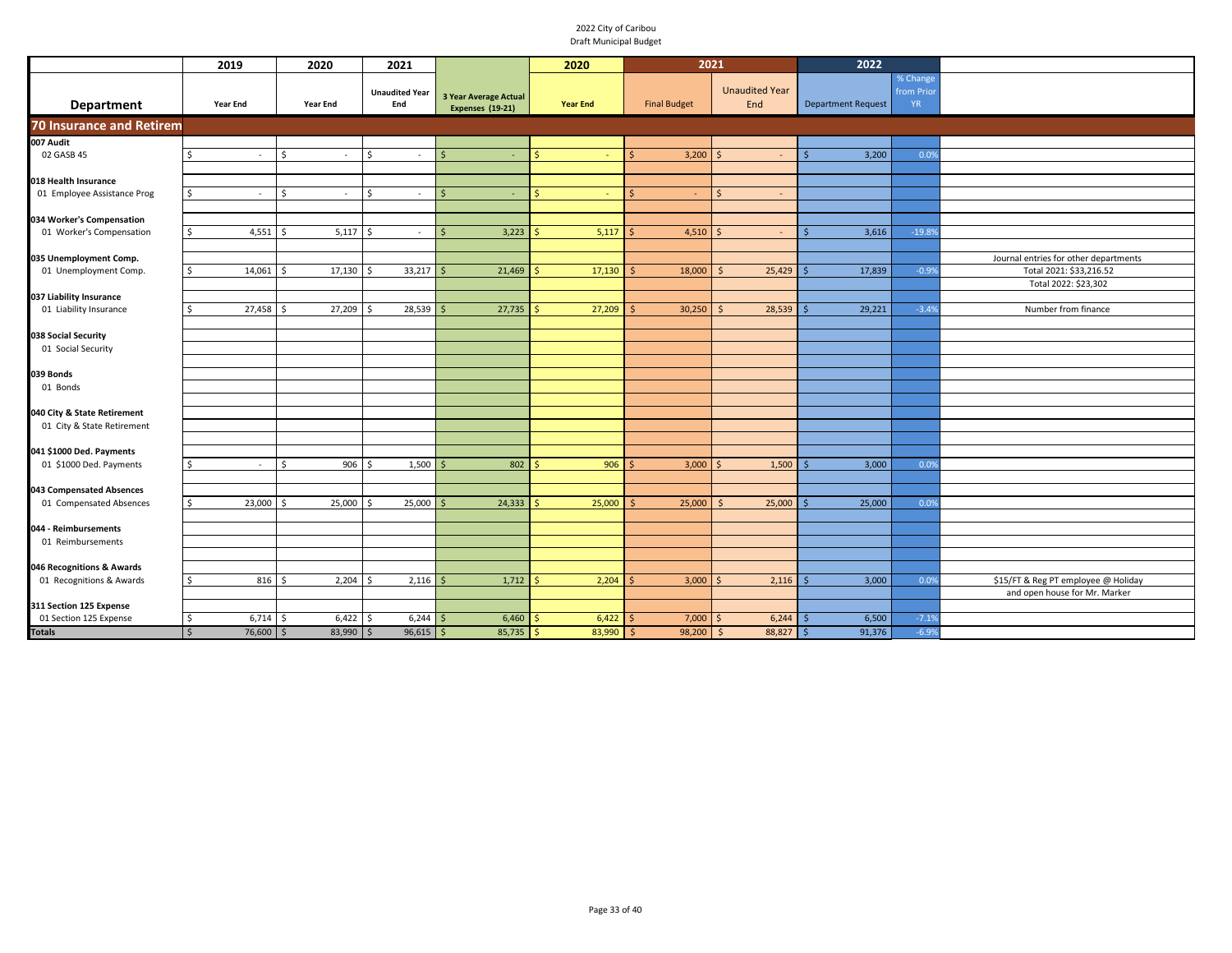2022 City of Caribou
Draft Municipal Budget

| Department | 2019 Year End | 2020 Year End | 2021 Unaudited Year End | 3 Year Average Actual Expenses (19-21) | 2020 Year End | 2021 Final Budget | 2021 Unaudited Year End | 2022 Department Request | % Change from Prior YR | |
|---|---|---|---|---|---|---|---|---|---|---|
| **70 Insurance and Retirem** | | | | | | | | | | |
| **007 Audit** | | | | | | | | | | |
| 02 GASB 45 | $ - | $ - | $ - | $ - | $ - | $ 3,200 | $ - | $ 3,200 | 0.0% | |
| **018 Health Insurance** | | | | | | | | | | |
| 01 Employee Assistance Prog | $ - | $ - | $ - | $ - | $ - | $ - | $ - | | | |
| **034 Worker's Compensation** | | | | | | | | | | |
| 01 Worker's Compensation | $ 4,551 | $ 5,117 | $ - | $ 3,223 | $ 5,117 | $ 4,510 | $ - | $ 3,616 | -19.8% | |
| **035 Unemployment Comp.** | | | | | | | | | | Journal entries for other departments |
| 01 Unemployment Comp. | $ 14,061 | $ 17,130 | $ 33,217 | $ 21,469 | $ 17,130 | $ 18,000 | $ 25,429 | $ 17,839 | -0.9% | Total 2021: $33,216.52 |
| | | | | | | | | | | Total 2022: $23,302 |
| **037 Liability Insurance** | | | | | | | | | | |
| 01 Liability Insurance | $ 27,458 | $ 27,209 | $ 28,539 | $ 27,735 | $ 27,209 | $ 30,250 | $ 28,539 | $ 29,221 | -3.4% | Number from finance |
| **038 Social Security** | | | | | | | | | | |
| 01 Social Security | | | | | | | | | | |
| **039 Bonds** | | | | | | | | | | |
| 01 Bonds | | | | | | | | | | |
| **040 City & State Retirement** | | | | | | | | | | |
| 01 City & State Retirement | | | | | | | | | | |
| **041 $1000 Ded. Payments** | | | | | | | | | | |
| 01 $1000 Ded. Payments | $ - | $ 906 | $ 1,500 | $ 802 | $ 906 | $ 3,000 | $ 1,500 | $ 3,000 | 0.0% | |
| **043 Compensated Absences** | | | | | | | | | | |
| 01 Compensated Absences | $ 23,000 | $ 25,000 | $ 25,000 | $ 24,333 | $ 25,000 | $ 25,000 | $ 25,000 | $ 25,000 | 0.0% | |
| **044 - Reimbursements** | | | | | | | | | | |
| 01 Reimbursements | | | | | | | | | | |
| **046 Recognitions & Awards** | | | | | | | | | | |
| 01 Recognitions & Awards | $ 816 | $ 2,204 | $ 2,116 | $ 1,712 | $ 2,204 | $ 3,000 | $ 2,116 | $ 3,000 | 0.0% | $15/FT & Reg PT employee @ Holiday |
| | | | | | | | | | | and open house for Mr. Marker |
| **311 Section 125 Expense** | | | | | | | | | | |
| 01 Section 125 Expense | $ 6,714 | $ 6,422 | $ 6,244 | $ 6,460 | $ 6,422 | $ 7,000 | $ 6,244 | $ 6,500 | -7.1% | |
| **Totals** | $ 76,600 | $ 83,990 | $ 96,615 | $ 85,735 | $ 83,990 | $ 98,200 | $ 88,827 | $ 91,376 | -6.9% | |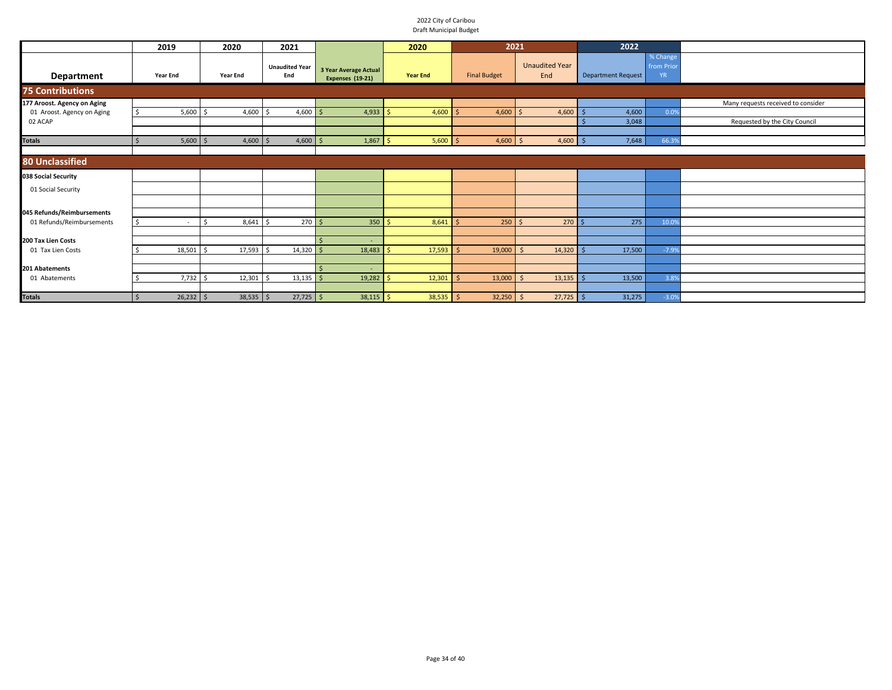2022 City of Caribou
Draft Municipal Budget

| Department | 2019 Year End | 2020 Year End | 2021 Unaudited Year End | 3 Year Average Actual Expenses (19-21) | 2020 Year End | 2021 Final Budget | 2021 Unaudited Year End | 2022 Department Request | % Change from Prior YR | |
|---|---|---|---|---|---|---|---|---|---|---|
| **75 Contributions** | | | | | | | | | | |
| **177 Aroost. Agency on Aging** | | | | | | | | | | Many requests received to consider |
| 01 Aroost. Agency on Aging | $ 5,600 | $ 4,600 | $ 4,600 | $ 4,933 | $ 4,600 | $ 4,600 | $ 4,600 | $ 4,600 | 0.0% | |
| 02 ACAP | | | | | | | | $ 3,048 | | Requested by the City Council |
| **Totals** | $ 5,600 | $ 4,600 | $ 4,600 | $ 1,867 | $ 5,600 | $ 4,600 | $ 4,600 | $ 7,648 | 66.3% | |
| **80 Unclassified** | | | | | | | | | | |
| **038 Social Security** | | | | | | | | | | |
| 01 Social Security | | | | | | | | | | |
| **045 Refunds/Reimbursements** | | | | | | | | | | |
| 01 Refunds/Reimbursements | $ - | $ 8,641 | $ 270 | $ 350 | $ 8,641 | $ 250 | $ 270 | $ 275 | 10.0% | |
| **200 Tax Lien Costs** | | | | $ - | | | | | | |
| 01 Tax Lien Costs | $ 18,501 | $ 17,593 | $ 14,320 | $ 18,483 | $ 17,593 | $ 19,000 | $ 14,320 | $ 17,500 | -7.9% | |
| **201 Abatements** | | | | $ - | | | | | | |
| 01 Abatements | $ 7,732 | $ 12,301 | $ 13,135 | $ 19,282 | $ 12,301 | $ 13,000 | $ 13,135 | $ 13,500 | 3.8% | |
| **Totals** | $ 26,232 | $ 38,535 | $ 27,725 | $ 38,115 | $ 38,535 | $ 32,250 | $ 27,725 | $ 31,275 | -3.0% | |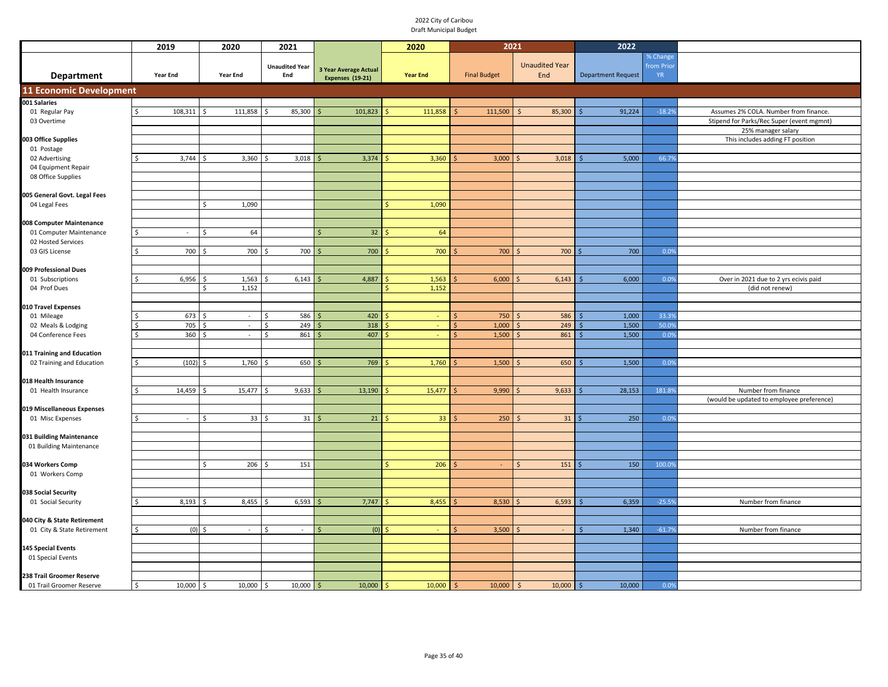2022 City of Caribou
Draft Municipal Budget

| Department | 2019 Year End | 2020 Year End | 2021 Unaudited Year End | 3 Year Average Actual Expenses (19-21) | 2020 Year End | 2021 Final Budget | 2021 Unaudited Year End | 2022 Department Request | % Change from Prior YR | |
|---|---|---|---|---|---|---|---|---|---|---|
| **11 Economic Development** | | | | | | | | | | |
| **001 Salaries** | | | | | | | | | | |
| 01 Regular Pay | $ 108,311 | $ 111,858 | $ 85,300 | $ 101,823 | $ 111,858 | $ 111,500 | $ 85,300 | $ 91,224 | -18.2% | Assumes 2% COLA. Number from finance. |
| 03 Overtime | | | | | | | | | | Stipend for Parks/Rec Super (event mgmnt) |
| | | | | | | | | | | 25% manager salary |
| **003 Office Supplies** | | | | | | | | | | This includes adding FT position |
| 01 Postage | | | | | | | | | | |
| 02 Advertising | $ 3,744 | $ 3,360 | $ 3,018 | $ 3,374 | $ 3,360 | $ 3,000 | $ 3,018 | $ 5,000 | 66.7% | |
| 04 Equipment Repair | | | | | | | | | | |
| 08 Office Supplies | | | | | | | | | | |
| **005 General Govt. Legal Fees** | | | | | | | | | | |
| 04 Legal Fees | | $ 1,090 | | | $ 1,090 | | | | | |
| **008 Computer Maintenance** | | | | | | | | | | |
| 01 Computer Maintenance | $ - | $ 64 | | $ 32 | $ 64 | | | | | |
| 02 Hosted Services | | | | | | | | | | |
| 03 GIS License | $ 700 | $ 700 | $ 700 | $ 700 | $ 700 | $ 700 | $ 700 | $ 700 | 0.0% | |
| **009 Professional Dues** | | | | | | | | | | |
| 01 Subscriptions | $ 6,956 | $ 1,563 | $ 6,143 | $ 4,887 | $ 1,563 | $ 6,000 | $ 6,143 | $ 6,000 | 0.0% | Over in 2021 due to 2 yrs ecivis paid |
| 04 Prof Dues | | $ 1,152 | | | $ 1,152 | | | | | (did not renew) |
| **010 Travel Expenses** | | | | | | | | | | |
| 01 Mileage | $ 673 | $ - | $ 586 | $ 420 | $ - | $ 750 | $ 586 | $ 1,000 | 33.3% | |
| 02 Meals & Lodging | $ 705 | $ - | $ 249 | $ 318 | $ - | $ 1,000 | $ 249 | $ 1,500 | 50.0% | |
| 04 Conference Fees | $ 360 | $ - | $ 861 | $ 407 | $ - | $ 1,500 | $ 861 | $ 1,500 | 0.0% | |
| **011 Training and Education** | | | | | | | | | | |
| 02 Training and Education | $ (102) | $ 1,760 | $ 650 | $ 769 | $ 1,760 | $ 1,500 | $ 650 | $ 1,500 | 0.0% | |
| **018 Health Insurance** | | | | | | | | | | |
| 01 Health Insurance | $ 14,459 | $ 15,477 | $ 9,633 | $ 13,190 | $ 15,477 | $ 9,990 | $ 9,633 | $ 28,153 | 181.8% | Number from finance |
| | | | | | | | | | | (would be updated to employee preference) |
| **019 Miscellaneous Expenses** | | | | | | | | | | |
| 01 Misc Expenses | $ - | $ 33 | $ 31 | $ 21 | $ 33 | $ 250 | $ 31 | $ 250 | 0.0% | |
| **031 Building Maintenance** | | | | | | | | | | |
| 01 Building Maintenance | | | | | | | | | | |
| **034 Workers Comp** | | $ 206 | $ 151 | | $ 206 | $ - | $ 151 | $ 150 | 100.0% | |
| 01 Workers Comp | | | | | | | | | | |
| **038 Social Security** | | | | | | | | | | |
| 01 Social Security | $ 8,193 | $ 8,455 | $ 6,593 | $ 7,747 | $ 8,455 | $ 8,530 | $ 6,593 | $ 6,359 | -25.5% | Number from finance |
| **040 City & State Retirement** | | | | | | | | | | |
| 01 City & State Retirement | $ (0) | $ - | $ - | $ (0) | $ - | $ 3,500 | $ - | $ 1,340 | -61.7% | Number from finance |
| **145 Special Events** | | | | | | | | | | |
| 01 Special Events | | | | | | | | | | |
| **238 Trail Groomer Reserve** | | | | | | | | | | |
| 01 Trail Groomer Reserve | $ 10,000 | $ 10,000 | $ 10,000 | $ 10,000 | $ 10,000 | $ 10,000 | $ 10,000 | $ 10,000 | 0.0% | |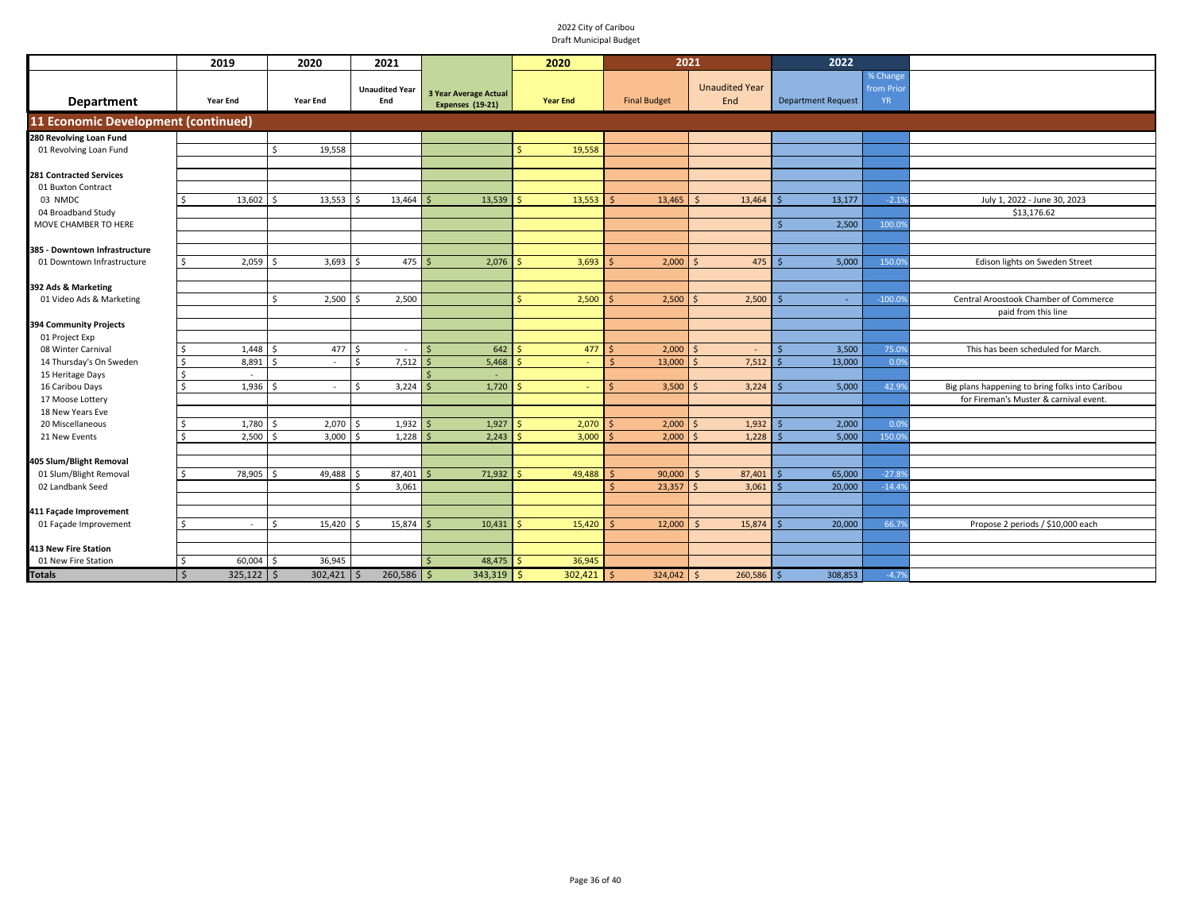2022 City of Caribou
Draft Municipal Budget

| Department | 2019 Year End | 2020 Year End | 2021 Unaudited Year End | 3 Year Average Actual Expenses (19-21) | 2020 Year End | 2021 Final Budget | 2021 Unaudited Year End | 2022 Department Request | % Change from Prior YR | |
|---|---|---|---|---|---|---|---|---|---|---|
| **11 Economic Development (continued)** | | | | | | | | | | |
| **280 Revolving Loan Fund** | | | | | | | | | | |
| 01 Revolving Loan Fund | | $ 19,558 | | | $ 19,558 | | | | | |
| **281 Contracted Services** | | | | | | | | | | |
| 01 Buxton Contract | | | | | | | | | | |
| 03 NMDC | $ 13,602 | $ 13,553 | $ 13,464 | $ 13,539 | $ 13,553 | $ 13,465 | $ 13,464 | $ 13,177 | -2.1% | July 1, 2022 - June 30, 2023 |
| 04 Broadband Study | | | | | | | | | | $13,176.62 |
| MOVE CHAMBER TO HERE | | | | | | | | $ 2,500 | 100.0% | |
| **385 - Downtown Infrastructure** | | | | | | | | | | |
| 01 Downtown Infrastructure | $ 2,059 | $ 3,693 | $ 475 | $ 2,076 | $ 3,693 | $ 2,000 | $ 475 | $ 5,000 | 150.0% | Edison lights on Sweden Street |
| **392 Ads & Marketing** | | | | | | | | | | |
| 01 Video Ads & Marketing | | $ 2,500 | $ 2,500 | | $ 2,500 | $ 2,500 | $ 2,500 | $ - | -100.0% | Central Aroostook Chamber of Commerce |
| | | | | | | | | | | paid from this line |
| **394 Community Projects** | | | | | | | | | | |
| 01 Project Exp | | | | | | | | | | |
| 08 Winter Carnival | $ 1,448 | $ 477 | $ - | $ 642 | $ 477 | $ 2,000 | $ - | $ 3,500 | 75.0% | This has been scheduled for March. |
| 14 Thursday's On Sweden | $ 8,891 | $ - | $ 7,512 | $ 5,468 | $ - | $ 13,000 | $ 7,512 | $ 13,000 | 0.0% | |
| 15 Heritage Days | $ - | | | $ - | | | | | | |
| 16 Caribou Days | $ 1,936 | $ - | $ 3,224 | $ 1,720 | $ - | $ 3,500 | $ 3,224 | $ 5,000 | 42.9% | Big plans happening to bring folks into Caribou |
| 17 Moose Lottery | | | | | | | | | | for Fireman's Muster & carnival event. |
| 18 New Years Eve | | | | | | | | | | |
| 20 Miscellaneous | $ 1,780 | $ 2,070 | $ 1,932 | $ 1,927 | $ 2,070 | $ 2,000 | $ 1,932 | $ 2,000 | 0.0% | |
| 21 New Events | $ 2,500 | $ 3,000 | $ 1,228 | $ 2,243 | $ 3,000 | $ 2,000 | $ 1,228 | $ 5,000 | 150.0% | |
| **405 Slum/Blight Removal** | | | | | | | | | | |
| 01 Slum/Blight Removal | $ 78,905 | $ 49,488 | $ 87,401 | $ 71,932 | $ 49,488 | $ 90,000 | $ 87,401 | $ 65,000 | -27.8% | |
| 02 Landbank Seed | | | $ 3,061 | | | $ 23,357 | $ 3,061 | $ 20,000 | -14.4% | |
| **411 Façade Improvement** | | | | | | | | | | |
| 01 Façade Improvement | $ - | $ 15,420 | $ 15,874 | $ 10,431 | $ 15,420 | $ 12,000 | $ 15,874 | $ 20,000 | 66.7% | Propose 2 periods / $10,000 each |
| **413 New Fire Station** | | | | | | | | | | |
| 01 New Fire Station | $ 60,004 | $ 36,945 | | $ 48,475 | $ 36,945 | | | | | |
| **Totals** | $ 325,122 | $ 302,421 | $ 260,586 | $ 343,319 | $ 302,421 | $ 324,042 | $ 260,586 | $ 308,853 | -4.7% | |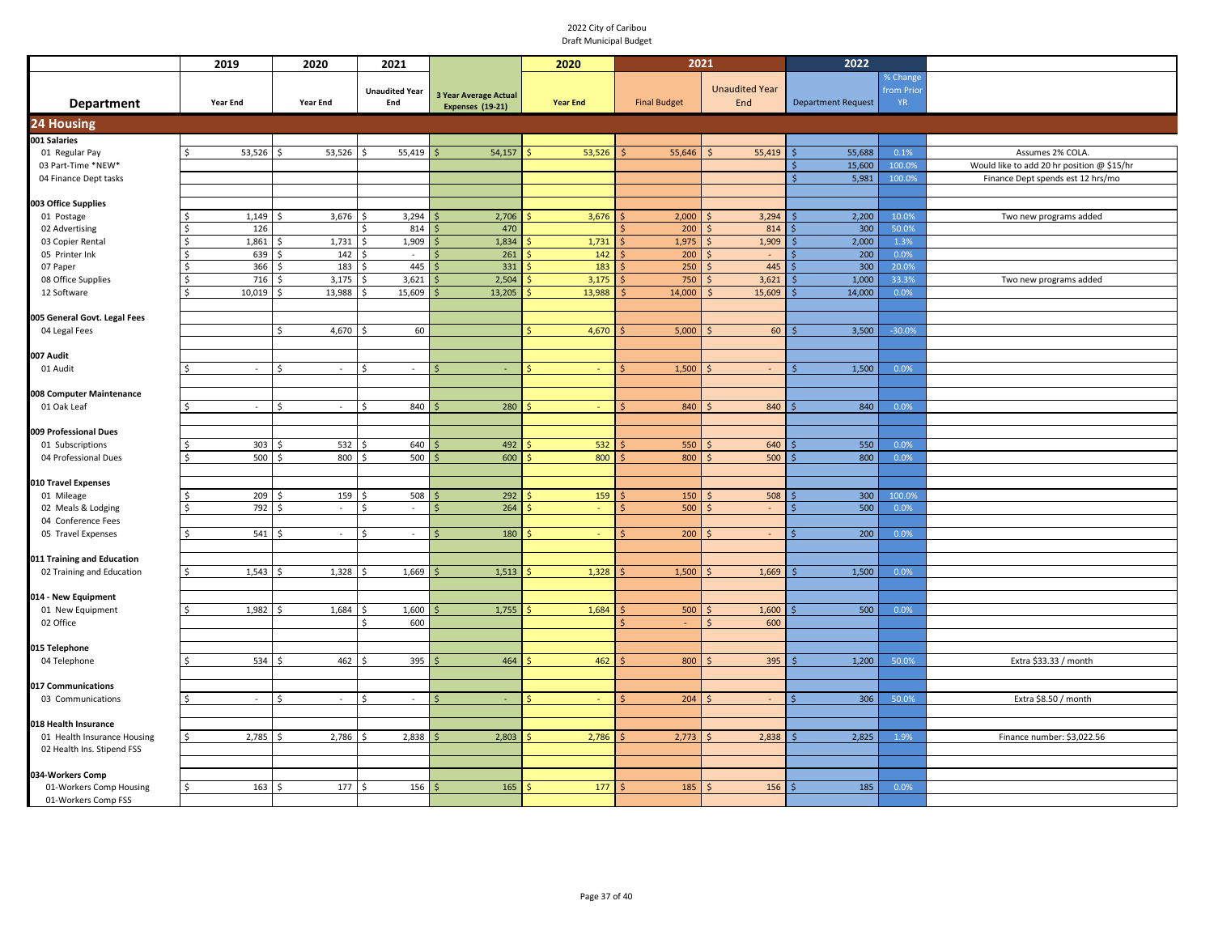2022 City of Caribou
Draft Municipal Budget

| Department | 2019 Year End | 2020 Year End | 2021 Unaudited Year End | 3 Year Average Actual Expenses (19-21) | 2020 Year End | 2021 Final Budget | 2021 Unaudited Year End | 2022 Department Request | % Change from Prior YR | |
|---|---|---|---|---|---|---|---|---|---|---|
| **24 Housing** | | | | | | | | | | |
| **001 Salaries** | | | | | | | | | | |
| 01 Regular Pay | $ 53,526 | $ 53,526 | $ 55,419 | $ 54,157 | $ 53,526 | $ 55,646 | $ 55,419 | $ 55,688 | 0.1% | Assumes 2% COLA. |
| 03 Part-Time *NEW* | | | | | | | | $ 15,600 | 100.0% | Would like to add 20 hr position @ $15/hr |
| 04 Finance Dept tasks | | | | | | | | $ 5,981 | 100.0% | Finance Dept spends est 12 hrs/mo |
| **003 Office Supplies** | | | | | | | | | | |
| 01 Postage | $ 1,149 | $ 3,676 | $ 3,294 | $ 2,706 | $ 3,676 | $ 2,000 | $ 3,294 | $ 2,200 | 10.0% | Two new programs added |
| 02 Advertising | $ 126 | | $ 814 | $ 470 | | $ 200 | $ 814 | $ 300 | 50.0% | |
| 03 Copier Rental | $ 1,861 | $ 1,731 | $ 1,909 | $ 1,834 | $ 1,731 | $ 1,975 | $ 1,909 | $ 2,000 | 1.3% | |
| 05 Printer Ink | $ 639 | $ 142 | $ - | $ 261 | $ 142 | $ 200 | $ - | $ 200 | 0.0% | |
| 07 Paper | $ 366 | $ 183 | $ 445 | $ 331 | $ 183 | $ 250 | $ 445 | $ 300 | 20.0% | |
| 08 Office Supplies | $ 716 | $ 3,175 | $ 3,621 | $ 2,504 | $ 3,175 | $ 750 | $ 3,621 | $ 1,000 | 33.3% | Two new programs added |
| 12 Software | $ 10,019 | $ 13,988 | $ 15,609 | $ 13,205 | $ 13,988 | $ 14,000 | $ 15,609 | $ 14,000 | 0.0% | |
| **005 General Govt. Legal Fees** | | | | | | | | | | |
| 04 Legal Fees | | $ 4,670 | $ 60 | | $ 4,670 | $ 5,000 | $ 60 | $ 3,500 | -30.0% | |
| **007 Audit** | | | | | | | | | | |
| 01 Audit | $ - | $ - | $ - | $ - | $ - | $ 1,500 | $ - | $ 1,500 | 0.0% | |
| **008 Computer Maintenance** | | | | | | | | | | |
| 01 Oak Leaf | $ - | $ - | $ 840 | $ 280 | $ - | $ 840 | $ 840 | $ 840 | 0.0% | |
| **009 Professional Dues** | | | | | | | | | | |
| 01 Subscriptions | $ 303 | $ 532 | $ 640 | $ 492 | $ 532 | $ 550 | $ 640 | $ 550 | 0.0% | |
| 04 Professional Dues | $ 500 | $ 800 | $ 500 | $ 600 | $ 800 | $ 800 | $ 500 | $ 800 | 0.0% | |
| **010 Travel Expenses** | | | | | | | | | | |
| 01 Mileage | $ 209 | $ 159 | $ 508 | $ 292 | $ 159 | $ 150 | $ 508 | $ 300 | 100.0% | |
| 02 Meals & Lodging | $ 792 | $ - | $ - | $ 264 | $ - | $ 500 | $ - | $ 500 | 0.0% | |
| 04 Conference Fees | | | | | | | | | | |
| 05 Travel Expenses | $ 541 | $ - | $ - | $ 180 | $ - | $ 200 | $ - | $ 200 | 0.0% | |
| **011 Training and Education** | | | | | | | | | | |
| 02 Training and Education | $ 1,543 | $ 1,328 | $ 1,669 | $ 1,513 | $ 1,328 | $ 1,500 | $ 1,669 | $ 1,500 | 0.0% | |
| **014 - New Equipment** | | | | | | | | | | |
| 01 New Equipment | $ 1,982 | $ 1,684 | $ 1,600 | $ 1,755 | $ 1,684 | $ 500 | $ 1,600 | $ 500 | 0.0% | |
| 02 Office | | | $ 600 | | | $ - | $ 600 | | | |
| **015 Telephone** | | | | | | | | | | |
| 04 Telephone | $ 534 | $ 462 | $ 395 | $ 464 | $ 462 | $ 800 | $ 395 | $ 1,200 | 50.0% | Extra $33.33 / month |
| **017 Communications** | | | | | | | | | | |
| 03 Communications | $ - | $ - | $ - | $ - | $ - | $ 204 | $ - | $ 306 | 50.0% | Extra $8.50 / month |
| **018 Health Insurance** | | | | | | | | | | |
| 01 Health Insurance Housing | $ 2,785 | $ 2,786 | $ 2,838 | $ 2,803 | $ 2,786 | $ 2,773 | $ 2,838 | $ 2,825 | 1.9% | Finance number: $3,022.56 |
| 02 Health Ins. Stipend FSS | | | | | | | | | | |
| **034-Workers Comp** | | | | | | | | | | |
| 01-Workers Comp Housing | $ 163 | $ 177 | $ 156 | $ 165 | $ 177 | $ 185 | $ 156 | $ 185 | 0.0% | |
| 01-Workers Comp FSS | | | | | | | | | | |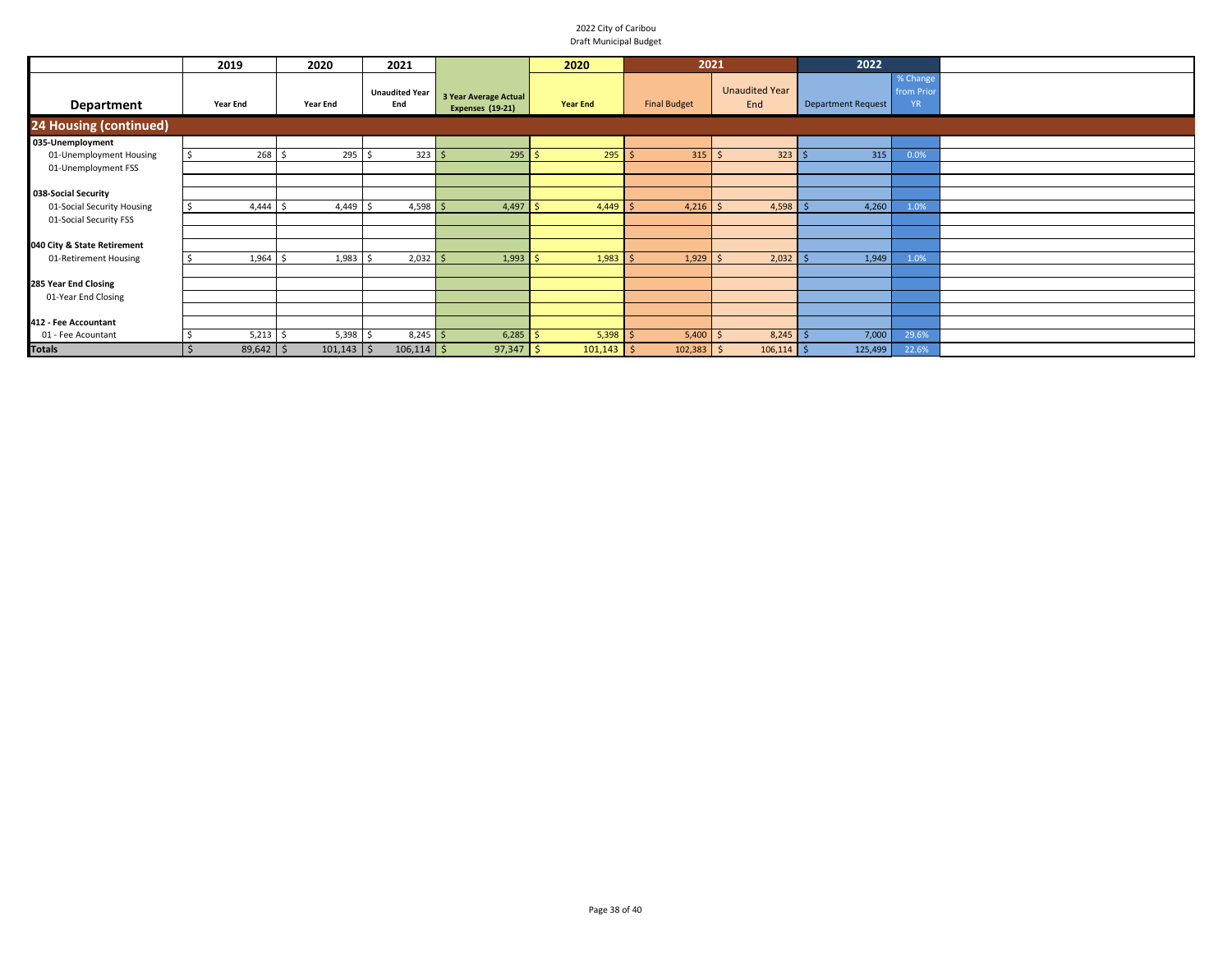2022 City of Caribou
Draft Municipal Budget

| Department | 2019 Year End | 2020 Year End | 2021 Unaudited Year End | 3 Year Average Actual Expenses (19-21) | 2020 Year End | 2021 Final Budget | 2021 Unaudited Year End | 2022 Department Request | % Change from Prior YR | |
|---|---|---|---|---|---|---|---|---|---|---|
| **24 Housing (continued)** | | | | | | | | | | |
| **035-Unemployment** | | | | | | | | | | |
| 01-Unemployment Housing | $ 268 | $ 295 | $ 323 | $ 295 | $ 295 | $ 315 | $ 323 | $ 315 | 0.0% | |
| 01-Unemployment FSS | | | | | | | | | | |
| | | | | | | | | | | |
| **038-Social Security** | | | | | | | | | | |
| 01-Social Security Housing | $ 4,444 | $ 4,449 | $ 4,598 | $ 4,497 | $ 4,449 | $ 4,216 | $ 4,598 | $ 4,260 | 1.0% | |
| 01-Social Security FSS | | | | | | | | | | |
| | | | | | | | | | | |
| **040 City & State Retirement** | | | | | | | | | | |
| 01-Retirement Housing | $ 1,964 | $ 1,983 | $ 2,032 | $ 1,993 | $ 1,983 | $ 1,929 | $ 2,032 | $ 1,949 | 1.0% | |
| | | | | | | | | | | |
| **285 Year End Closing** | | | | | | | | | | |
| 01-Year End Closing | | | | | | | | | | |
| | | | | | | | | | | |
| **412 - Fee Accountant** | | | | | | | | | | |
| 01 - Fee Acountant | $ 5,213 | $ 5,398 | $ 8,245 | $ 6,285 | $ 5,398 | $ 5,400 | $ 8,245 | $ 7,000 | 29.6% | |
| **Totals** | $ 89,642 | $ 101,143 | $ 106,114 | $ 97,347 | $ 101,143 | $ 102,383 | $ 106,114 | $ 125,499 | 22.6% | |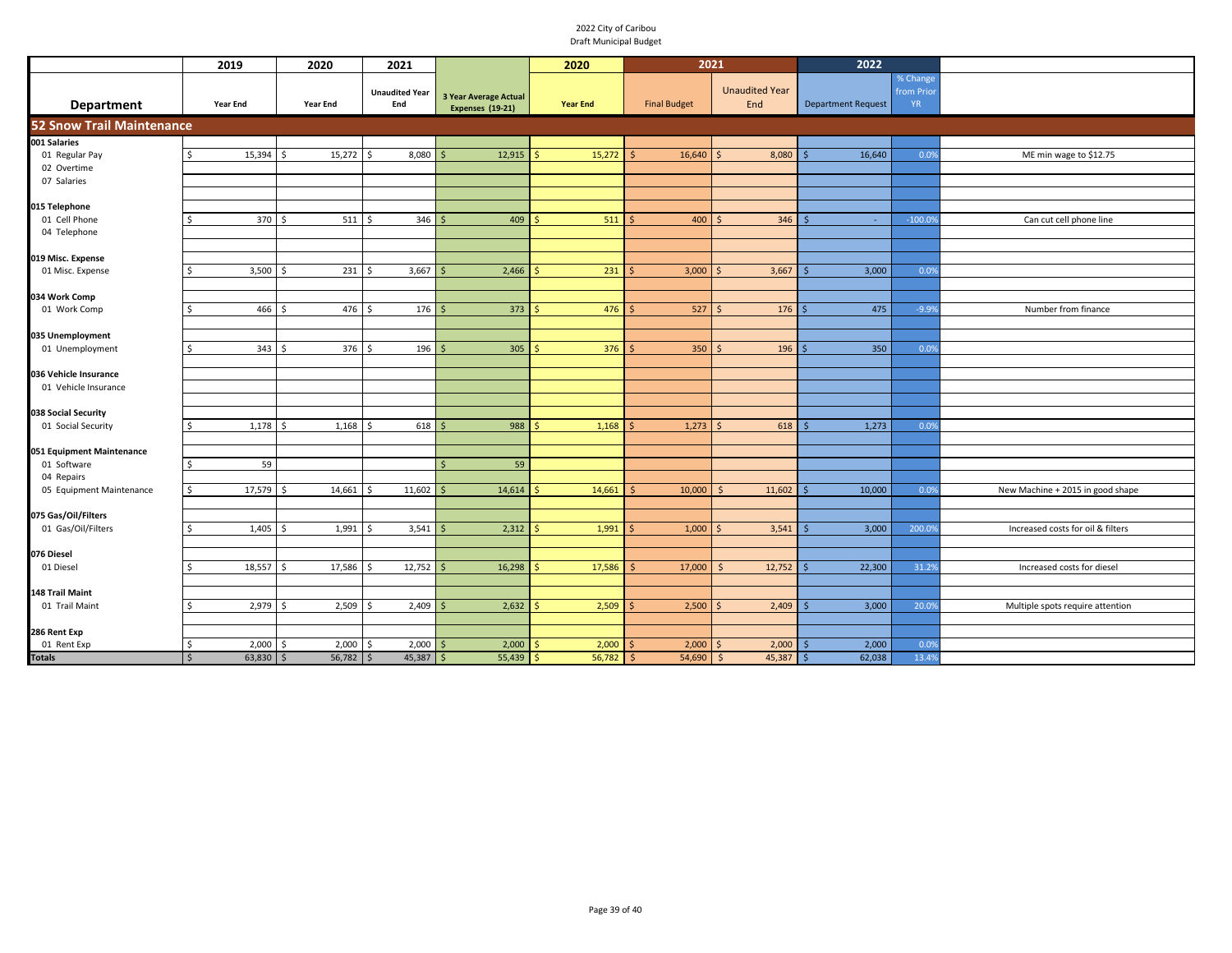2022 City of Caribou
Draft Municipal Budget

| Department | 2019 Year End | 2020 Year End | 2021 Unaudited Year End | 3 Year Average Actual Expenses (19-21) | 2020 Year End | 2021 Final Budget | 2021 Unaudited Year End | 2022 Department Request | % Change from Prior YR | |
|---|---|---|---|---|---|---|---|---|---|---|
| **52 Snow Trail Maintenance** | | | | | | | | | | |
| **001 Salaries** | | | | | | | | | | |
| 01 Regular Pay | $ 15,394 | $ 15,272 | $ 8,080 | $ 12,915 | $ 15,272 | $ 16,640 | $ 8,080 | $ 16,640 | 0.0% | ME min wage to $12.75 |
| 02 Overtime | | | | | | | | | | |
| 07 Salaries | | | | | | | | | | |
| **015 Telephone** | | | | | | | | | | |
| 01 Cell Phone | $ 370 | $ 511 | $ 346 | $ 409 | $ 511 | $ 400 | $ 346 | $ - | -100.0% | Can cut cell phone line |
| 04 Telephone | | | | | | | | | | |
| **019 Misc. Expense** | | | | | | | | | | |
| 01 Misc. Expense | $ 3,500 | $ 231 | $ 3,667 | $ 2,466 | $ 231 | $ 3,000 | $ 3,667 | $ 3,000 | 0.0% | |
| **034 Work Comp** | | | | | | | | | | |
| 01 Work Comp | $ 466 | $ 476 | $ 176 | $ 373 | $ 476 | $ 527 | $ 176 | $ 475 | -9.9% | Number from finance |
| **035 Unemployment** | | | | | | | | | | |
| 01 Unemployment | $ 343 | $ 376 | $ 196 | $ 305 | $ 376 | $ 350 | $ 196 | $ 350 | 0.0% | |
| **036 Vehicle Insurance** | | | | | | | | | | |
| 01 Vehicle Insurance | | | | | | | | | | |
| **038 Social Security** | | | | | | | | | | |
| 01 Social Security | $ 1,178 | $ 1,168 | $ 618 | $ 988 | $ 1,168 | $ 1,273 | $ 618 | $ 1,273 | 0.0% | |
| **051 Equipment Maintenance** | | | | | | | | | | |
| 01 Software | $ 59 | | | $ 59 | | | | | | |
| 04 Repairs | | | | | | | | | | |
| 05 Equipment Maintenance | $ 17,579 | $ 14,661 | $ 11,602 | $ 14,614 | $ 14,661 | $ 10,000 | $ 11,602 | $ 10,000 | 0.0% | New Machine + 2015 in good shape |
| **075 Gas/Oil/Filters** | | | | | | | | | | |
| 01 Gas/Oil/Filters | $ 1,405 | $ 1,991 | $ 3,541 | $ 2,312 | $ 1,991 | $ 1,000 | $ 3,541 | $ 3,000 | 200.0% | Increased costs for oil & filters |
| **076 Diesel** | | | | | | | | | | |
| 01 Diesel | $ 18,557 | $ 17,586 | $ 12,752 | $ 16,298 | $ 17,586 | $ 17,000 | $ 12,752 | $ 22,300 | 31.2% | Increased costs for diesel |
| **148 Trail Maint** | | | | | | | | | | |
| 01 Trail Maint | $ 2,979 | $ 2,509 | $ 2,409 | $ 2,632 | $ 2,509 | $ 2,500 | $ 2,409 | $ 3,000 | 20.0% | Multiple spots require attention |
| **286 Rent Exp** | | | | | | | | | | |
| 01 Rent Exp | $ 2,000 | $ 2,000 | $ 2,000 | $ 2,000 | $ 2,000 | $ 2,000 | $ 2,000 | $ 2,000 | 0.0% | |
| **Totals** | $ 63,830 | $ 56,782 | $ 45,387 | $ 55,439 | $ 56,782 | $ 54,690 | $ 45,387 | $ 62,038 | 13.4% | |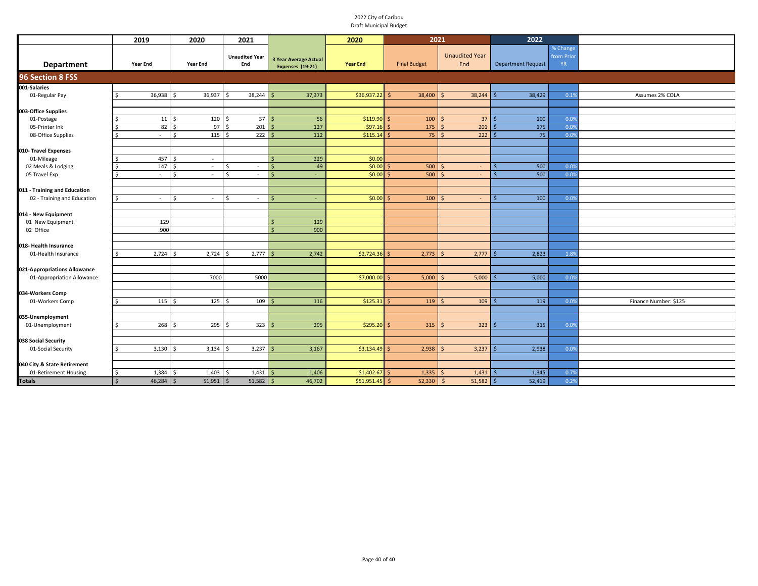2022 City of Caribou
Draft Municipal Budget

| | 2019 | 2020 | 2021 | | 2020 | 2021 | | 2022 | | |
|---|---|---|---|---|---|---|---|---|---|---|
| **Department** | Year End | Year End | Unaudited Year End | 3 Year Average Actual Expenses (19-21) | Year End | Final Budget | Unaudited Year End | Department Request | % Change from Prior YR | |
| **96 Section 8 FSS** | | | | | | | | | | |
| **001-Salaries** | | | | | | | | | | |
| 01-Regular Pay | $ 36,938 | $ 36,937 | $ 38,244 | $ 37,373 | $36,937.22 | $ 38,400 | $ 38,244 | $ 38,429 | 0.1% | Assumes 2% COLA |
| **003-Office Supplies** | | | | | | | | | | |
| 01-Postage | $ 11 | $ 120 | $ 37 | $ 56 | $119.90 | $ 100 | $ 37 | $ 100 | 0.0% | |
| 05-Printer Ink | $ 82 | $ 97 | $ 201 | $ 127 | $97.16 | $ 175 | $ 201 | $ 175 | 0.0% | |
| 08-Office Supplies | $ - | $ 115 | $ 222 | $ 112 | $115.14 | $ 75 | $ 222 | $ 75 | 0.0% | |
| **010- Travel Expenses** | | | | | | | | | | |
| 01-Mileage | $ 457 | $ - | | $ 229 | $0.00 | | | | | |
| 02 Meals & Lodging | $ 147 | $ - | $ - | $ 49 | $0.00 | $ 500 | $ - | $ 500 | 0.0% | |
| 05 Travel Exp | $ - | $ - | $ - | $ - | $0.00 | $ 500 | $ - | $ 500 | 0.0% | |
| **011 - Training and Education** | | | | | | | | | | |
| 02 - Training and Education | $ - | $ - | $ - | $ - | $0.00 | $ 100 | $ - | $ 100 | 0.0% | |
| **014 - New Equipment** | | | | | | | | | | |
| 01 New Equipment | 129 | | | $ 129 | | | | | | |
| 02 Office | 900 | | | $ 900 | | | | | | |
| **018- Health Insurance** | | | | | | | | | | |
| 01-Health Insurance | $ 2,724 | $ 2,724 | $ 2,777 | $ 2,742 | $2,724.36 | $ 2,773 | $ 2,777 | $ 2,823 | 1.8% | |
| **021-Appropriations Allowance** | | | | | | | | | | |
| 01-Appropriation Allowance | | 7000 | 5000 | | $7,000.00 | $ 5,000 | $ 5,000 | $ 5,000 | 0.0% | |
| **034-Workers Comp** | | | | | | | | | | |
| 01-Workers Comp | $ 115 | $ 125 | $ 109 | $ 116 | $125.31 | $ 119 | $ 109 | $ 119 | 0.0% | Finance Number: $125 |
| **035-Unemployment** | | | | | | | | | | |
| 01-Unemployment | $ 268 | $ 295 | $ 323 | $ 295 | $295.20 | $ 315 | $ 323 | $ 315 | 0.0% | |
| **038 Social Security** | | | | | | | | | | |
| 01-Social Security | $ 3,130 | $ 3,134 | $ 3,237 | $ 3,167 | $3,134.49 | $ 2,938 | $ 3,237 | $ 2,938 | 0.0% | |
| **040 City & State Retirement** | | | | | | | | | | |
| 01-Retirement Housing | $ 1,384 | $ 1,403 | $ 1,431 | $ 1,406 | $1,402.67 | $ 1,335 | $ 1,431 | $ 1,345 | 0.7% | |
| **Totals** | $ 46,284 | $ 51,951 | $ 51,582 | $ 46,702 | $51,951.45 | $ 52,330 | $ 51,582 | $ 52,419 | 0.2% | |